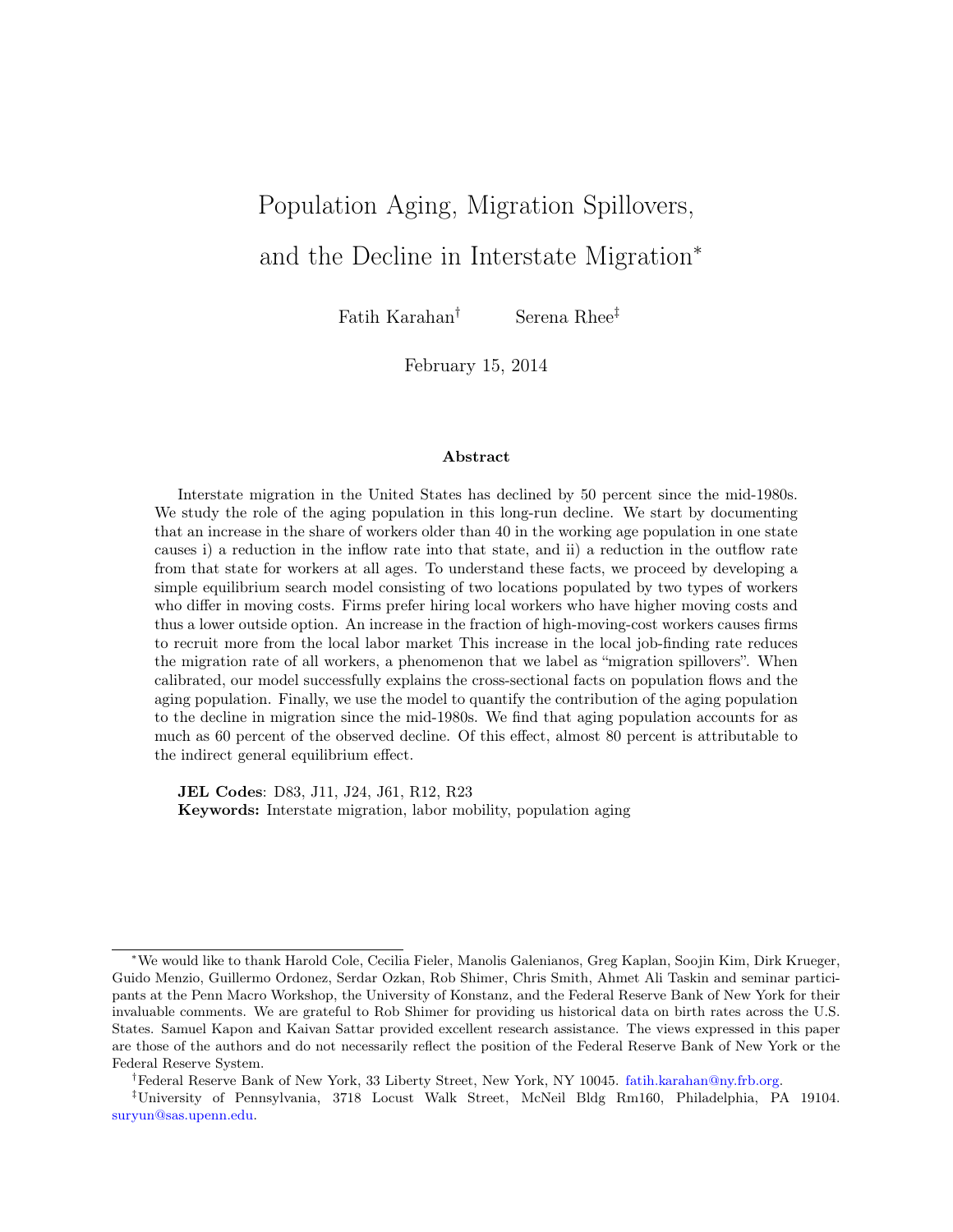# Population Aging, Migration Spillovers, and the Decline in Interstate Migration*

Fatih Karahan[†] Serena Rhee[‡]

February 15, 2014

### Abstract

Interstate migration in the United States has declined by 50 percent since the mid-1980s. We study the role of the aging population in this long-run decline. We start by documenting that an increase in the share of workers older than 40 in the working age population in one state causes i) a reduction in the inflow rate into that state, and ii) a reduction in the outflow rate from that state for workers at all ages. To understand these facts, we proceed by developing a simple equilibrium search model consisting of two locations populated by two types of workers who differ in moving costs. Firms prefer hiring local workers who have higher moving costs and thus a lower outside option. An increase in the fraction of high-moving-cost workers causes firms to recruit more from the local labor market This increase in the local job-finding rate reduces the migration rate of all workers, a phenomenon that we label as "migration spillovers". When calibrated, our model successfully explains the cross-sectional facts on population flows and the aging population. Finally, we use the model to quantify the contribution of the aging population to the decline in migration since the mid-1980s. We find that aging population accounts for as much as 60 percent of the observed decline. Of this effect, almost 80 percent is attributable to the indirect general equilibrium effect.

**JEL Codes**: D83, J11, J24, J61, R12, R23
**Keywords:** Interstate migration, labor mobility, population aging

---

*We would like to thank Harold Cole, Cecilia Fieler, Manolis Galenianos, Greg Kaplan, Soojin Kim, Dirk Krueger, Guido Menzio, Guillermo Ordonez, Serdar Ozkan, Rob Shimer, Chris Smith, Ahmet Ali Taskin and seminar participants at the Penn Macro Workshop, the University of Konstanz, and the Federal Reserve Bank of New York for their invaluable comments. We are grateful to Rob Shimer for providing us historical data on birth rates across the U.S. States. Samuel Kapon and Kaivan Sattar provided excellent research assistance. The views expressed in this paper are those of the authors and do not necessarily reflect the position of the Federal Reserve Bank of New York or the Federal Reserve System.

[†]Federal Reserve Bank of New York, 33 Liberty Street, New York, NY 10045. fatih.karahan@ny.frb.org.

[‡]University of Pennsylvania, 3718 Locust Walk Street, McNeil Bldg Rm160, Philadelphia, PA 19104. suryun@sas.upenn.edu.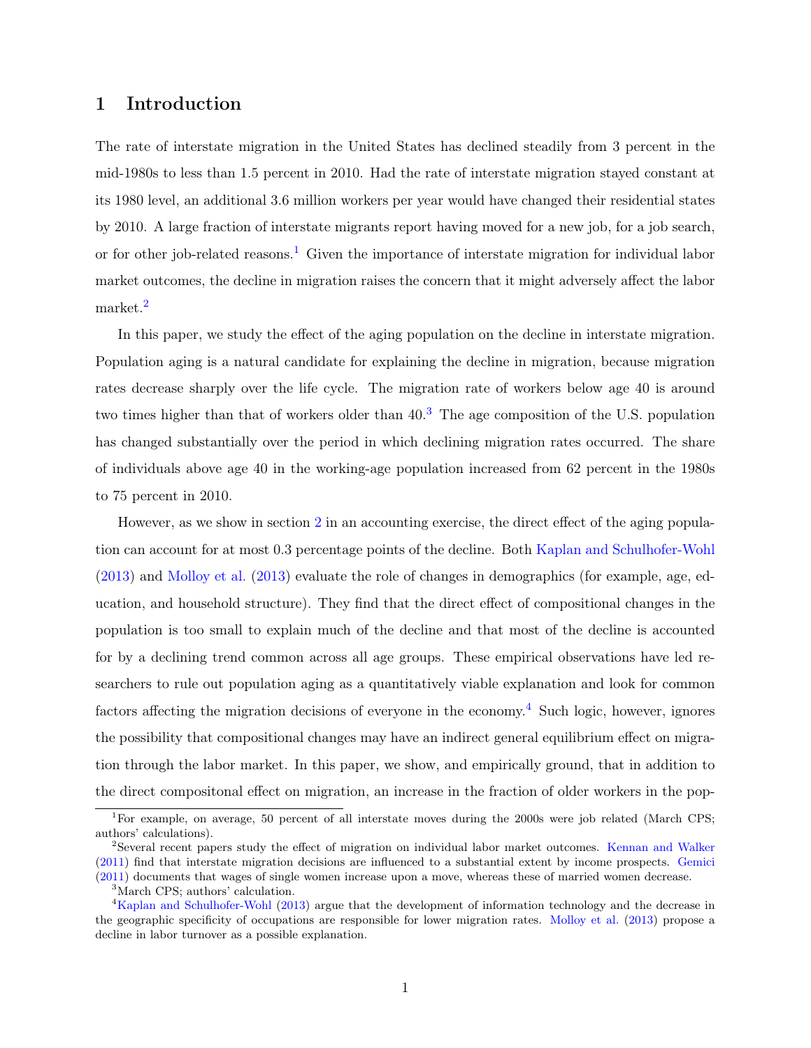# 1 Introduction

The rate of interstate migration in the United States has declined steadily from 3 percent in the mid-1980s to less than 1.5 percent in 2010. Had the rate of interstate migration stayed constant at its 1980 level, an additional 3.6 million workers per year would have changed their residential states by 2010. A large fraction of interstate migrants report having moved for a new job, for a job search, or for other job-related reasons.[1] Given the importance of interstate migration for individual labor market outcomes, the decline in migration raises the concern that it might adversely affect the labor market.[2]

In this paper, we study the effect of the aging population on the decline in interstate migration. Population aging is a natural candidate for explaining the decline in migration, because migration rates decrease sharply over the life cycle. The migration rate of workers below age 40 is around two times higher than that of workers older than 40.[3] The age composition of the U.S. population has changed substantially over the period in which declining migration rates occurred. The share of individuals above age 40 in the working-age population increased from 62 percent in the 1980s to 75 percent in 2010.

However, as we show in section 2 in an accounting exercise, the direct effect of the aging population can account for at most 0.3 percentage points of the decline. Both Kaplan and Schulhofer-Wohl (2013) and Molloy et al. (2013) evaluate the role of changes in demographics (for example, age, education, and household structure). They find that the direct effect of compositional changes in the population is too small to explain much of the decline and that most of the decline is accounted for by a declining trend common across all age groups. These empirical observations have led researchers to rule out population aging as a quantitatively viable explanation and look for common factors affecting the migration decisions of everyone in the economy.[4] Such logic, however, ignores the possibility that compositional changes may have an indirect general equilibrium effect on migration through the labor market. In this paper, we show, and empirically ground, that in addition to the direct compositonal effect on migration, an increase in the fraction of older workers in the pop-

---

[1] For example, on average, 50 percent of all interstate moves during the 2000s were job related (March CPS; authors' calculations).

[2] Several recent papers study the effect of migration on individual labor market outcomes. Kennan and Walker (2011) find that interstate migration decisions are influenced to a substantial extent by income prospects. Gemici (2011) documents that wages of single women increase upon a move, whereas these of married women decrease.

[3] March CPS; authors' calculation.

[4] Kaplan and Schulhofer-Wohl (2013) argue that the development of information technology and the decrease in the geographic specificity of occupations are responsible for lower migration rates. Molloy et al. (2013) propose a decline in labor turnover as a possible explanation.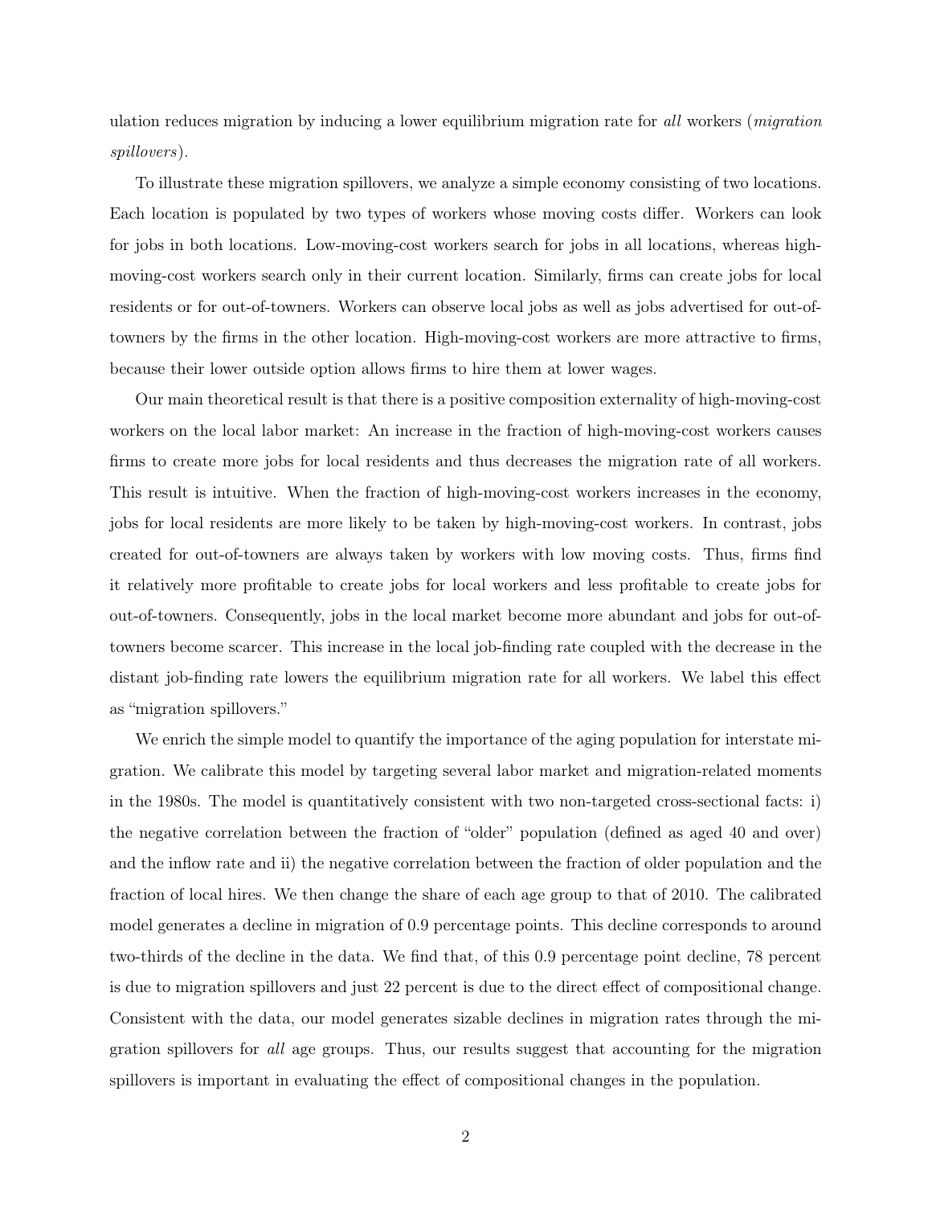ulation reduces migration by inducing a lower equilibrium migration rate for *all* workers (*migration spillovers*).

To illustrate these migration spillovers, we analyze a simple economy consisting of two locations. Each location is populated by two types of workers whose moving costs differ. Workers can look for jobs in both locations. Low-moving-cost workers search for jobs in all locations, whereas high-moving-cost workers search only in their current location. Similarly, firms can create jobs for local residents or for out-of-towners. Workers can observe local jobs as well as jobs advertised for out-of-towners by the firms in the other location. High-moving-cost workers are more attractive to firms, because their lower outside option allows firms to hire them at lower wages.

Our main theoretical result is that there is a positive composition externality of high-moving-cost workers on the local labor market: An increase in the fraction of high-moving-cost workers causes firms to create more jobs for local residents and thus decreases the migration rate of all workers. This result is intuitive. When the fraction of high-moving-cost workers increases in the economy, jobs for local residents are more likely to be taken by high-moving-cost workers. In contrast, jobs created for out-of-towners are always taken by workers with low moving costs. Thus, firms find it relatively more profitable to create jobs for local workers and less profitable to create jobs for out-of-towners. Consequently, jobs in the local market become more abundant and jobs for out-of-towners become scarcer. This increase in the local job-finding rate coupled with the decrease in the distant job-finding rate lowers the equilibrium migration rate for all workers. We label this effect as "migration spillovers."

We enrich the simple model to quantify the importance of the aging population for interstate migration. We calibrate this model by targeting several labor market and migration-related moments in the 1980s. The model is quantitatively consistent with two non-targeted cross-sectional facts: i) the negative correlation between the fraction of "older" population (defined as aged 40 and over) and the inflow rate and ii) the negative correlation between the fraction of older population and the fraction of local hires. We then change the share of each age group to that of 2010. The calibrated model generates a decline in migration of 0.9 percentage points. This decline corresponds to around two-thirds of the decline in the data. We find that, of this 0.9 percentage point decline, 78 percent is due to migration spillovers and just 22 percent is due to the direct effect of compositional change. Consistent with the data, our model generates sizable declines in migration rates through the migration spillovers for *all* age groups. Thus, our results suggest that accounting for the migration spillovers is important in evaluating the effect of compositional changes in the population.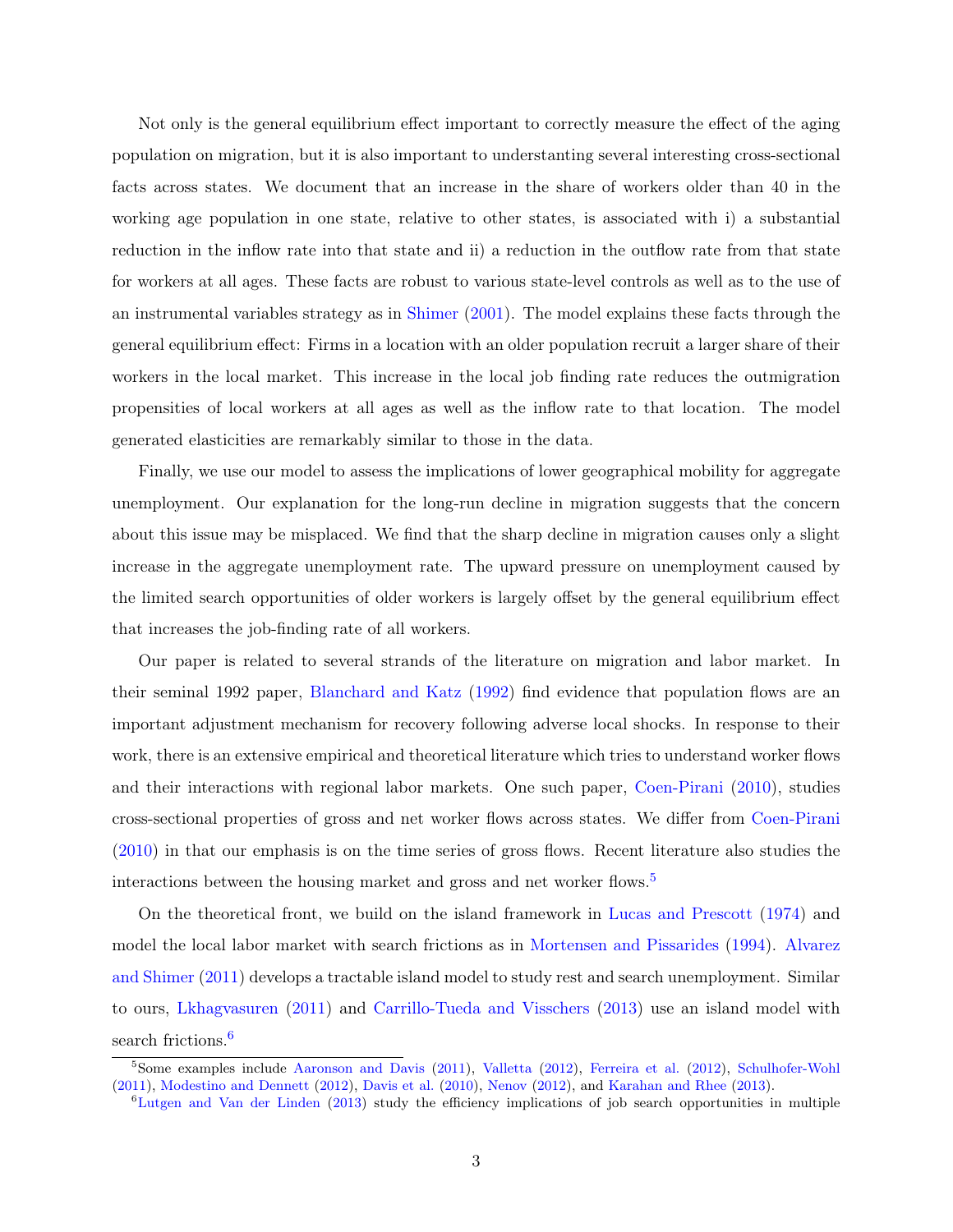Not only is the general equilibrium effect important to correctly measure the effect of the aging population on migration, but it is also important to understanting several interesting cross-sectional facts across states. We document that an increase in the share of workers older than 40 in the working age population in one state, relative to other states, is associated with i) a substantial reduction in the inflow rate into that state and ii) a reduction in the outflow rate from that state for workers at all ages. These facts are robust to various state-level controls as well as to the use of an instrumental variables strategy as in Shimer (2001). The model explains these facts through the general equilibrium effect: Firms in a location with an older population recruit a larger share of their workers in the local market. This increase in the local job finding rate reduces the outmigration propensities of local workers at all ages as well as the inflow rate to that location. The model generated elasticities are remarkably similar to those in the data.

Finally, we use our model to assess the implications of lower geographical mobility for aggregate unemployment. Our explanation for the long-run decline in migration suggests that the concern about this issue may be misplaced. We find that the sharp decline in migration causes only a slight increase in the aggregate unemployment rate. The upward pressure on unemployment caused by the limited search opportunities of older workers is largely offset by the general equilibrium effect that increases the job-finding rate of all workers.

Our paper is related to several strands of the literature on migration and labor market. In their seminal 1992 paper, Blanchard and Katz (1992) find evidence that population flows are an important adjustment mechanism for recovery following adverse local shocks. In response to their work, there is an extensive empirical and theoretical literature which tries to understand worker flows and their interactions with regional labor markets. One such paper, Coen-Pirani (2010), studies cross-sectional properties of gross and net worker flows across states. We differ from Coen-Pirani (2010) in that our emphasis is on the time series of gross flows. Recent literature also studies the interactions between the housing market and gross and net worker flows.[5]

On the theoretical front, we build on the island framework in Lucas and Prescott (1974) and model the local labor market with search frictions as in Mortensen and Pissarides (1994). Alvarez and Shimer (2011) develops a tractable island model to study rest and search unemployment. Similar to ours, Lkhagvasuren (2011) and Carrillo-Tueda and Visschers (2013) use an island model with search frictions.[6]

[5] Some examples include Aaronson and Davis (2011), Valletta (2012), Ferreira et al. (2012), Schulhofer-Wohl (2011), Modestino and Dennett (2012), Davis et al. (2010), Nenov (2012), and Karahan and Rhee (2013).

[6] Lutgen and Van der Linden (2013) study the efficiency implications of job search opportunities in multiple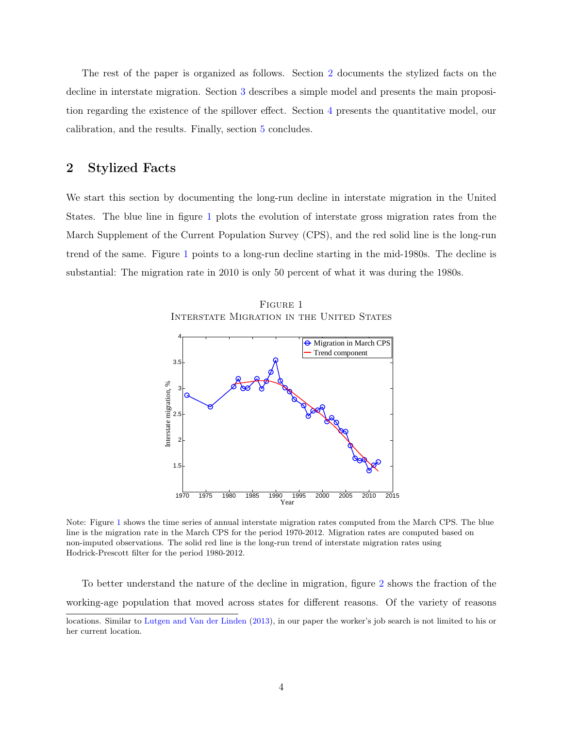The rest of the paper is organized as follows. Section 2 documents the stylized facts on the decline in interstate migration. Section 3 describes a simple model and presents the main proposition regarding the existence of the spillover effect. Section 4 presents the quantitative model, our calibration, and the results. Finally, section 5 concludes.

## 2 Stylized Facts

We start this section by documenting the long-run decline in interstate migration in the United States. The blue line in figure 1 plots the evolution of interstate gross migration rates from the March Supplement of the Current Population Survey (CPS), and the red solid line is the long-run trend of the same. Figure 1 points to a long-run decline starting in the mid-1980s. The decline is substantial: The migration rate in 2010 is only 50 percent of what it was during the 1980s.

FIGURE 1
INTERSTATE MIGRATION IN THE UNITED STATES

Note: Figure 1 shows the time series of annual interstate migration rates computed from the March CPS. The blue line is the migration rate in the March CPS for the period 1970-2012. Migration rates are computed based on non-imputed observations. The solid red line is the long-run trend of interstate migration rates using Hodrick-Prescott filter for the period 1980-2012.

To better understand the nature of the decline in migration, figure 2 shows the fraction of the working-age population that moved across states for different reasons. Of the variety of reasons

locations. Similar to Lutgen and Van der Linden (2013), in our paper the worker's job search is not limited to his or her current location.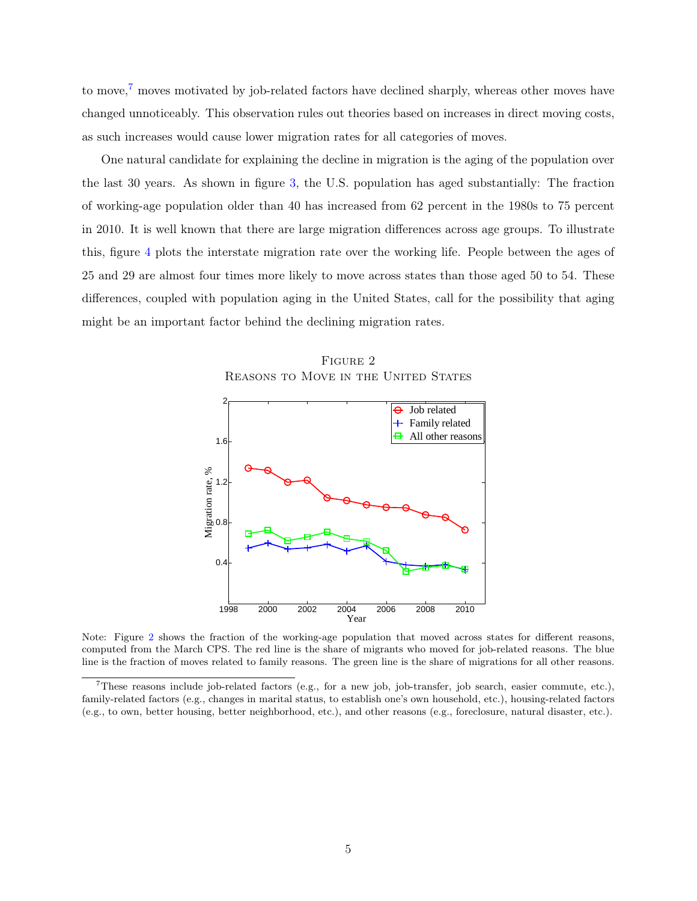to move,[7] moves motivated by job-related factors have declined sharply, whereas other moves have changed unnoticeably. This observation rules out theories based on increases in direct moving costs, as such increases would cause lower migration rates for all categories of moves.

One natural candidate for explaining the decline in migration is the aging of the population over the last 30 years. As shown in figure 3, the U.S. population has aged substantially: The fraction of working-age population older than 40 has increased from 62 percent in the 1980s to 75 percent in 2010. It is well known that there are large migration differences across age groups. To illustrate this, figure 4 plots the interstate migration rate over the working life. People between the ages of 25 and 29 are almost four times more likely to move across states than those aged 50 to 54. These differences, coupled with population aging in the United States, call for the possibility that aging might be an important factor behind the declining migration rates.

Figure 2

Reasons to Move in the United States

Note: Figure 2 shows the fraction of the working-age population that moved across states for different reasons, computed from the March CPS. The red line is the share of migrants who moved for job-related reasons. The blue line is the fraction of moves related to family reasons. The green line is the share of migrations for all other reasons.

[7] These reasons include job-related factors (e.g., for a new job, job-transfer, job search, easier commute, etc.), family-related factors (e.g., changes in marital status, to establish one's own household, etc.), housing-related factors (e.g., to own, better housing, better neighborhood, etc.), and other reasons (e.g., foreclosure, natural disaster, etc.).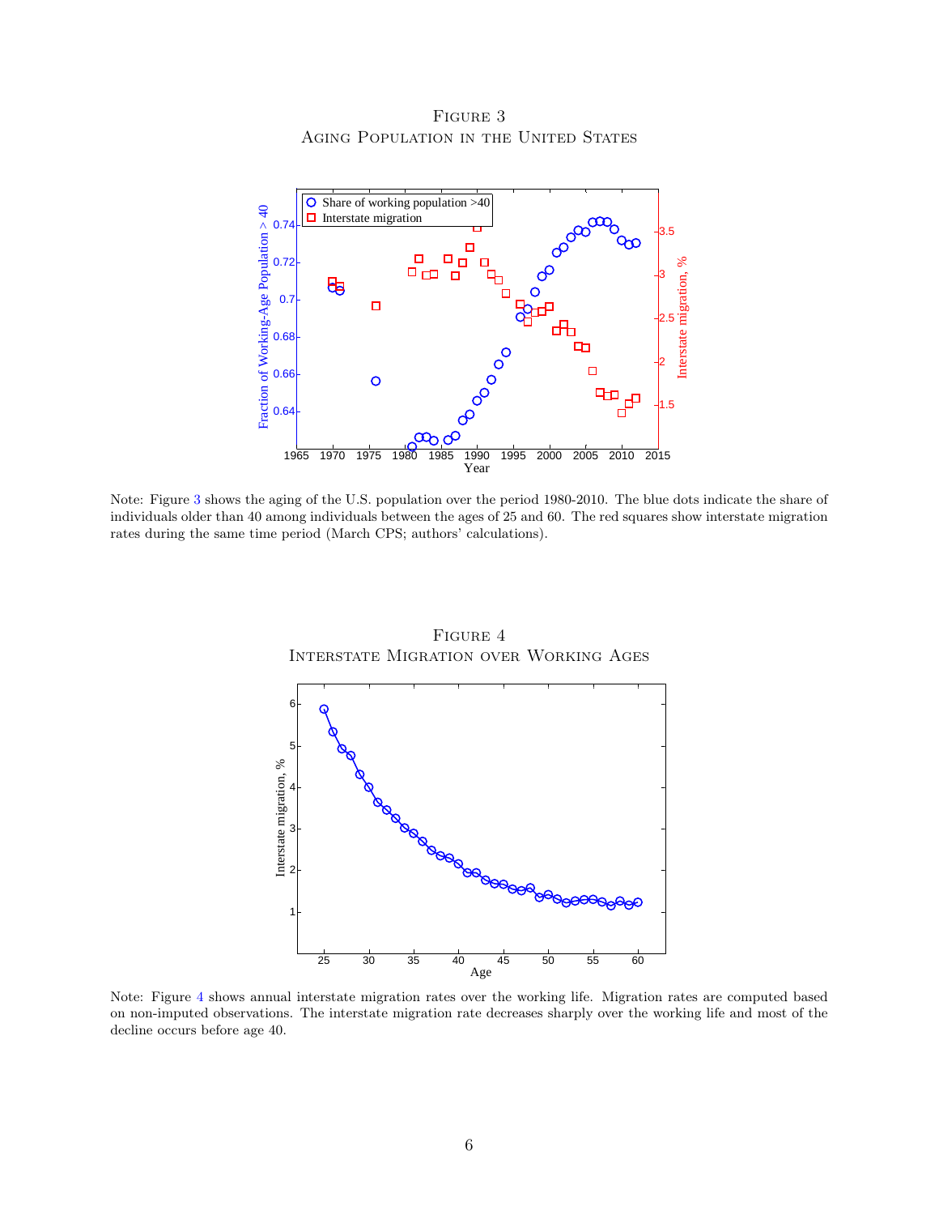Figure 3

Aging Population in the United States

Note: Figure 3 shows the aging of the U.S. population over the period 1980-2010. The blue dots indicate the share of individuals older than 40 among individuals between the ages of 25 and 60. The red squares show interstate migration rates during the same time period (March CPS; authors' calculations).

Figure 4

Interstate Migration over Working Ages

Note: Figure 4 shows annual interstate migration rates over the working life. Migration rates are computed based on non-imputed observations. The interstate migration rate decreases sharply over the working life and most of the decline occurs before age 40.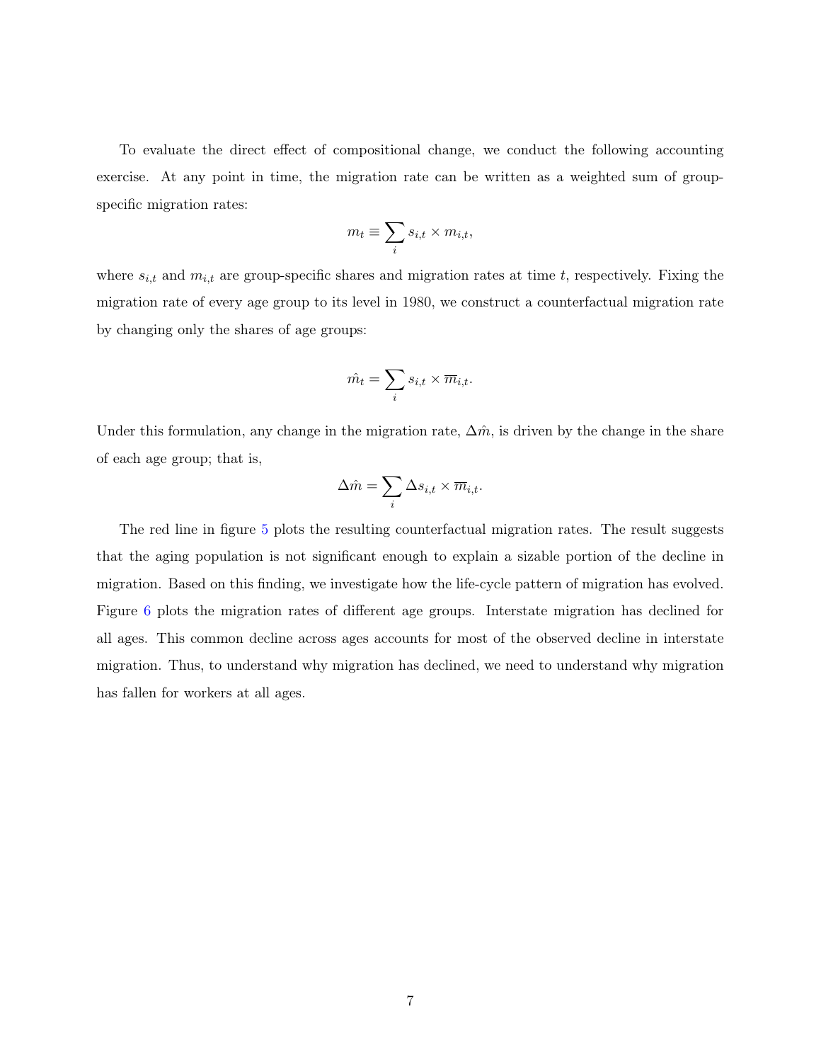To evaluate the direct effect of compositional change, we conduct the following accounting exercise. At any point in time, the migration rate can be written as a weighted sum of group-specific migration rates:

$$m_t \equiv \sum_i s_{i,t} \times m_{i,t},$$

where $s_{i,t}$ and $m_{i,t}$ are group-specific shares and migration rates at time $t$, respectively. Fixing the migration rate of every age group to its level in 1980, we construct a counterfactual migration rate by changing only the shares of age groups:

$$\hat{m}_t = \sum_i s_{i,t} \times \overline{m}_{i,t}.$$

Under this formulation, any change in the migration rate, $\Delta \hat{m}$, is driven by the change in the share of each age group; that is,

$$\Delta \hat{m} = \sum_i \Delta s_{i,t} \times \overline{m}_{i,t}.$$

The red line in figure 5 plots the resulting counterfactual migration rates. The result suggests that the aging population is not significant enough to explain a sizable portion of the decline in migration. Based on this finding, we investigate how the life-cycle pattern of migration has evolved. Figure 6 plots the migration rates of different age groups. Interstate migration has declined for all ages. This common decline across ages accounts for most of the observed decline in interstate migration. Thus, to understand why migration has declined, we need to understand why migration has fallen for workers at all ages.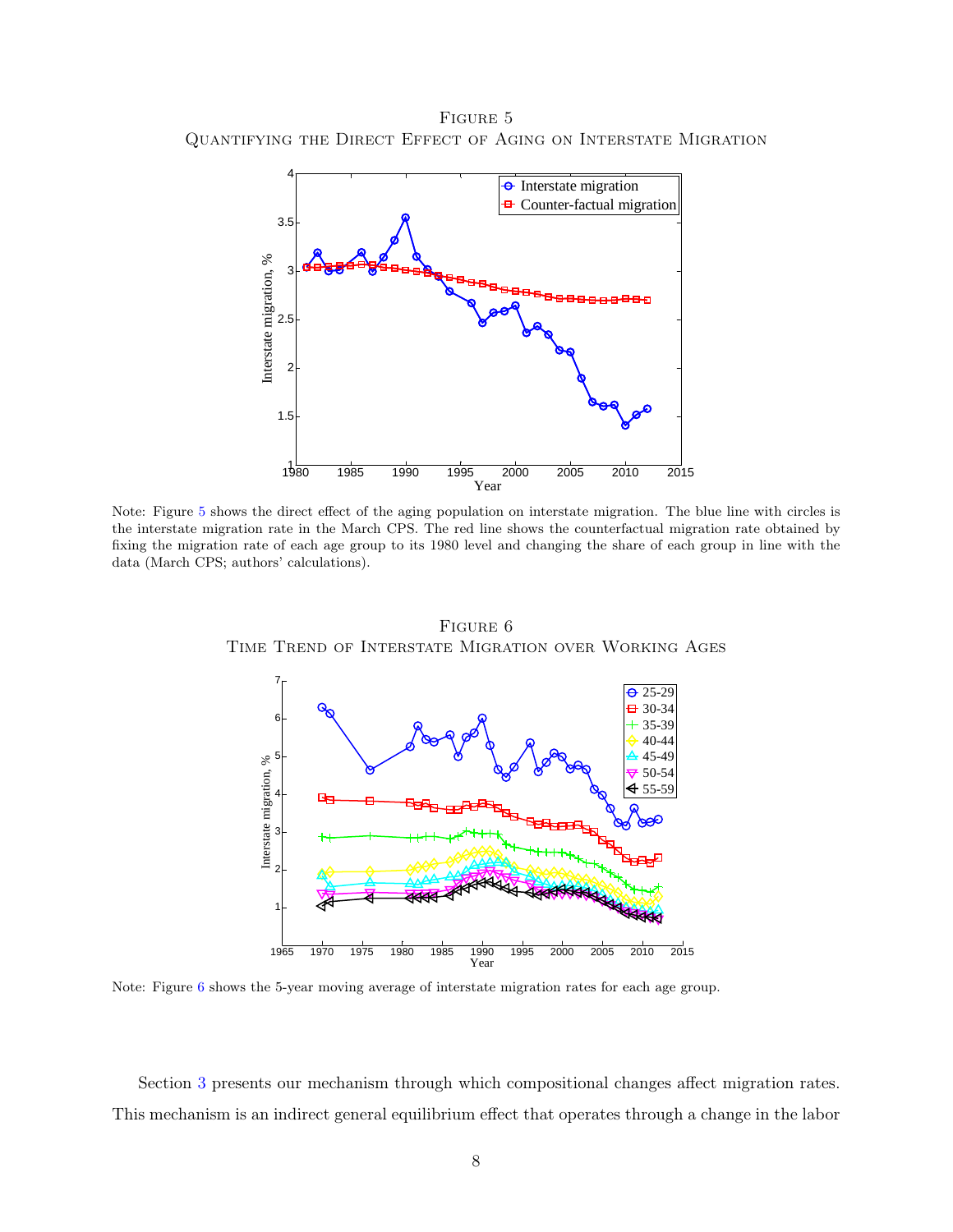Figure 5

Quantifying the Direct Effect of Aging on Interstate Migration

Note: Figure 5 shows the direct effect of the aging population on interstate migration. The blue line with circles is the interstate migration rate in the March CPS. The red line shows the counterfactual migration rate obtained by fixing the migration rate of each age group to its 1980 level and changing the share of each group in line with the data (March CPS; authors' calculations).

Figure 6

Time Trend of Interstate Migration over Working Ages

Note: Figure 6 shows the 5-year moving average of interstate migration rates for each age group.

Section 3 presents our mechanism through which compositional changes affect migration rates. This mechanism is an indirect general equilibrium effect that operates through a change in the labor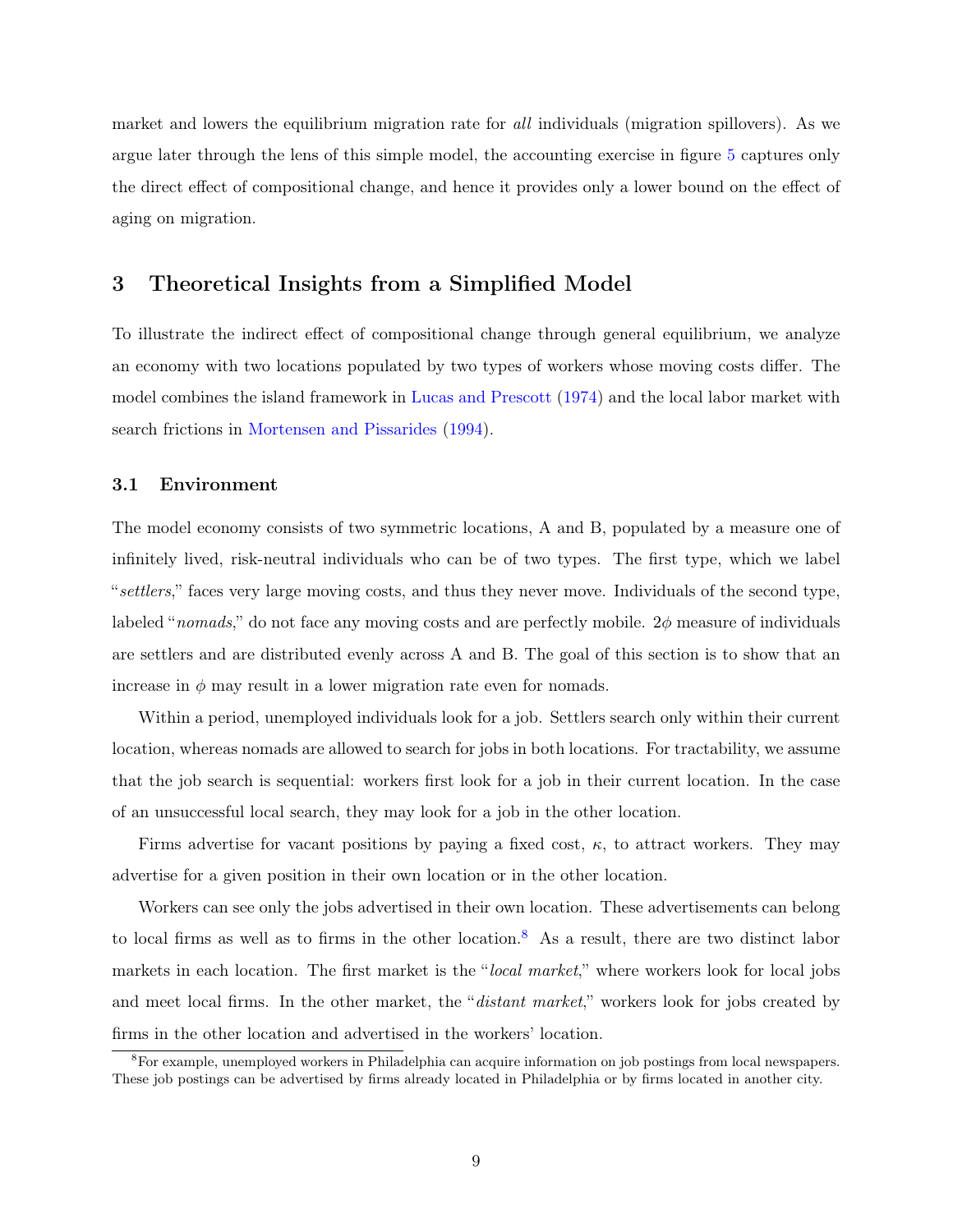market and lowers the equilibrium migration rate for *all* individuals (migration spillovers). As we argue later through the lens of this simple model, the accounting exercise in figure 5 captures only the direct effect of compositional change, and hence it provides only a lower bound on the effect of aging on migration.

## 3 Theoretical Insights from a Simplified Model

To illustrate the indirect effect of compositional change through general equilibrium, we analyze an economy with two locations populated by two types of workers whose moving costs differ. The model combines the island framework in Lucas and Prescott (1974) and the local labor market with search frictions in Mortensen and Pissarides (1994).

### 3.1 Environment

The model economy consists of two symmetric locations, A and B, populated by a measure one of infinitely lived, risk-neutral individuals who can be of two types. The first type, which we label "*settlers*," faces very large moving costs, and thus they never move. Individuals of the second type, labeled "*nomads*," do not face any moving costs and are perfectly mobile. $2\phi$ measure of individuals are settlers and are distributed evenly across A and B. The goal of this section is to show that an increase in $\phi$ may result in a lower migration rate even for nomads.

Within a period, unemployed individuals look for a job. Settlers search only within their current location, whereas nomads are allowed to search for jobs in both locations. For tractability, we assume that the job search is sequential: workers first look for a job in their current location. In the case of an unsuccessful local search, they may look for a job in the other location.

Firms advertise for vacant positions by paying a fixed cost, $\kappa$, to attract workers. They may advertise for a given position in their own location or in the other location.

Workers can see only the jobs advertised in their own location. These advertisements can belong to local firms as well as to firms in the other location.[8] As a result, there are two distinct labor markets in each location. The first market is the "*local market*," where workers look for local jobs and meet local firms. In the other market, the "*distant market*," workers look for jobs created by firms in the other location and advertised in the workers' location.

[8] For example, unemployed workers in Philadelphia can acquire information on job postings from local newspapers. These job postings can be advertised by firms already located in Philadelphia or by firms located in another city.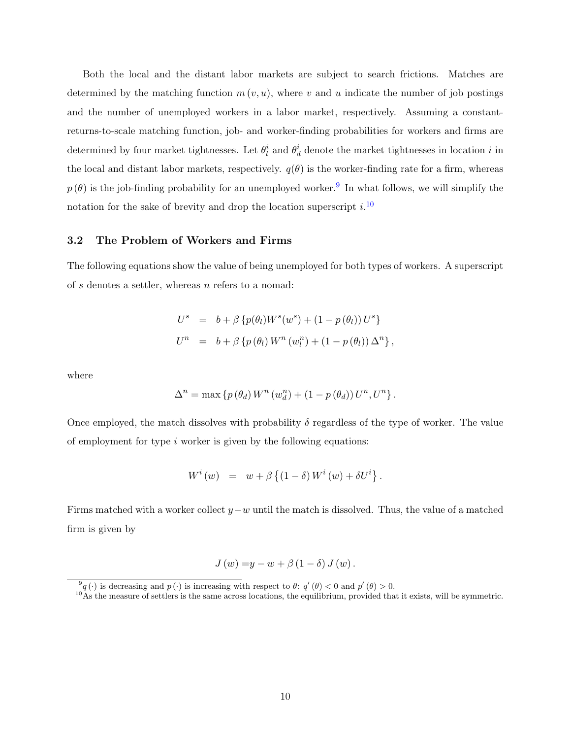Both the local and the distant labor markets are subject to search frictions. Matches are determined by the matching function $m(v, u)$, where $v$ and $u$ indicate the number of job postings and the number of unemployed workers in a labor market, respectively. Assuming a constant-returns-to-scale matching function, job- and worker-finding probabilities for workers and firms are determined by four market tightnesses. Let $\theta_l^i$ and $\theta_d^i$ denote the market tightnesses in location $i$ in the local and distant labor markets, respectively. $q(\theta)$ is the worker-finding rate for a firm, whereas $p(\theta)$ is the job-finding probability for an unemployed worker.[9] In what follows, we will simplify the notation for the sake of brevity and drop the location superscript $i$.[10]

### 3.2 The Problem of Workers and Firms

The following equations show the value of being unemployed for both types of workers. A superscript of $s$ denotes a settler, whereas $n$ refers to a nomad:

$$
\begin{aligned}
U^s &= b + \beta \left\{ p(\theta_l) W^s(w^s) + (1 - p(\theta_l)) U^s \right\} \\
U^n &= b + \beta \left\{ p(\theta_l) W^n(w_l^n) + (1 - p(\theta_l)) \Delta^n \right\},
\end{aligned}
$$

where

$$
\Delta^n = \max \left\{ p(\theta_d) W^n(w_d^n) + (1 - p(\theta_d)) U^n, U^n \right\}.
$$

Once employed, the match dissolves with probability $\delta$ regardless of the type of worker. The value of employment for type $i$ worker is given by the following equations:

$$
W^i(w) = w + \beta \left\{ (1 - \delta) W^i(w) + \delta U^i \right\}.
$$

Firms matched with a worker collect $y - w$ until the match is dissolved. Thus, the value of a matched firm is given by

$$
J(w) = y - w + \beta (1 - \delta) J(w).
$$

[9] $q(\cdot)$ is decreasing and $p(\cdot)$ is increasing with respect to $\theta$: $q'(\theta) < 0$ and $p'(\theta) > 0$.

[10] As the measure of settlers is the same across locations, the equilibrium, provided that it exists, will be symmetric.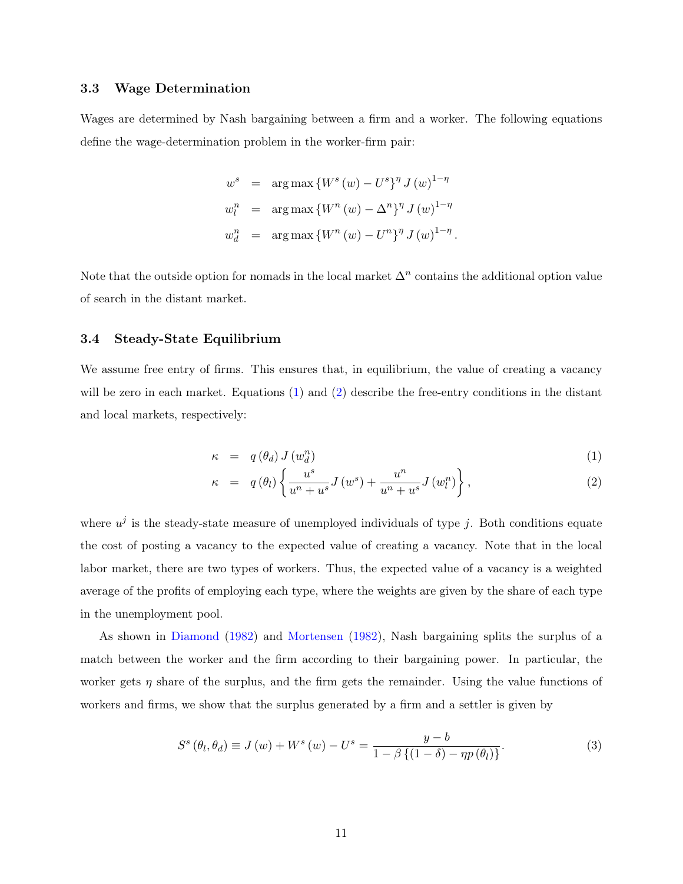### 3.3 Wage Determination

Wages are determined by Nash bargaining between a firm and a worker. The following equations define the wage-determination problem in the worker-firm pair:

$$
\begin{aligned}
w^s &= \arg\max \left\{W^s(w) - U^s\right\}^\eta J(w)^{1-\eta} \\
w_l^n &= \arg\max \left\{W^n(w) - \Delta^n\right\}^\eta J(w)^{1-\eta} \\
w_d^n &= \arg\max \left\{W^n(w) - U^n\right\}^\eta J(w)^{1-\eta}.
\end{aligned}
$$

Note that the outside option for nomads in the local market $\Delta^n$ contains the additional option value of search in the distant market.

### 3.4 Steady-State Equilibrium

We assume free entry of firms. This ensures that, in equilibrium, the value of creating a vacancy will be zero in each market. Equations (1) and (2) describe the free-entry conditions in the distant and local markets, respectively:

$$
\kappa = q(\theta_d) J(w_d^n) \tag{1}
$$

$$
\kappa = q(\theta_l)\left\{\frac{u^s}{u^n+u^s}J(w^s) + \frac{u^n}{u^n+u^s}J(w_l^n)\right\}, \tag{2}
$$

where $u^j$ is the steady-state measure of unemployed individuals of type $j$. Both conditions equate the cost of posting a vacancy to the expected value of creating a vacancy. Note that in the local labor market, there are two types of workers. Thus, the expected value of a vacancy is a weighted average of the profits of employing each type, where the weights are given by the share of each type in the unemployment pool.

As shown in Diamond (1982) and Mortensen (1982), Nash bargaining splits the surplus of a match between the worker and the firm according to their bargaining power. In particular, the worker gets $\eta$ share of the surplus, and the firm gets the remainder. Using the value functions of workers and firms, we show that the surplus generated by a firm and a settler is given by

$$
S^s(\theta_l, \theta_d) \equiv J(w) + W^s(w) - U^s = \frac{y-b}{1-\beta\left\{(1-\delta) - \eta p(\theta_l)\right\}}. \tag{3}
$$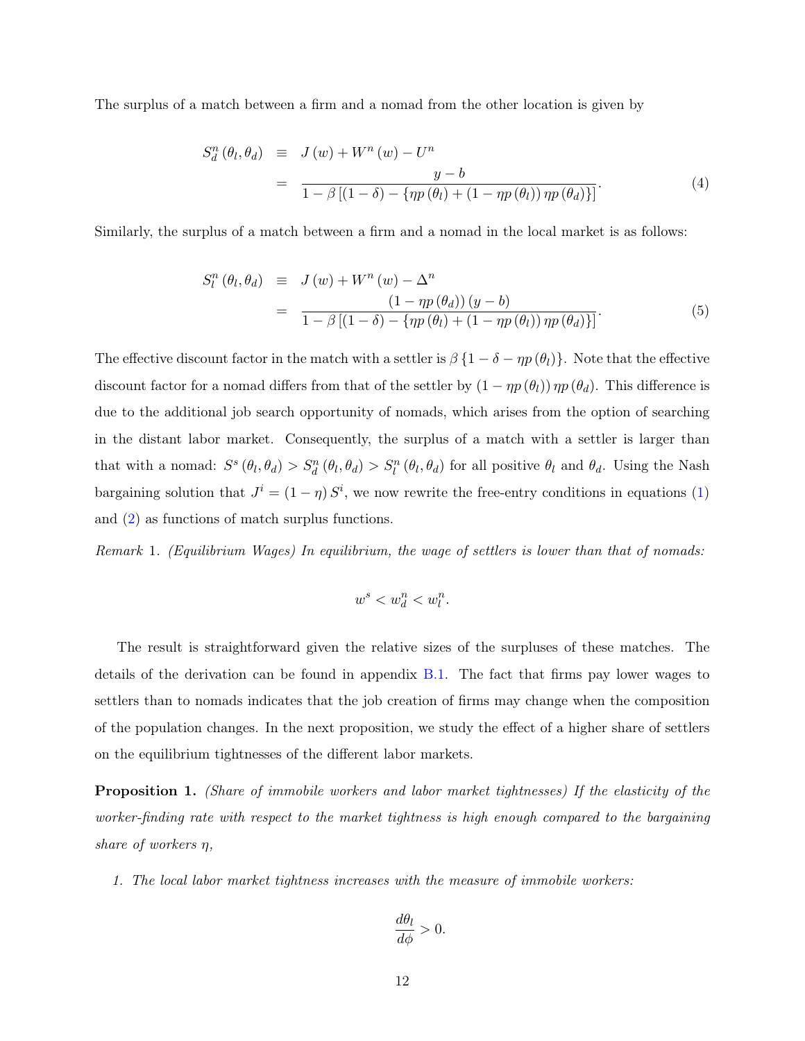The surplus of a match between a firm and a nomad from the other location is given by

$$
\begin{aligned}
S_d^n(\theta_l, \theta_d) &\equiv J(w) + W^n(w) - U^n \\
&= \frac{y - b}{1 - \beta\left[(1-\delta) - \{\eta p(\theta_l) + (1 - \eta p(\theta_l))\, \eta p(\theta_d)\}\right]}.
\end{aligned} \tag{4}
$$

Similarly, the surplus of a match between a firm and a nomad in the local market is as follows:

$$
\begin{aligned}
S_l^n(\theta_l, \theta_d) &\equiv J(w) + W^n(w) - \Delta^n \\
&= \frac{(1 - \eta p(\theta_d))(y - b)}{1 - \beta\left[(1-\delta) - \{\eta p(\theta_l) + (1 - \eta p(\theta_l))\, \eta p(\theta_d)\}\right]}.
\end{aligned} \tag{5}
$$

The effective discount factor in the match with a settler is $\beta\{1 - \delta - \eta p(\theta_l)\}$. Note that the effective discount factor for a nomad differs from that of the settler by $(1 - \eta p(\theta_l))\, \eta p(\theta_d)$. This difference is due to the additional job search opportunity of nomads, which arises from the option of searching in the distant labor market. Consequently, the surplus of a match with a settler is larger than that with a nomad: $S^s(\theta_l, \theta_d) > S_d^n(\theta_l, \theta_d) > S_l^n(\theta_l, \theta_d)$ for all positive $\theta_l$ and $\theta_d$. Using the Nash bargaining solution that $J^i = (1 - \eta) S^i$, we now rewrite the free-entry conditions in equations (1) and (2) as functions of match surplus functions.

*Remark* 1. *(Equilibrium Wages) In equilibrium, the wage of settlers is lower than that of nomads:*

$$
w^s < w_d^n < w_l^n.
$$

The result is straightforward given the relative sizes of the surpluses of these matches. The details of the derivation can be found in appendix B.1. The fact that firms pay lower wages to settlers than to nomads indicates that the job creation of firms may change when the composition of the population changes. In the next proposition, we study the effect of a higher share of settlers on the equilibrium tightnesses of the different labor markets.

**Proposition 1.** *(Share of immobile workers and labor market tightnesses) If the elasticity of the worker-finding rate with respect to the market tightness is high enough compared to the bargaining share of workers $\eta$,*

1. *The local labor market tightness increases with the measure of immobile workers:*

$$
\frac{d\theta_l}{d\phi} > 0.
$$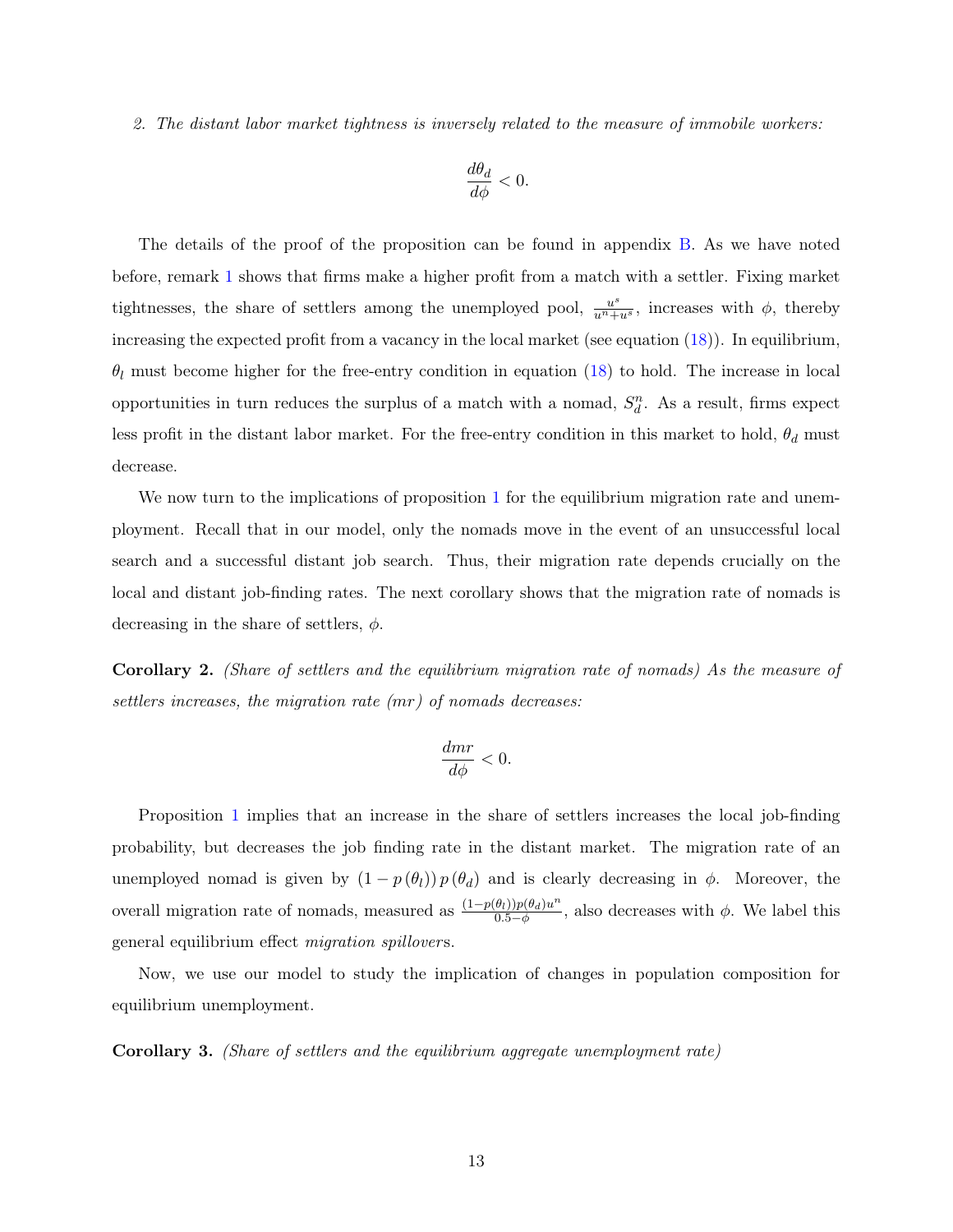*2. The distant labor market tightness is inversely related to the measure of immobile workers:*

$$\frac{d\theta_d}{d\phi} < 0.$$

The details of the proof of the proposition can be found in appendix B. As we have noted before, remark 1 shows that firms make a higher profit from a match with a settler. Fixing market tightnesses, the share of settlers among the unemployed pool, $\frac{u^s}{u^n+u^s}$, increases with $\phi$, thereby increasing the expected profit from a vacancy in the local market (see equation (18)). In equilibrium, $\theta_l$ must become higher for the free-entry condition in equation (18) to hold. The increase in local opportunities in turn reduces the surplus of a match with a nomad, $S_d^n$. As a result, firms expect less profit in the distant labor market. For the free-entry condition in this market to hold, $\theta_d$ must decrease.

We now turn to the implications of proposition 1 for the equilibrium migration rate and unemployment. Recall that in our model, only the nomads move in the event of an unsuccessful local search and a successful distant job search. Thus, their migration rate depends crucially on the local and distant job-finding rates. The next corollary shows that the migration rate of nomads is decreasing in the share of settlers, $\phi$.

**Corollary 2.** *(Share of settlers and the equilibrium migration rate of nomads) As the measure of settlers increases, the migration rate (mr) of nomads decreases:*

$$\frac{dmr}{d\phi} < 0.$$

Proposition 1 implies that an increase in the share of settlers increases the local job-finding probability, but decreases the job finding rate in the distant market. The migration rate of an unemployed nomad is given by $(1 - p(\theta_l))\, p(\theta_d)$ and is clearly decreasing in $\phi$. Moreover, the overall migration rate of nomads, measured as $\frac{(1-p(\theta_l))p(\theta_d)u^n}{0.5-\phi}$, also decreases with $\phi$. We label this general equilibrium effect *migration spillovers*.

Now, we use our model to study the implication of changes in population composition for equilibrium unemployment.

**Corollary 3.** *(Share of settlers and the equilibrium aggregate unemployment rate)*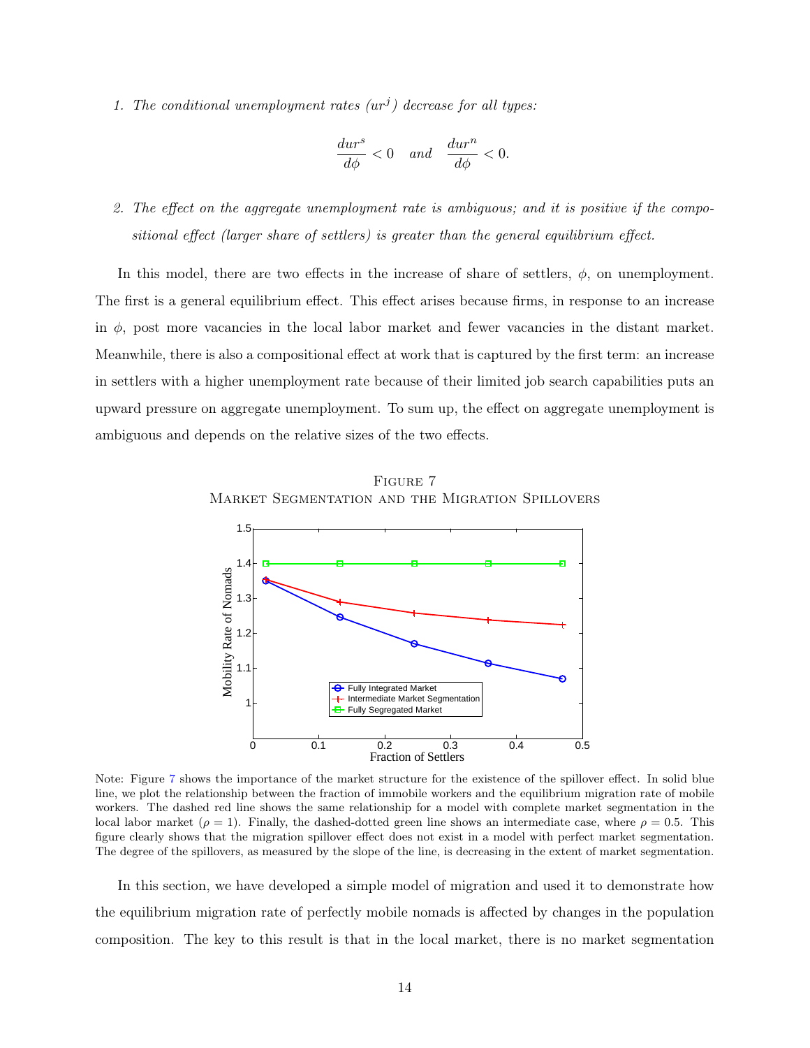1. *The conditional unemployment rates ($ur^j$) decrease for all types:*

$$\frac{dur^s}{d\phi} < 0 \quad and \quad \frac{dur^n}{d\phi} < 0.$$

2. *The effect on the aggregate unemployment rate is ambiguous; and it is positive if the compositional effect (larger share of settlers) is greater than the general equilibrium effect.*

In this model, there are two effects in the increase of share of settlers, $\phi$, on unemployment. The first is a general equilibrium effect. This effect arises because firms, in response to an increase in $\phi$, post more vacancies in the local labor market and fewer vacancies in the distant market. Meanwhile, there is also a compositional effect at work that is captured by the first term: an increase in settlers with a higher unemployment rate because of their limited job search capabilities puts an upward pressure on aggregate unemployment. To sum up, the effect on aggregate unemployment is ambiguous and depends on the relative sizes of the two effects.

Figure 7
Market Segmentation and the Migration Spillovers

Note: Figure 7 shows the importance of the market structure for the existence of the spillover effect. In solid blue line, we plot the relationship between the fraction of immobile workers and the equilibrium migration rate of mobile workers. The dashed red line shows the same relationship for a model with complete market segmentation in the local labor market ($\rho = 1$). Finally, the dashed-dotted green line shows an intermediate case, where $\rho = 0.5$. This figure clearly shows that the migration spillover effect does not exist in a model with perfect market segmentation. The degree of the spillovers, as measured by the slope of the line, is decreasing in the extent of market segmentation.

In this section, we have developed a simple model of migration and used it to demonstrate how the equilibrium migration rate of perfectly mobile nomads is affected by changes in the population composition. The key to this result is that in the local market, there is no market segmentation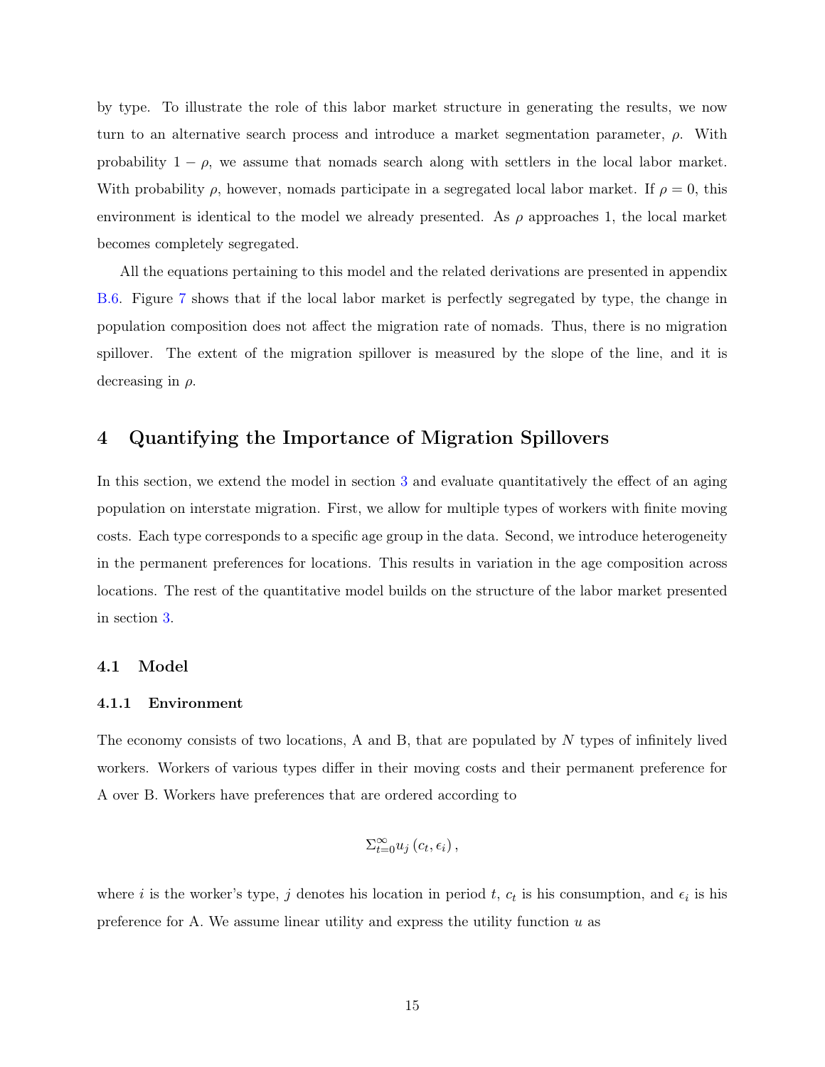by type. To illustrate the role of this labor market structure in generating the results, we now turn to an alternative search process and introduce a market segmentation parameter, $\rho$. With probability $1-\rho$, we assume that nomads search along with settlers in the local labor market. With probability $\rho$, however, nomads participate in a segregated local labor market. If $\rho = 0$, this environment is identical to the model we already presented. As $\rho$ approaches 1, the local market becomes completely segregated.

All the equations pertaining to this model and the related derivations are presented in appendix B.6. Figure 7 shows that if the local labor market is perfectly segregated by type, the change in population composition does not affect the migration rate of nomads. Thus, there is no migration spillover. The extent of the migration spillover is measured by the slope of the line, and it is decreasing in $\rho$.

# 4 Quantifying the Importance of Migration Spillovers

In this section, we extend the model in section 3 and evaluate quantitatively the effect of an aging population on interstate migration. First, we allow for multiple types of workers with finite moving costs. Each type corresponds to a specific age group in the data. Second, we introduce heterogeneity in the permanent preferences for locations. This results in variation in the age composition across locations. The rest of the quantitative model builds on the structure of the labor market presented in section 3.

## 4.1 Model

### 4.1.1 Environment

The economy consists of two locations, A and B, that are populated by $N$ types of infinitely lived workers. Workers of various types differ in their moving costs and their permanent preference for A over B. Workers have preferences that are ordered according to

$$\Sigma_{t=0}^{\infty} u_j \left( c_t, \epsilon_i \right),$$

where $i$ is the worker's type, $j$ denotes his location in period $t$, $c_t$ is his consumption, and $\epsilon_i$ is his preference for A. We assume linear utility and express the utility function $u$ as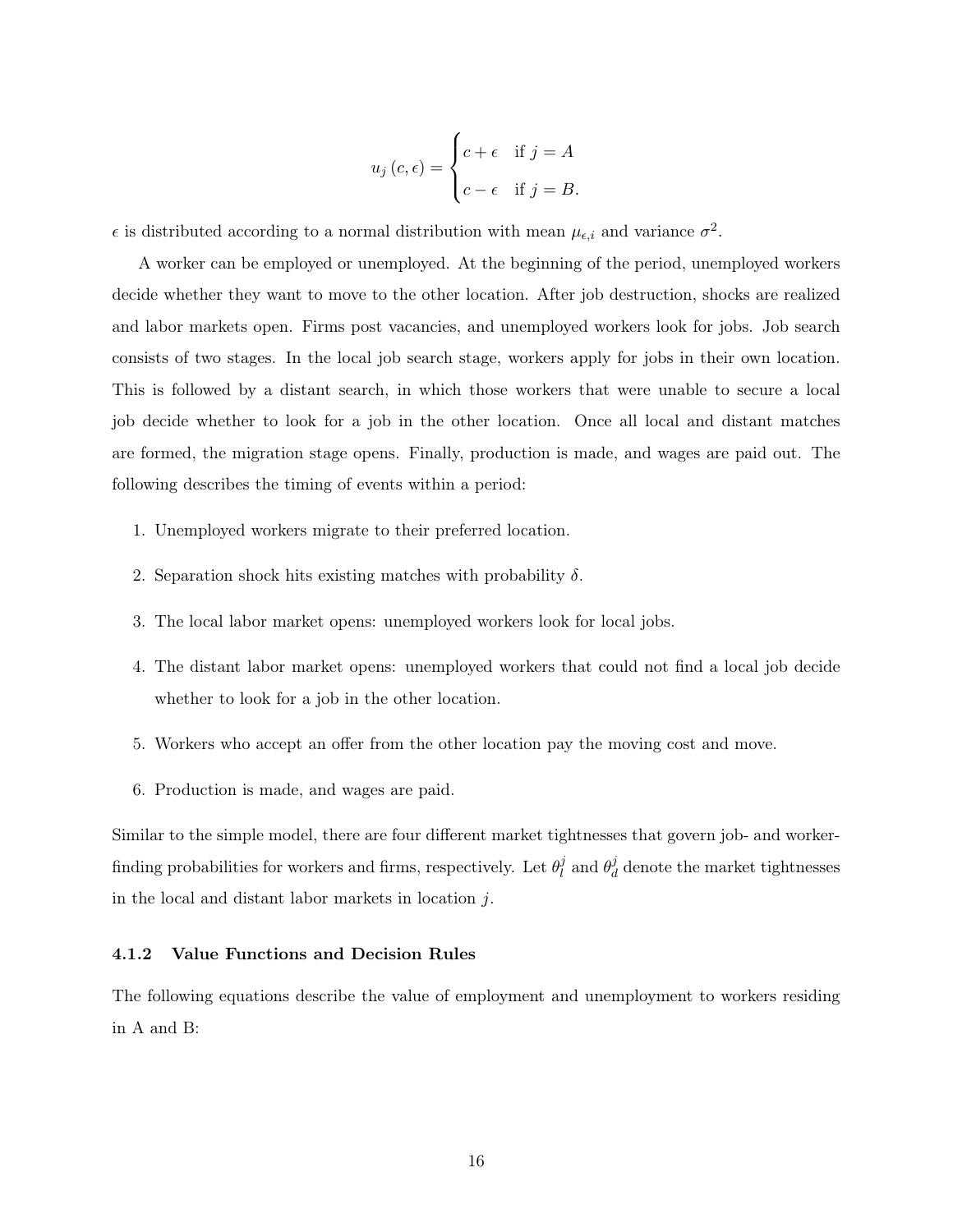$$u_j(c,\epsilon) = \begin{cases} c+\epsilon & \text{if } j = A \\ c-\epsilon & \text{if } j = B. \end{cases}$$

$\epsilon$ is distributed according to a normal distribution with mean $\mu_{\epsilon,i}$ and variance $\sigma^2$.

A worker can be employed or unemployed. At the beginning of the period, unemployed workers decide whether they want to move to the other location. After job destruction, shocks are realized and labor markets open. Firms post vacancies, and unemployed workers look for jobs. Job search consists of two stages. In the local job search stage, workers apply for jobs in their own location. This is followed by a distant search, in which those workers that were unable to secure a local job decide whether to look for a job in the other location. Once all local and distant matches are formed, the migration stage opens. Finally, production is made, and wages are paid out. The following describes the timing of events within a period:

1. Unemployed workers migrate to their preferred location.
2. Separation shock hits existing matches with probability $\delta$.
3. The local labor market opens: unemployed workers look for local jobs.
4. The distant labor market opens: unemployed workers that could not find a local job decide whether to look for a job in the other location.
5. Workers who accept an offer from the other location pay the moving cost and move.
6. Production is made, and wages are paid.

Similar to the simple model, there are four different market tightnesses that govern job- and worker-finding probabilities for workers and firms, respectively. Let $\theta_l^j$ and $\theta_d^j$ denote the market tightnesses in the local and distant labor markets in location $j$.

### 4.1.2 Value Functions and Decision Rules

The following equations describe the value of employment and unemployment to workers residing in A and B: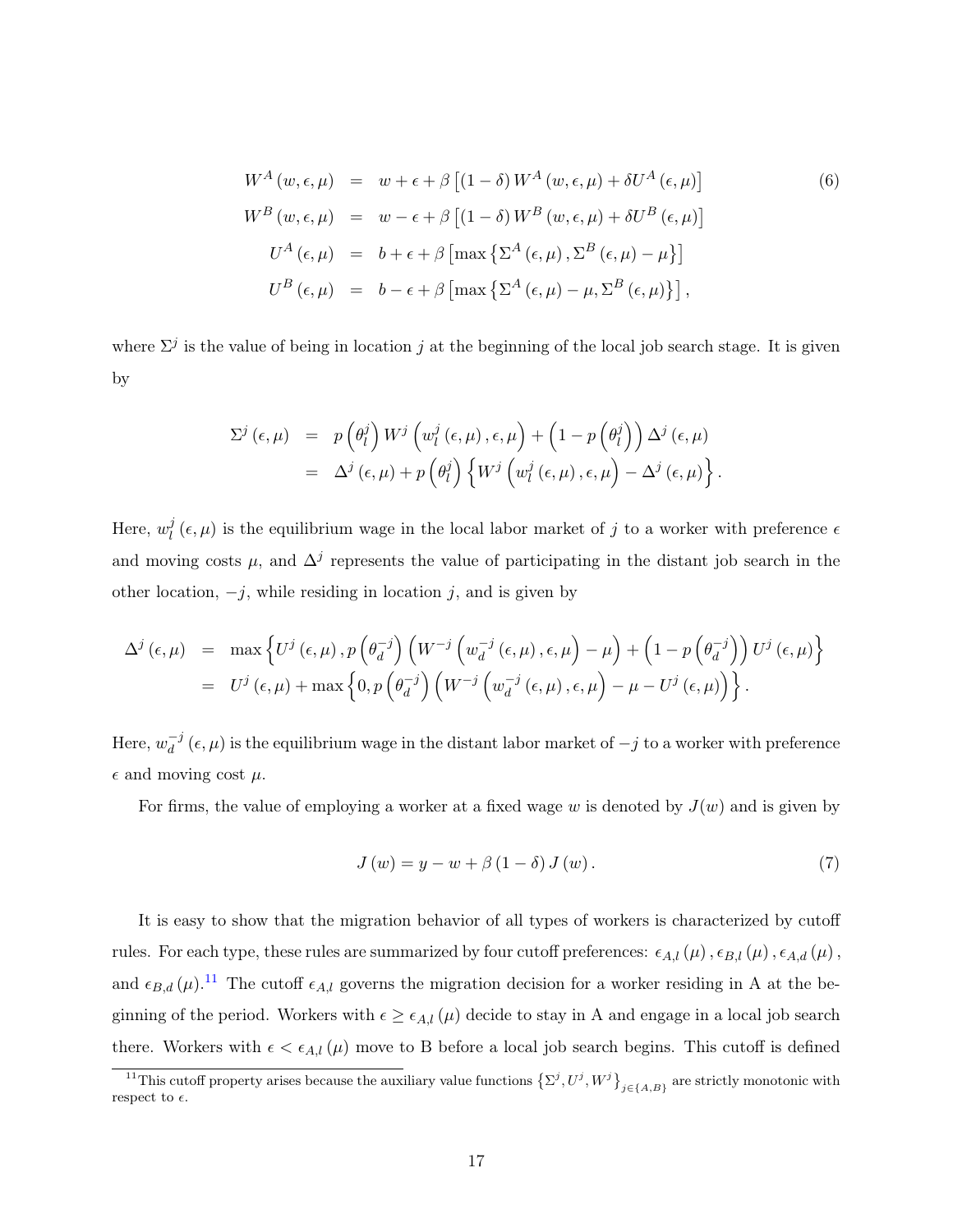$$
\begin{aligned}
W^A(w,\epsilon,\mu) &= w+\epsilon+\beta\left[(1-\delta)W^A(w,\epsilon,\mu)+\delta U^A(\epsilon,\mu)\right] \\
W^B(w,\epsilon,\mu) &= w-\epsilon+\beta\left[(1-\delta)W^B(w,\epsilon,\mu)+\delta U^B(\epsilon,\mu)\right] \\
U^A(\epsilon,\mu) &= b+\epsilon+\beta\left[\max\left\{\Sigma^A(\epsilon,\mu),\Sigma^B(\epsilon,\mu)-\mu\right\}\right] \\
U^B(\epsilon,\mu) &= b-\epsilon+\beta\left[\max\left\{\Sigma^A(\epsilon,\mu)-\mu,\Sigma^B(\epsilon,\mu)\right\}\right],
\end{aligned}
\tag{6}
$$

where $\Sigma^j$ is the value of being in location $j$ at the beginning of the local job search stage. It is given by

$$
\begin{aligned}
\Sigma^j(\epsilon,\mu) &= p\left(\theta_l^j\right)W^j\left(w_l^j(\epsilon,\mu),\epsilon,\mu\right)+\left(1-p\left(\theta_l^j\right)\right)\Delta^j(\epsilon,\mu) \\
&= \Delta^j(\epsilon,\mu)+p\left(\theta_l^j\right)\left\{W^j\left(w_l^j(\epsilon,\mu),\epsilon,\mu\right)-\Delta^j(\epsilon,\mu)\right\}.
\end{aligned}
$$

Here, $w_l^j(\epsilon,\mu)$ is the equilibrium wage in the local labor market of $j$ to a worker with preference $\epsilon$ and moving costs $\mu$, and $\Delta^j$ represents the value of participating in the distant job search in the other location, $-j$, while residing in location $j$, and is given by

$$
\begin{aligned}
\Delta^j(\epsilon,\mu) &= \max\left\{U^j(\epsilon,\mu),p\left(\theta_d^{-j}\right)\left(W^{-j}\left(w_d^{-j}(\epsilon,\mu),\epsilon,\mu\right)-\mu\right)+\left(1-p\left(\theta_d^{-j}\right)\right)U^j(\epsilon,\mu)\right\} \\
&= U^j(\epsilon,\mu)+\max\left\{0,p\left(\theta_d^{-j}\right)\left(W^{-j}\left(w_d^{-j}(\epsilon,\mu),\epsilon,\mu\right)-\mu-U^j(\epsilon,\mu)\right)\right\}.
\end{aligned}
$$

Here, $w_d^{-j}(\epsilon,\mu)$ is the equilibrium wage in the distant labor market of $-j$ to a worker with preference $\epsilon$ and moving cost $\mu$.

For firms, the value of employing a worker at a fixed wage $w$ is denoted by $J(w)$ and is given by

$$
J(w)=y-w+\beta(1-\delta)J(w). \tag{7}
$$

It is easy to show that the migration behavior of all types of workers is characterized by cutoff rules. For each type, these rules are summarized by four cutoff preferences: $\epsilon_{A,l}(\mu)$, $\epsilon_{B,l}(\mu)$, $\epsilon_{A,d}(\mu)$, and $\epsilon_{B,d}(\mu)$.[11] The cutoff $\epsilon_{A,l}$ governs the migration decision for a worker residing in A at the beginning of the period. Workers with $\epsilon \geq \epsilon_{A,l}(\mu)$ decide to stay in A and engage in a local job search there. Workers with $\epsilon < \epsilon_{A,l}(\mu)$ move to B before a local job search begins. This cutoff is defined

[11] This cutoff property arises because the auxiliary value functions $\left\{\Sigma^j,U^j,W^j\right\}_{j\in\{A,B\}}$ are strictly monotonic with respect to $\epsilon$.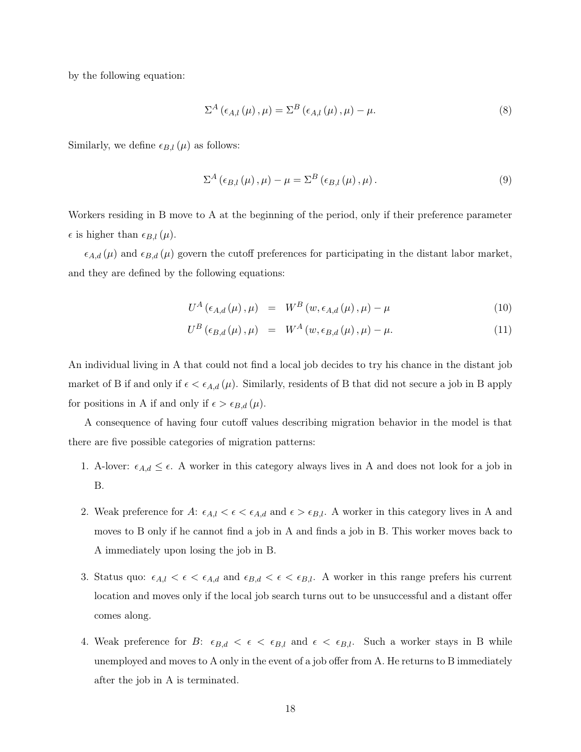by the following equation:

$$\Sigma^{A}\left(\epsilon_{A,l}\left(\mu\right),\mu\right)=\Sigma^{B}\left(\epsilon_{A,l}\left(\mu\right),\mu\right)-\mu. \tag{8}$$

Similarly, we define $\epsilon_{B,l}\left(\mu\right)$ as follows:

$$\Sigma^{A}\left(\epsilon_{B,l}\left(\mu\right),\mu\right)-\mu=\Sigma^{B}\left(\epsilon_{B,l}\left(\mu\right),\mu\right). \tag{9}$$

Workers residing in B move to A at the beginning of the period, only if their preference parameter $\epsilon$ is higher than $\epsilon_{B,l}\left(\mu\right)$.

$\epsilon_{A,d}\left(\mu\right)$ and $\epsilon_{B,d}\left(\mu\right)$ govern the cutoff preferences for participating in the distant labor market, and they are defined by the following equations:

$$U^{A}\left(\epsilon_{A,d}\left(\mu\right),\mu\right) = W^{B}\left(w,\epsilon_{A,d}\left(\mu\right),\mu\right)-\mu \tag{10}$$

$$U^{B}\left(\epsilon_{B,d}\left(\mu\right),\mu\right) = W^{A}\left(w,\epsilon_{B,d}\left(\mu\right),\mu\right)-\mu. \tag{11}$$

An individual living in A that could not find a local job decides to try his chance in the distant job market of B if and only if $\epsilon<\epsilon_{A,d}\left(\mu\right)$. Similarly, residents of B that did not secure a job in B apply for positions in A if and only if $\epsilon>\epsilon_{B,d}\left(\mu\right)$.

A consequence of having four cutoff values describing migration behavior in the model is that there are five possible categories of migration patterns:

1. A-lover: $\epsilon_{A,d}\leq\epsilon$. A worker in this category always lives in A and does not look for a job in B.

2. Weak preference for *A*: $\epsilon_{A,l}<\epsilon<\epsilon_{A,d}$ and $\epsilon>\epsilon_{B,l}$. A worker in this category lives in A and moves to B only if he cannot find a job in A and finds a job in B. This worker moves back to A immediately upon losing the job in B.

3. Status quo: $\epsilon_{A,l}<\epsilon<\epsilon_{A,d}$ and $\epsilon_{B,d}<\epsilon<\epsilon_{B,l}$. A worker in this range prefers his current location and moves only if the local job search turns out to be unsuccessful and a distant offer comes along.

4. Weak preference for *B*: $\epsilon_{B,d}<\epsilon<\epsilon_{B,l}$ and $\epsilon<\epsilon_{B,l}$. Such a worker stays in B while unemployed and moves to A only in the event of a job offer from A. He returns to B immediately after the job in A is terminated.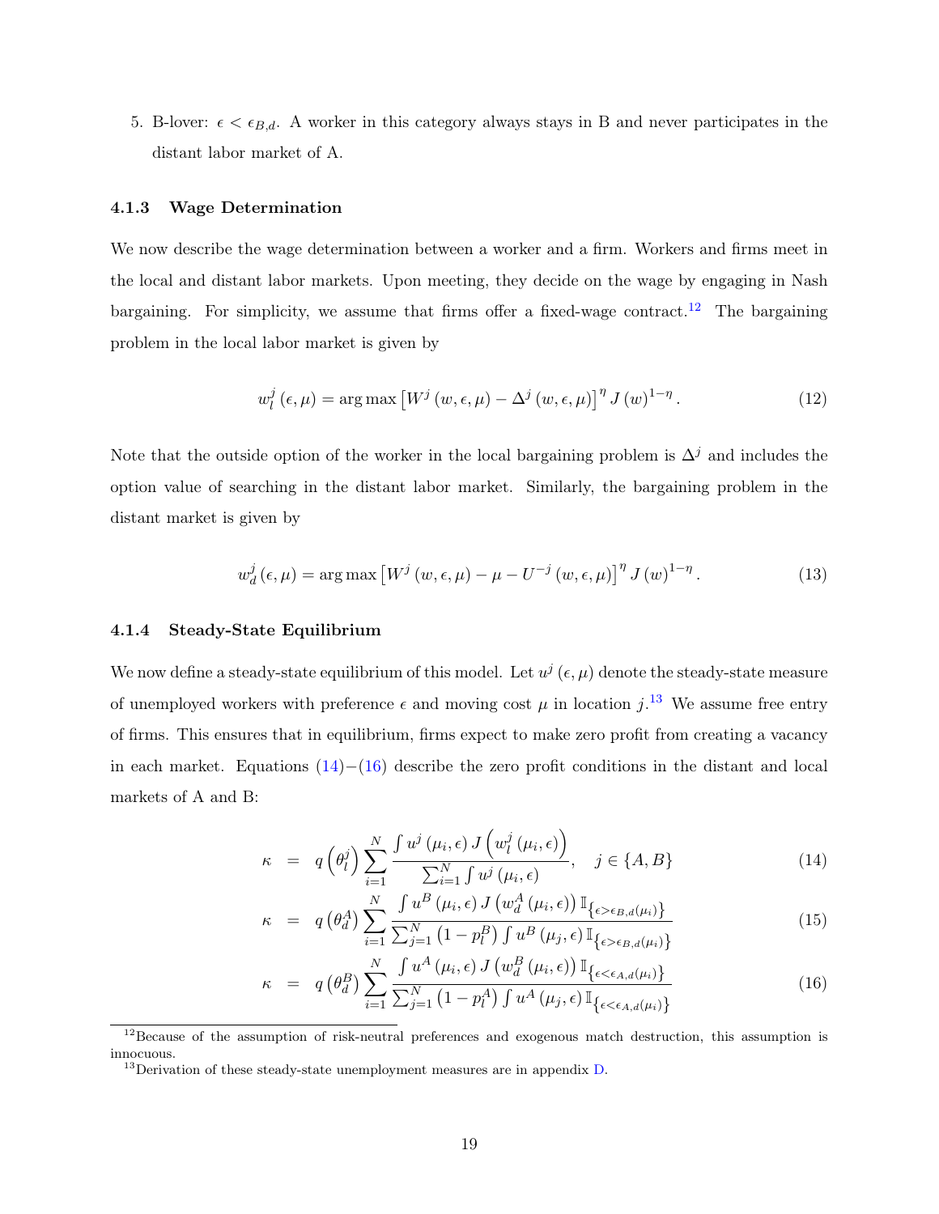5. B-lover: $\epsilon < \epsilon_{B,d}$. A worker in this category always stays in B and never participates in the distant labor market of A.

#### 4.1.3 Wage Determination

We now describe the wage determination between a worker and a firm. Workers and firms meet in the local and distant labor markets. Upon meeting, they decide on the wage by engaging in Nash bargaining. For simplicity, we assume that firms offer a fixed-wage contract.[12] The bargaining problem in the local labor market is given by

$$w_l^j(\epsilon,\mu) = \arg\max \left[W^j(w,\epsilon,\mu) - \Delta^j(w,\epsilon,\mu)\right]^{\eta} J(w)^{1-\eta}. \tag{12}$$

Note that the outside option of the worker in the local bargaining problem is $\Delta^j$ and includes the option value of searching in the distant labor market. Similarly, the bargaining problem in the distant market is given by

$$w_d^j(\epsilon,\mu) = \arg\max \left[W^j(w,\epsilon,\mu) - \mu - U^{-j}(w,\epsilon,\mu)\right]^{\eta} J(w)^{1-\eta}. \tag{13}$$

#### 4.1.4 Steady-State Equilibrium

We now define a steady-state equilibrium of this model. Let $u^j(\epsilon,\mu)$ denote the steady-state measure of unemployed workers with preference $\epsilon$ and moving cost $\mu$ in location $j$.[13] We assume free entry of firms. This ensures that in equilibrium, firms expect to make zero profit from creating a vacancy in each market. Equations (14)−(16) describe the zero profit conditions in the distant and local markets of A and B:

$$\kappa = q\left(\theta_l^j\right)\sum_{i=1}^{N}\frac{\int u^j(\mu_i,\epsilon)\,J\left(w_l^j(\mu_i,\epsilon)\right)}{\sum_{i=1}^{N}\int u^j(\mu_i,\epsilon)}, \quad j\in\{A,B\} \tag{14}$$

$$\kappa = q\left(\theta_d^A\right)\sum_{i=1}^{N}\frac{\int u^B(\mu_i,\epsilon)\,J\left(w_d^A(\mu_i,\epsilon)\right)\mathbb{I}_{\{\epsilon>\epsilon_{B,d}(\mu_i)\}}}{\sum_{j=1}^{N}\left(1-p_l^B\right)\int u^B(\mu_j,\epsilon)\,\mathbb{I}_{\{\epsilon>\epsilon_{B,d}(\mu_i)\}}} \tag{15}$$

$$\kappa = q\left(\theta_d^B\right)\sum_{i=1}^{N}\frac{\int u^A(\mu_i,\epsilon)\,J\left(w_d^B(\mu_i,\epsilon)\right)\mathbb{I}_{\{\epsilon<\epsilon_{A,d}(\mu_i)\}}}{\sum_{j=1}^{N}\left(1-p_l^A\right)\int u^A(\mu_j,\epsilon)\,\mathbb{I}_{\{\epsilon<\epsilon_{A,d}(\mu_i)\}}} \tag{16}$$

[12] Because of the assumption of risk-neutral preferences and exogenous match destruction, this assumption is innocuous.

[13] Derivation of these steady-state unemployment measures are in appendix D.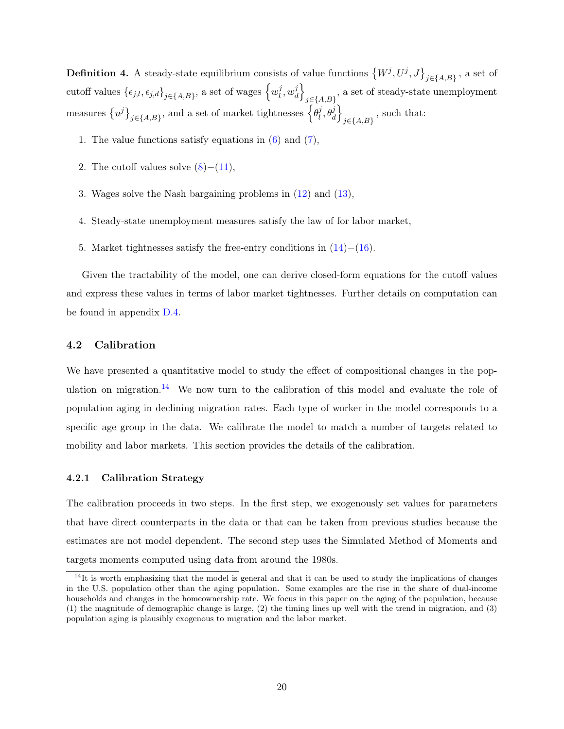**Definition 4.** A steady-state equilibrium consists of value functions $\left\{W^j, U^j, J\right\}_{j\in\{A,B\}}$, a set of cutoff values $\{\epsilon_{j,l}, \epsilon_{j,d}\}_{j\in\{A,B\}}$, a set of wages $\left\{w_l^j, w_d^j\right\}_{j\in\{A,B\}}$, a set of steady-state unemployment measures $\left\{u^j\right\}_{j\in\{A,B\}}$, and a set of market tightnesses $\left\{\theta_l^j, \theta_d^j\right\}_{j\in\{A,B\}}$, such that:

1. The value functions satisfy equations in (6) and (7),
2. The cutoff values solve (8)−(11),
3. Wages solve the Nash bargaining problems in (12) and (13),
4. Steady-state unemployment measures satisfy the law of for labor market,
5. Market tightnesses satisfy the free-entry conditions in (14)−(16).

Given the tractability of the model, one can derive closed-form equations for the cutoff values and express these values in terms of labor market tightnesses. Further details on computation can be found in appendix D.4.

## 4.2 Calibration

We have presented a quantitative model to study the effect of compositional changes in the population on migration.[14] We now turn to the calibration of this model and evaluate the role of population aging in declining migration rates. Each type of worker in the model corresponds to a specific age group in the data. We calibrate the model to match a number of targets related to mobility and labor markets. This section provides the details of the calibration.

### 4.2.1 Calibration Strategy

The calibration proceeds in two steps. In the first step, we exogenously set values for parameters that have direct counterparts in the data or that can be taken from previous studies because the estimates are not model dependent. The second step uses the Simulated Method of Moments and targets moments computed using data from around the 1980s.

[14] It is worth emphasizing that the model is general and that it can be used to study the implications of changes in the U.S. population other than the aging population. Some examples are the rise in the share of dual-income households and changes in the homeownership rate. We focus in this paper on the aging of the population, because (1) the magnitude of demographic change is large, (2) the timing lines up well with the trend in migration, and (3) population aging is plausibly exogenous to migration and the labor market.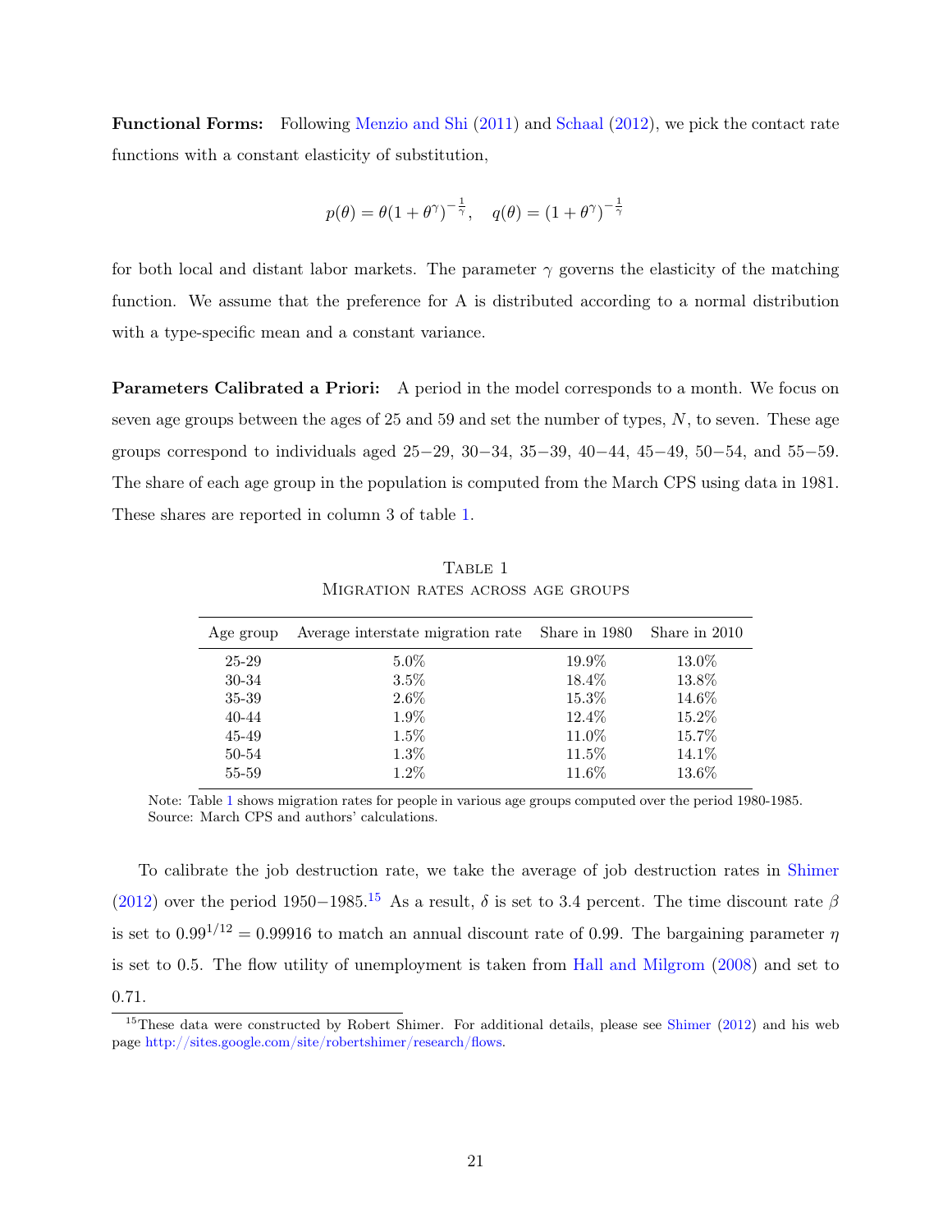**Functional Forms:** Following Menzio and Shi (2011) and Schaal (2012), we pick the contact rate functions with a constant elasticity of substitution,

$$p(\theta) = \theta(1+\theta^{\gamma})^{-\frac{1}{\gamma}}, \quad q(\theta) = (1+\theta^{\gamma})^{-\frac{1}{\gamma}}$$

for both local and distant labor markets. The parameter $\gamma$ governs the elasticity of the matching function. We assume that the preference for A is distributed according to a normal distribution with a type-specific mean and a constant variance.

**Parameters Calibrated a Priori:** A period in the model corresponds to a month. We focus on seven age groups between the ages of 25 and 59 and set the number of types, $N$, to seven. These age groups correspond to individuals aged 25−29, 30−34, 35−39, 40−44, 45−49, 50−54, and 55−59. The share of each age group in the population is computed from the March CPS using data in 1981. These shares are reported in column 3 of table 1.

Table 1
Migration rates across age groups

| Age group | Average interstate migration rate | Share in 1980 | Share in 2010 |
|---|---|---|---|
| 25-29 | 5.0% | 19.9% | 13.0% |
| 30-34 | 3.5% | 18.4% | 13.8% |
| 35-39 | 2.6% | 15.3% | 14.6% |
| 40-44 | 1.9% | 12.4% | 15.2% |
| 45-49 | 1.5% | 11.0% | 15.7% |
| 50-54 | 1.3% | 11.5% | 14.1% |
| 55-59 | 1.2% | 11.6% | 13.6% |

Note: Table 1 shows migration rates for people in various age groups computed over the period 1980-1985.
Source: March CPS and authors' calculations.

To calibrate the job destruction rate, we take the average of job destruction rates in Shimer (2012) over the period 1950−1985.[15] As a result, $\delta$ is set to 3.4 percent. The time discount rate $\beta$ is set to $0.99^{1/12} = 0.99916$ to match an annual discount rate of 0.99. The bargaining parameter $\eta$ is set to 0.5. The flow utility of unemployment is taken from Hall and Milgrom (2008) and set to 0.71.

[15] These data were constructed by Robert Shimer. For additional details, please see Shimer (2012) and his web page http://sites.google.com/site/robertshimer/research/flows.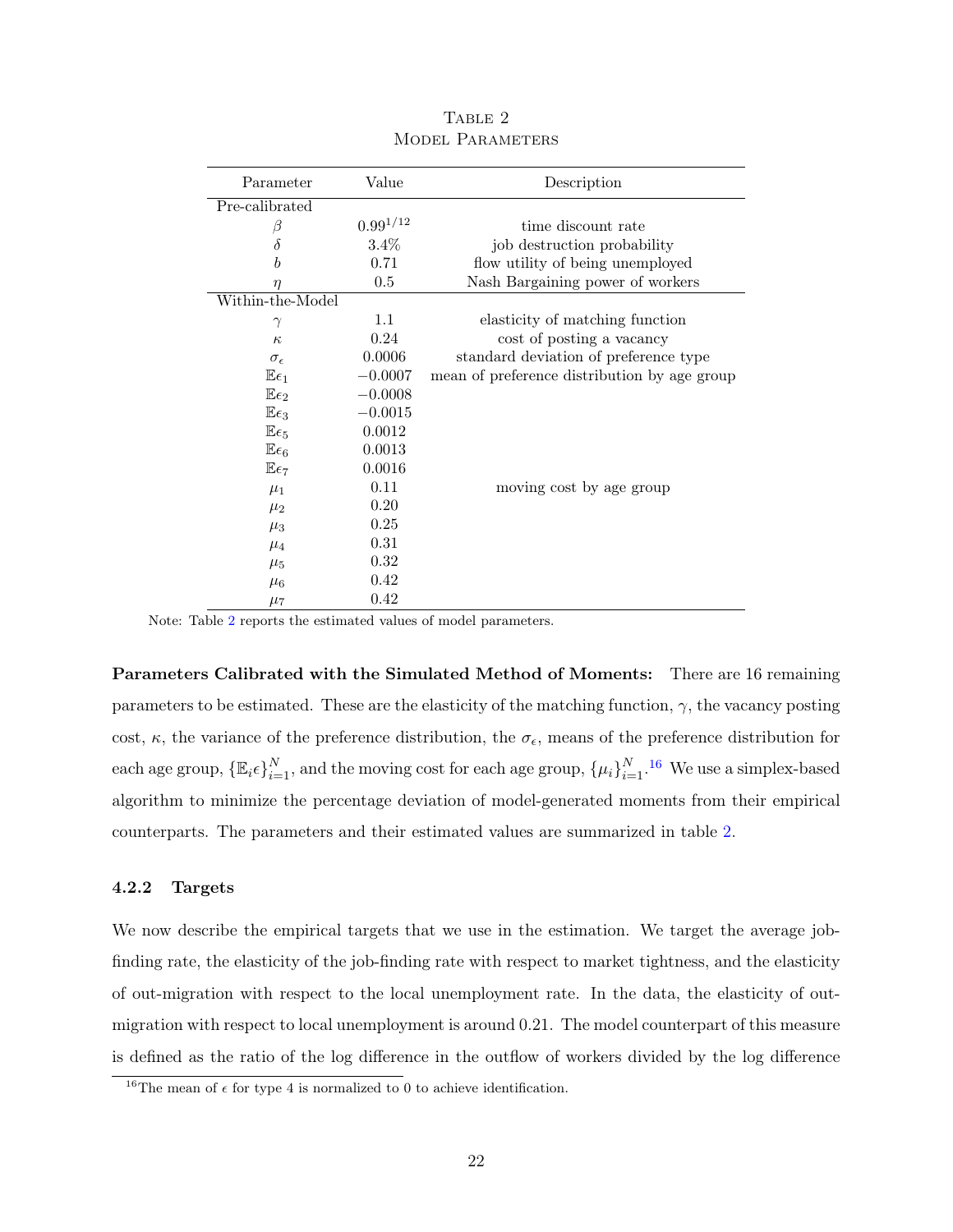Table 2
Model Parameters

| Parameter | Value | Description |
|---|---|---|
| Pre-calibrated | | |
| $\beta$ | $0.99^{1/12}$ | time discount rate |
| $\delta$ | 3.4% | job destruction probability |
| $b$ | 0.71 | flow utility of being unemployed |
| $\eta$ | 0.5 | Nash Bargaining power of workers |
| Within-the-Model | | |
| $\gamma$ | 1.1 | elasticity of matching function |
| $\kappa$ | 0.24 | cost of posting a vacancy |
| $\sigma_\epsilon$ | 0.0006 | standard deviation of preference type |
| $\mathbb{E}\epsilon_1$ | $-0.0007$ | mean of preference distribution by age group |
| $\mathbb{E}\epsilon_2$ | $-0.0008$ | |
| $\mathbb{E}\epsilon_3$ | $-0.0015$ | |
| $\mathbb{E}\epsilon_5$ | 0.0012 | |
| $\mathbb{E}\epsilon_6$ | 0.0013 | |
| $\mathbb{E}\epsilon_7$ | 0.0016 | |
| $\mu_1$ | 0.11 | moving cost by age group |
| $\mu_2$ | 0.20 | |
| $\mu_3$ | 0.25 | |
| $\mu_4$ | 0.31 | |
| $\mu_5$ | 0.32 | |
| $\mu_6$ | 0.42 | |
| $\mu_7$ | 0.42 | |

Note: Table 2 reports the estimated values of model parameters.

**Parameters Calibrated with the Simulated Method of Moments:** There are 16 remaining parameters to be estimated. These are the elasticity of the matching function, $\gamma$, the vacancy posting cost, $\kappa$, the variance of the preference distribution, the $\sigma_\epsilon$, means of the preference distribution for each age group, $\{\mathbb{E}_i\epsilon\}_{i=1}^N$, and the moving cost for each age group, $\{\mu_i\}_{i=1}^N$.[16] We use a simplex-based algorithm to minimize the percentage deviation of model-generated moments from their empirical counterparts. The parameters and their estimated values are summarized in table 2.

### 4.2.2 Targets

We now describe the empirical targets that we use in the estimation. We target the average job-finding rate, the elasticity of the job-finding rate with respect to market tightness, and the elasticity of out-migration with respect to the local unemployment rate. In the data, the elasticity of out-migration with respect to local unemployment is around 0.21. The model counterpart of this measure is defined as the ratio of the log difference in the outflow of workers divided by the log difference

[16] The mean of $\epsilon$ for type 4 is normalized to 0 to achieve identification.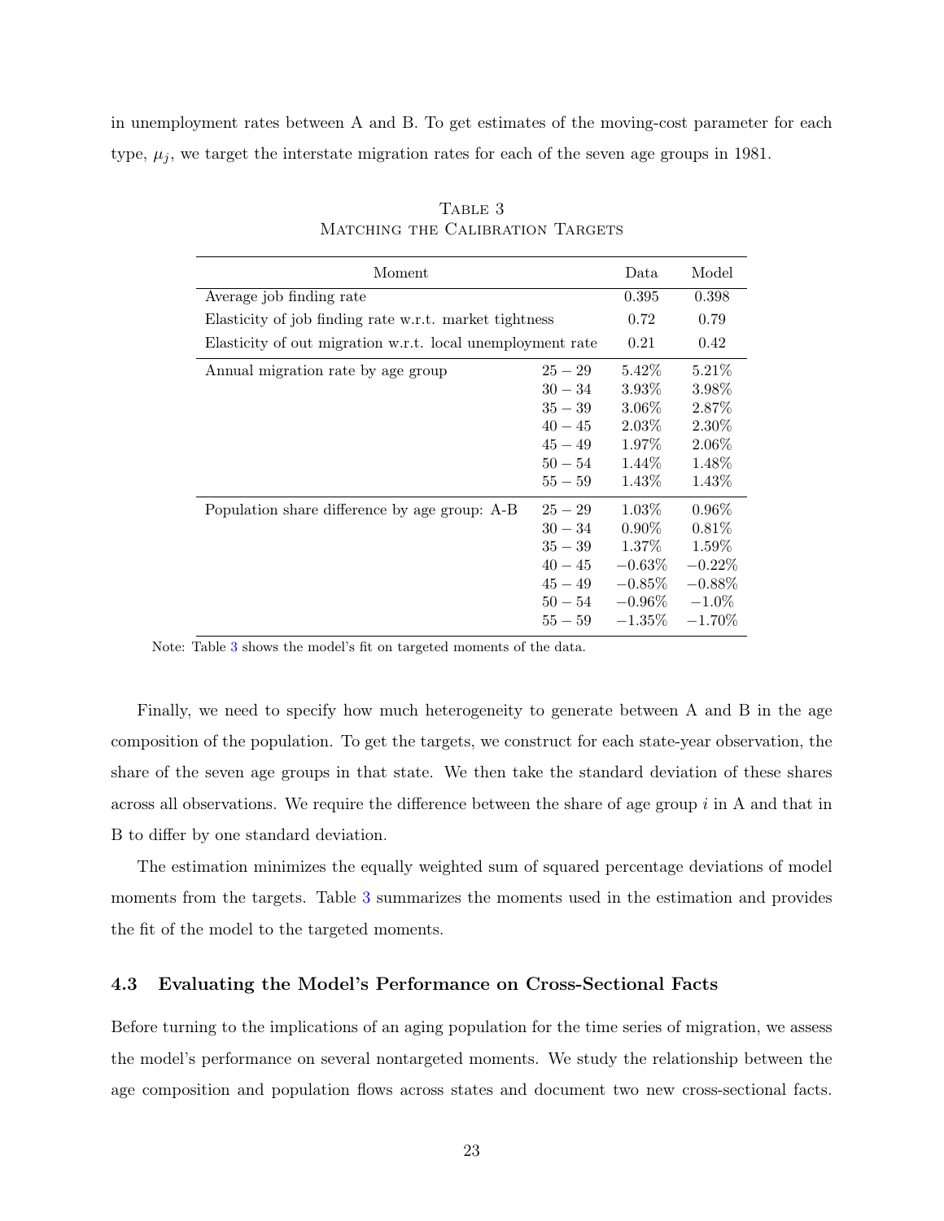in unemployment rates between A and B. To get estimates of the moving-cost parameter for each type, $\mu_j$, we target the interstate migration rates for each of the seven age groups in 1981.

Table 3
Matching the Calibration Targets

| Moment | | Data | Model |
|---|---|---|---|
| Average job finding rate | | 0.395 | 0.398 |
| Elasticity of job finding rate w.r.t. market tightness | | 0.72 | 0.79 |
| Elasticity of out migration w.r.t. local unemployment rate | | 0.21 | 0.42 |
| Annual migration rate by age group | $25-29$ | 5.42% | 5.21% |
| | $30-34$ | 3.93% | 3.98% |
| | $35-39$ | 3.06% | 2.87% |
| | $40-45$ | 2.03% | 2.30% |
| | $45-49$ | 1.97% | 2.06% |
| | $50-54$ | 1.44% | 1.48% |
| | $55-59$ | 1.43% | 1.43% |
| Population share difference by age group: A-B | $25-29$ | 1.03% | 0.96% |
| | $30-34$ | 0.90% | 0.81% |
| | $35-39$ | 1.37% | 1.59% |
| | $40-45$ | $-0.63$% | $-0.22$% |
| | $45-49$ | $-0.85$% | $-0.88$% |
| | $50-54$ | $-0.96$% | $-1.0$% |
| | $55-59$ | $-1.35$% | $-1.70$% |

Note: Table 3 shows the model's fit on targeted moments of the data.

Finally, we need to specify how much heterogeneity to generate between A and B in the age composition of the population. To get the targets, we construct for each state-year observation, the share of the seven age groups in that state. We then take the standard deviation of these shares across all observations. We require the difference between the share of age group $i$ in A and that in B to differ by one standard deviation.

The estimation minimizes the equally weighted sum of squared percentage deviations of model moments from the targets. Table 3 summarizes the moments used in the estimation and provides the fit of the model to the targeted moments.

### 4.3 Evaluating the Model's Performance on Cross-Sectional Facts

Before turning to the implications of an aging population for the time series of migration, we assess the model's performance on several nontargeted moments. We study the relationship between the age composition and population flows across states and document two new cross-sectional facts.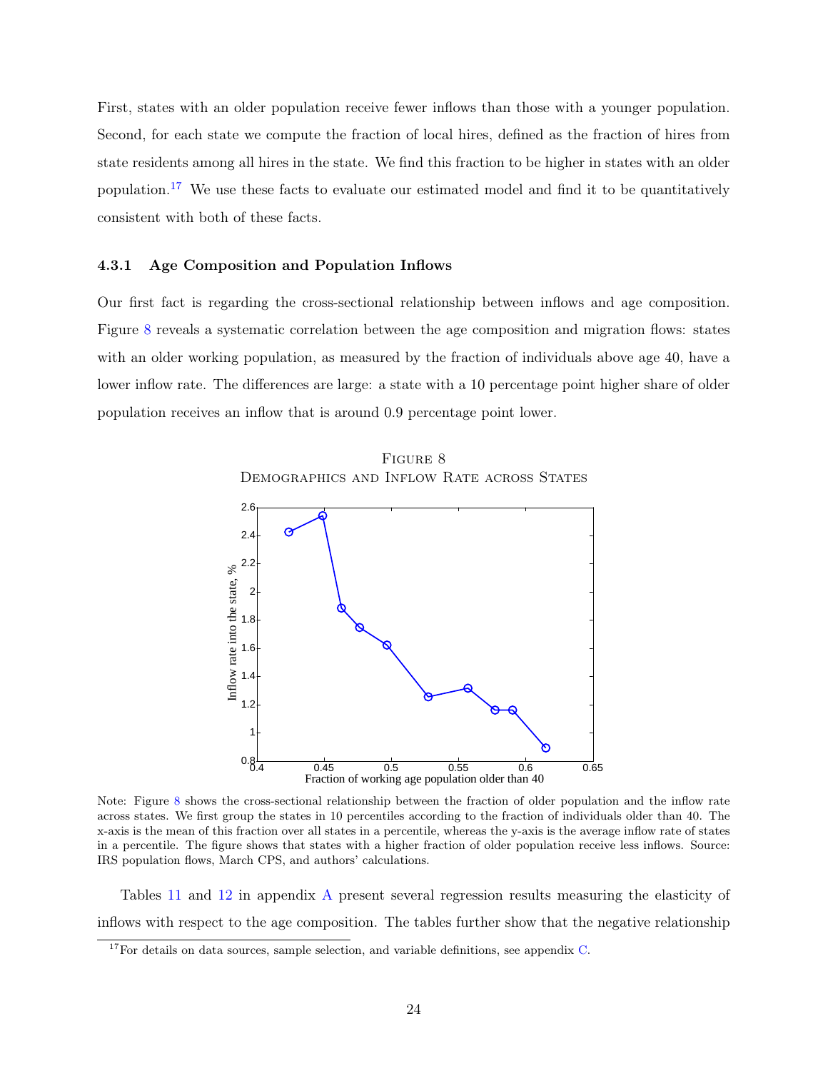First, states with an older population receive fewer inflows than those with a younger population. Second, for each state we compute the fraction of local hires, defined as the fraction of hires from state residents among all hires in the state. We find this fraction to be higher in states with an older population.[17] We use these facts to evaluate our estimated model and find it to be quantitatively consistent with both of these facts.

#### 4.3.1 Age Composition and Population Inflows

Our first fact is regarding the cross-sectional relationship between inflows and age composition. Figure 8 reveals a systematic correlation between the age composition and migration flows: states with an older working population, as measured by the fraction of individuals above age 40, have a lower inflow rate. The differences are large: a state with a 10 percentage point higher share of older population receives an inflow that is around 0.9 percentage point lower.

Figure 8
Demographics and Inflow Rate across States

Note: Figure 8 shows the cross-sectional relationship between the fraction of older population and the inflow rate across states. We first group the states in 10 percentiles according to the fraction of individuals older than 40. The x-axis is the mean of this fraction over all states in a percentile, whereas the y-axis is the average inflow rate of states in a percentile. The figure shows that states with a higher fraction of older population receive less inflows. Source: IRS population flows, March CPS, and authors' calculations.

Tables 11 and 12 in appendix A present several regression results measuring the elasticity of inflows with respect to the age composition. The tables further show that the negative relationship

[17] For details on data sources, sample selection, and variable definitions, see appendix C.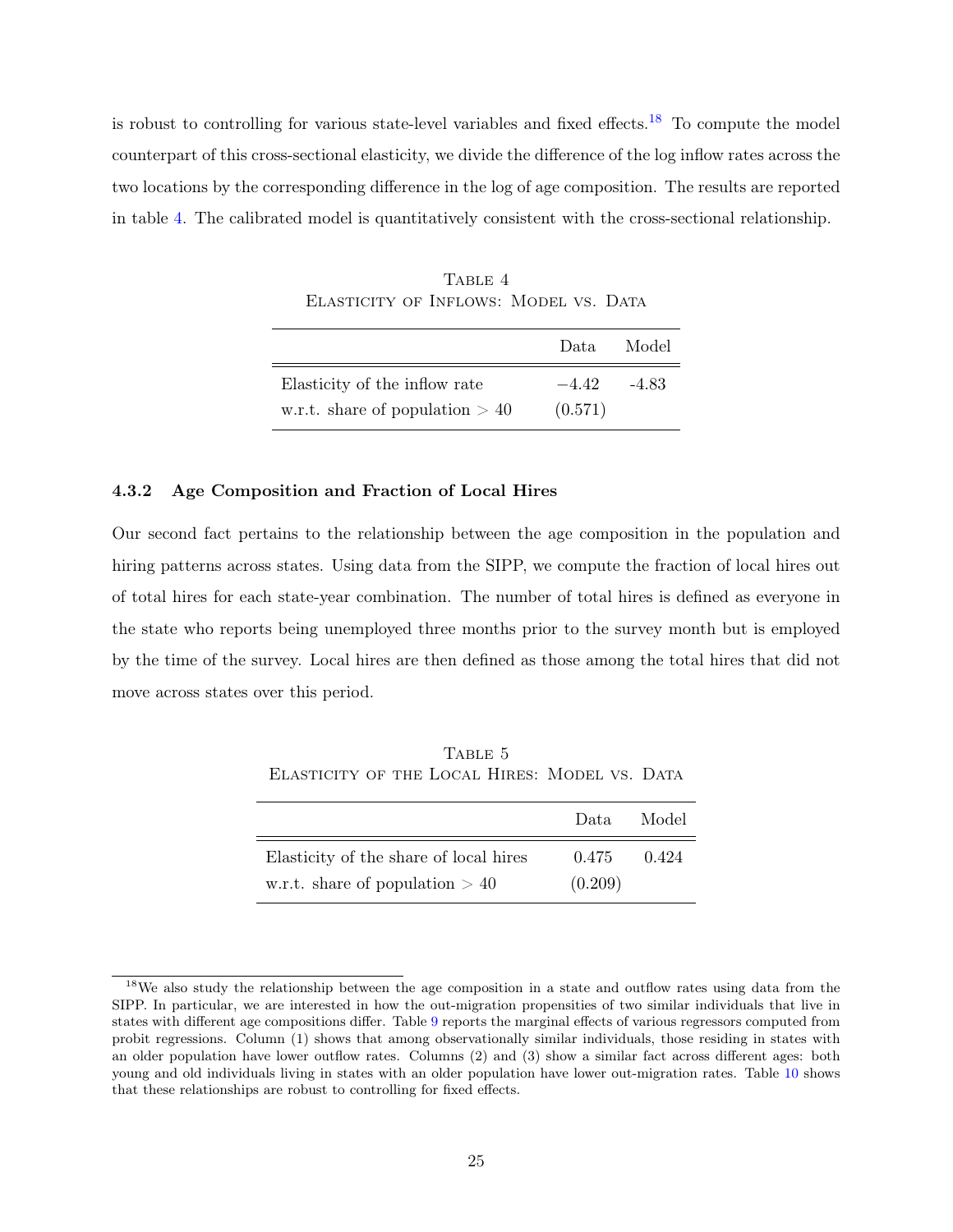is robust to controlling for various state-level variables and fixed effects.[18] To compute the model counterpart of this cross-sectional elasticity, we divide the difference of the log inflow rates across the two locations by the corresponding difference in the log of age composition. The results are reported in table 4. The calibrated model is quantitatively consistent with the cross-sectional relationship.

Table 4
Elasticity of Inflows: Model vs. Data

| | Data | Model |
|---|---|---|
| Elasticity of the inflow rate | $-4.42$ | -4.83 |
| w.r.t. share of population $> 40$ | (0.571) | |

### 4.3.2 Age Composition and Fraction of Local Hires

Our second fact pertains to the relationship between the age composition in the population and hiring patterns across states. Using data from the SIPP, we compute the fraction of local hires out of total hires for each state-year combination. The number of total hires is defined as everyone in the state who reports being unemployed three months prior to the survey month but is employed by the time of the survey. Local hires are then defined as those among the total hires that did not move across states over this period.

Table 5
Elasticity of the Local Hires: Model vs. Data

| | Data | Model |
|---|---|---|
| Elasticity of the share of local hires | 0.475 | 0.424 |
| w.r.t. share of population $> 40$ | (0.209) | |

[18] We also study the relationship between the age composition in a state and outflow rates using data from the SIPP. In particular, we are interested in how the out-migration propensities of two similar individuals that live in states with different age compositions differ. Table 9 reports the marginal effects of various regressors computed from probit regressions. Column (1) shows that among observationally similar individuals, those residing in states with an older population have lower outflow rates. Columns (2) and (3) show a similar fact across different ages: both young and old individuals living in states with an older population have lower out-migration rates. Table 10 shows that these relationships are robust to controlling for fixed effects.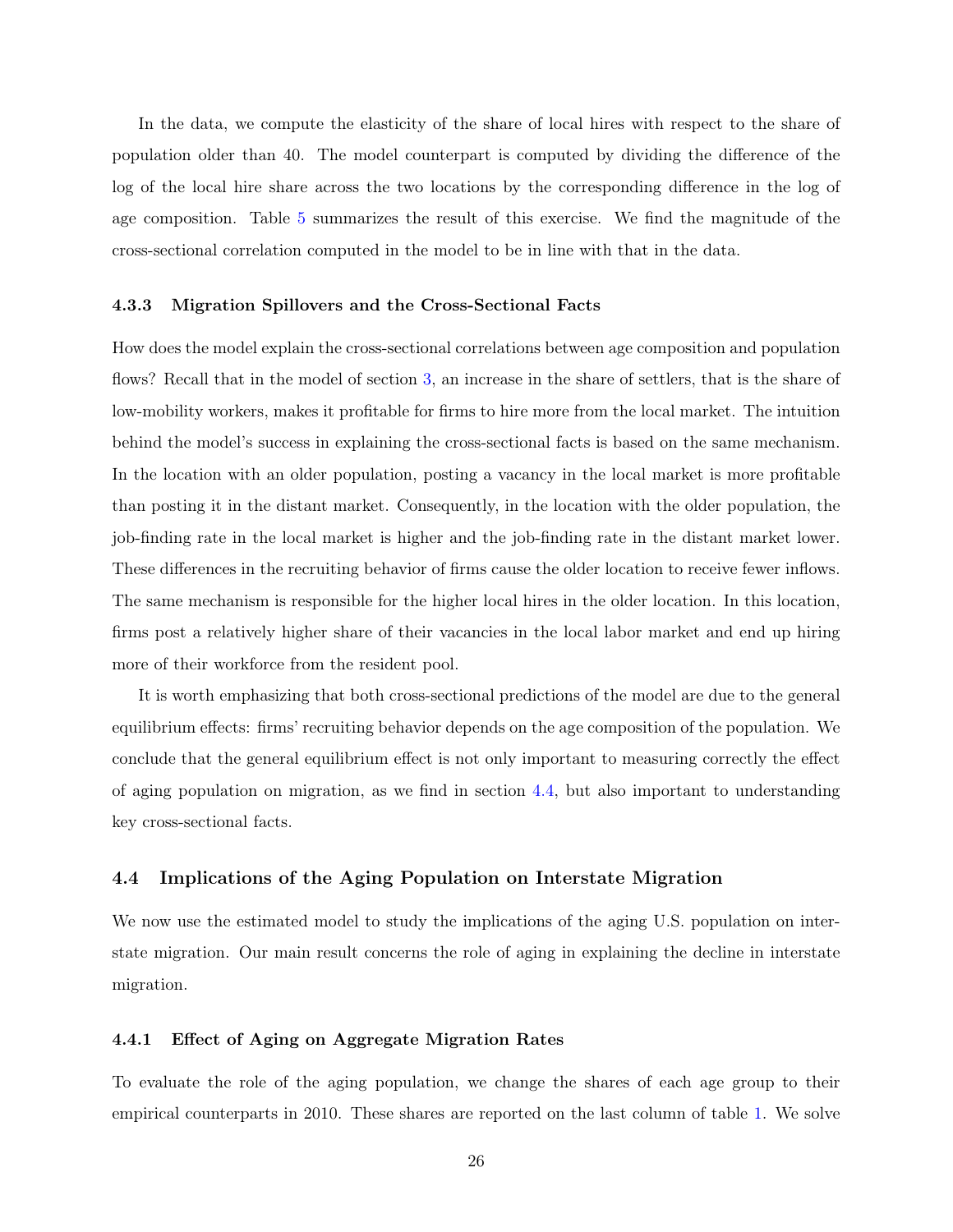In the data, we compute the elasticity of the share of local hires with respect to the share of population older than 40. The model counterpart is computed by dividing the difference of the log of the local hire share across the two locations by the corresponding difference in the log of age composition. Table 5 summarizes the result of this exercise. We find the magnitude of the cross-sectional correlation computed in the model to be in line with that in the data.

#### 4.3.3 Migration Spillovers and the Cross-Sectional Facts

How does the model explain the cross-sectional correlations between age composition and population flows? Recall that in the model of section 3, an increase in the share of settlers, that is the share of low-mobility workers, makes it profitable for firms to hire more from the local market. The intuition behind the model's success in explaining the cross-sectional facts is based on the same mechanism. In the location with an older population, posting a vacancy in the local market is more profitable than posting it in the distant market. Consequently, in the location with the older population, the job-finding rate in the local market is higher and the job-finding rate in the distant market lower. These differences in the recruiting behavior of firms cause the older location to receive fewer inflows. The same mechanism is responsible for the higher local hires in the older location. In this location, firms post a relatively higher share of their vacancies in the local labor market and end up hiring more of their workforce from the resident pool.

It is worth emphasizing that both cross-sectional predictions of the model are due to the general equilibrium effects: firms' recruiting behavior depends on the age composition of the population. We conclude that the general equilibrium effect is not only important to measuring correctly the effect of aging population on migration, as we find in section 4.4, but also important to understanding key cross-sectional facts.

### 4.4 Implications of the Aging Population on Interstate Migration

We now use the estimated model to study the implications of the aging U.S. population on interstate migration. Our main result concerns the role of aging in explaining the decline in interstate migration.

#### 4.4.1 Effect of Aging on Aggregate Migration Rates

To evaluate the role of the aging population, we change the shares of each age group to their empirical counterparts in 2010. These shares are reported on the last column of table 1. We solve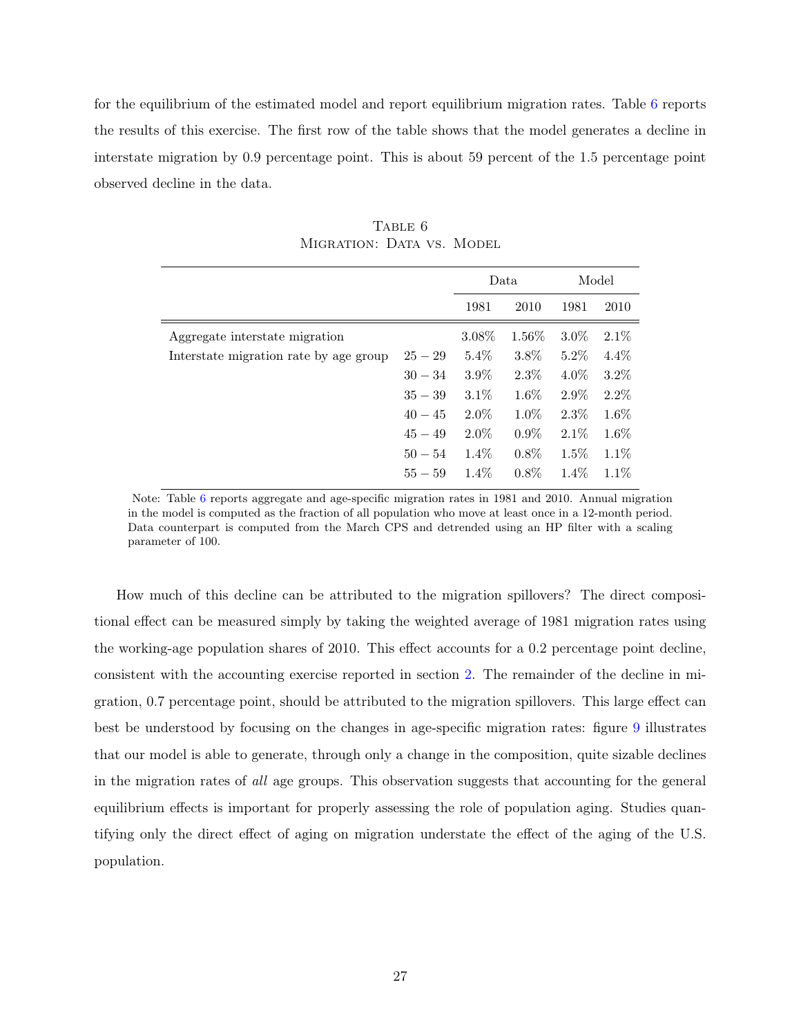for the equilibrium of the estimated model and report equilibrium migration rates. Table 6 reports the results of this exercise. The first row of the table shows that the model generates a decline in interstate migration by 0.9 percentage point. This is about 59 percent of the 1.5 percentage point observed decline in the data.

Table 6
Migration: Data vs. Model

| | | Data | | Model | |
|---|---|---|---|---|---|
| | | 1981 | 2010 | 1981 | 2010 |
| Aggregate interstate migration | | 3.08% | 1.56% | 3.0% | 2.1% |
| Interstate migration rate by age group | 25 − 29 | 5.4% | 3.8% | 5.2% | 4.4% |
| | 30 − 34 | 3.9% | 2.3% | 4.0% | 3.2% |
| | 35 − 39 | 3.1% | 1.6% | 2.9% | 2.2% |
| | 40 − 45 | 2.0% | 1.0% | 2.3% | 1.6% |
| | 45 − 49 | 2.0% | 0.9% | 2.1% | 1.6% |
| | 50 − 54 | 1.4% | 0.8% | 1.5% | 1.1% |
| | 55 − 59 | 1.4% | 0.8% | 1.4% | 1.1% |

Note: Table 6 reports aggregate and age-specific migration rates in 1981 and 2010. Annual migration in the model is computed as the fraction of all population who move at least once in a 12-month period. Data counterpart is computed from the March CPS and detrended using an HP filter with a scaling parameter of 100.

How much of this decline can be attributed to the migration spillovers? The direct compositional effect can be measured simply by taking the weighted average of 1981 migration rates using the working-age population shares of 2010. This effect accounts for a 0.2 percentage point decline, consistent with the accounting exercise reported in section 2. The remainder of the decline in migration, 0.7 percentage point, should be attributed to the migration spillovers. This large effect can best be understood by focusing on the changes in age-specific migration rates: figure 9 illustrates that our model is able to generate, through only a change in the composition, quite sizable declines in the migration rates of *all* age groups. This observation suggests that accounting for the general equilibrium effects is important for properly assessing the role of population aging. Studies quantifying only the direct effect of aging on migration understate the effect of the aging of the U.S. population.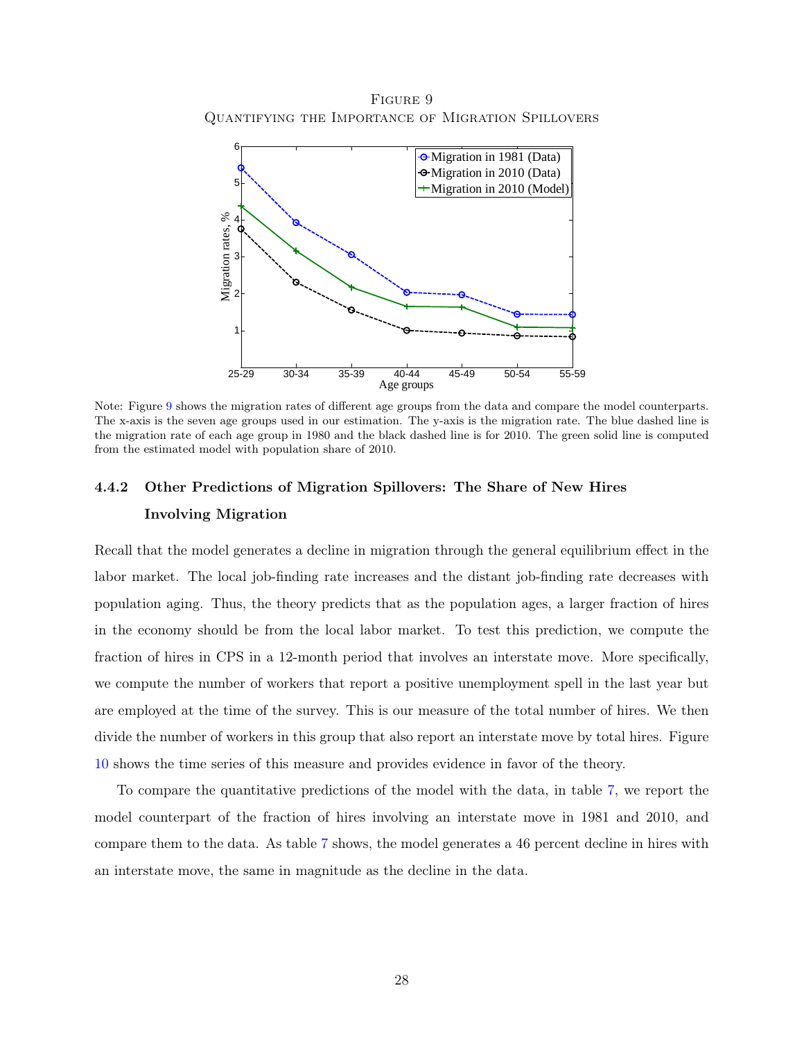Figure 9
Quantifying the Importance of Migration Spillovers

Note: Figure 9 shows the migration rates of different age groups from the data and compare the model counterparts. The x-axis is the seven age groups used in our estimation. The y-axis is the migration rate. The blue dashed line is the migration rate of each age group in 1980 and the black dashed line is for 2010. The green solid line is computed from the estimated model with population share of 2010.

#### 4.4.2 Other Predictions of Migration Spillovers: The Share of New Hires Involving Migration

Recall that the model generates a decline in migration through the general equilibrium effect in the labor market. The local job-finding rate increases and the distant job-finding rate decreases with population aging. Thus, the theory predicts that as the population ages, a larger fraction of hires in the economy should be from the local labor market. To test this prediction, we compute the fraction of hires in CPS in a 12-month period that involves an interstate move. More specifically, we compute the number of workers that report a positive unemployment spell in the last year but are employed at the time of the survey. This is our measure of the total number of hires. We then divide the number of workers in this group that also report an interstate move by total hires. Figure 10 shows the time series of this measure and provides evidence in favor of the theory.

To compare the quantitative predictions of the model with the data, in table 7, we report the model counterpart of the fraction of hires involving an interstate move in 1981 and 2010, and compare them to the data. As table 7 shows, the model generates a 46 percent decline in hires with an interstate move, the same in magnitude as the decline in the data.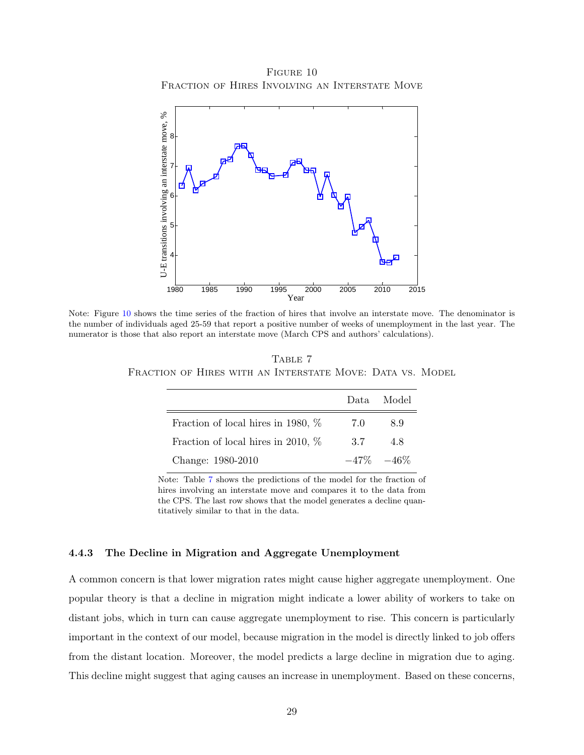Figure 10
Fraction of Hires Involving an Interstate Move

Note: Figure 10 shows the time series of the fraction of hires that involve an interstate move. The denominator is the number of individuals aged 25-59 that report a positive number of weeks of unemployment in the last year. The numerator is those that also report an interstate move (March CPS and authors' calculations).

Table 7
Fraction of Hires with an Interstate Move: Data vs. Model

| | Data | Model |
|---|---|---|
| Fraction of local hires in 1980, % | 7.0 | 8.9 |
| Fraction of local hires in 2010, % | 3.7 | 4.8 |
| Change: 1980-2010 | −47% | −46% |

Note: Table 7 shows the predictions of the model for the fraction of hires involving an interstate move and compares it to the data from the CPS. The last row shows that the model generates a decline quantitatively similar to that in the data.

#### 4.4.3 The Decline in Migration and Aggregate Unemployment

A common concern is that lower migration rates might cause higher aggregate unemployment. One popular theory is that a decline in migration might indicate a lower ability of workers to take on distant jobs, which in turn can cause aggregate unemployment to rise. This concern is particularly important in the context of our model, because migration in the model is directly linked to job offers from the distant location. Moreover, the model predicts a large decline in migration due to aging. This decline might suggest that aging causes an increase in unemployment. Based on these concerns,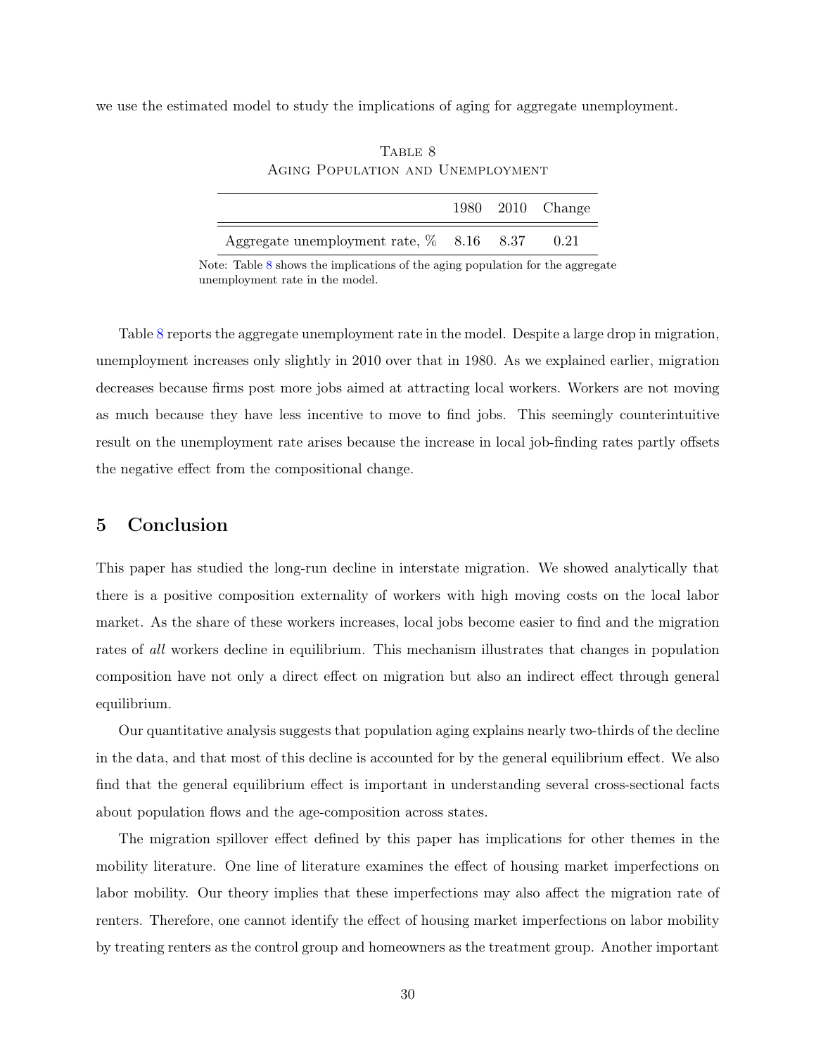we use the estimated model to study the implications of aging for aggregate unemployment.

Table 8
Aging Population and Unemployment

| | 1980 | 2010 | Change |
|---|---|---|---|
| Aggregate unemployment rate, % | 8.16 | 8.37 | 0.21 |

Note: Table 8 shows the implications of the aging population for the aggregate unemployment rate in the model.

Table 8 reports the aggregate unemployment rate in the model. Despite a large drop in migration, unemployment increases only slightly in 2010 over that in 1980. As we explained earlier, migration decreases because firms post more jobs aimed at attracting local workers. Workers are not moving as much because they have less incentive to move to find jobs. This seemingly counterintuitive result on the unemployment rate arises because the increase in local job-finding rates partly offsets the negative effect from the compositional change.

## 5 Conclusion

This paper has studied the long-run decline in interstate migration. We showed analytically that there is a positive composition externality of workers with high moving costs on the local labor market. As the share of these workers increases, local jobs become easier to find and the migration rates of *all* workers decline in equilibrium. This mechanism illustrates that changes in population composition have not only a direct effect on migration but also an indirect effect through general equilibrium.

Our quantitative analysis suggests that population aging explains nearly two-thirds of the decline in the data, and that most of this decline is accounted for by the general equilibrium effect. We also find that the general equilibrium effect is important in understanding several cross-sectional facts about population flows and the age-composition across states.

The migration spillover effect defined by this paper has implications for other themes in the mobility literature. One line of literature examines the effect of housing market imperfections on labor mobility. Our theory implies that these imperfections may also affect the migration rate of renters. Therefore, one cannot identify the effect of housing market imperfections on labor mobility by treating renters as the control group and homeowners as the treatment group. Another important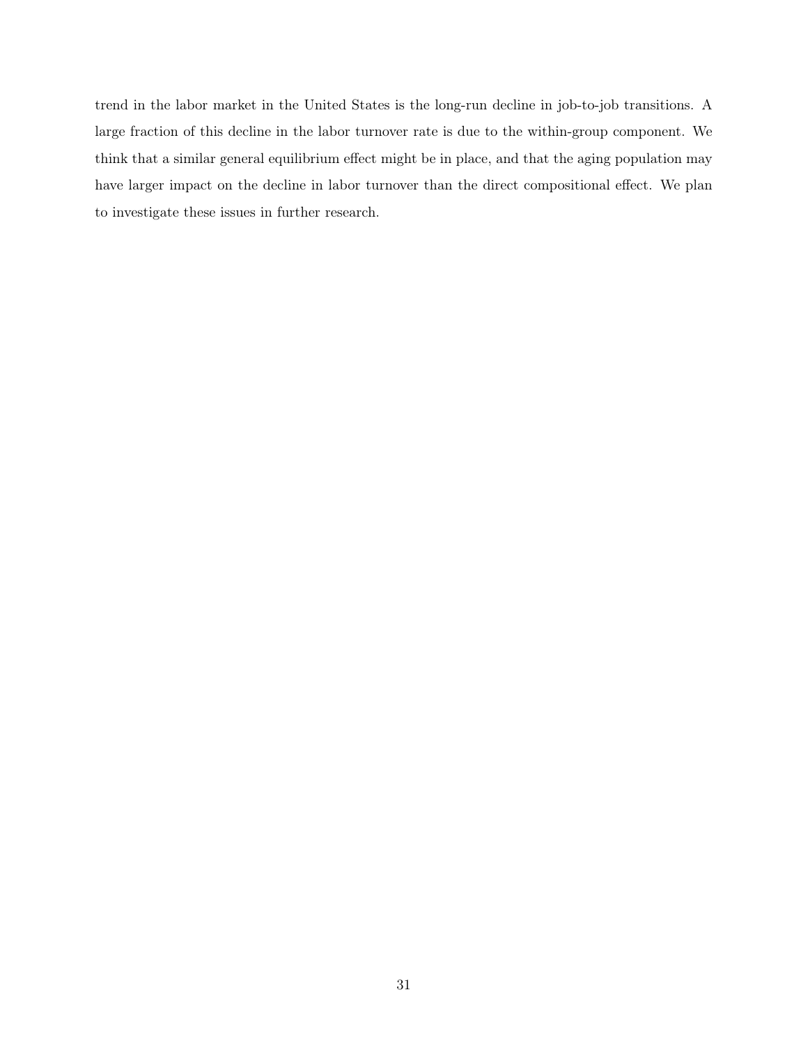trend in the labor market in the United States is the long-run decline in job-to-job transitions. A large fraction of this decline in the labor turnover rate is due to the within-group component. We think that a similar general equilibrium effect might be in place, and that the aging population may have larger impact on the decline in labor turnover than the direct compositional effect. We plan to investigate these issues in further research.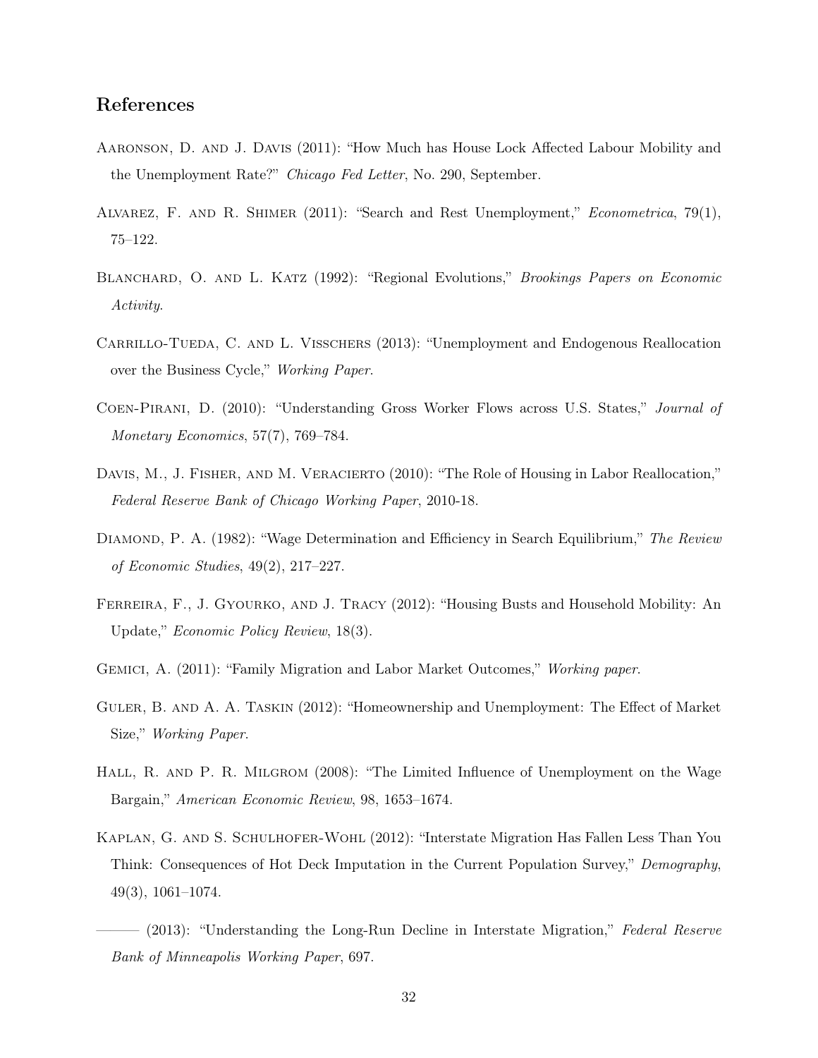## References

Aaronson, D. and J. Davis (2011): "How Much has House Lock Affected Labour Mobility and the Unemployment Rate?" *Chicago Fed Letter*, No. 290, September.

Alvarez, F. and R. Shimer (2011): "Search and Rest Unemployment," *Econometrica*, 79(1), 75–122.

Blanchard, O. and L. Katz (1992): "Regional Evolutions," *Brookings Papers on Economic Activity*.

Carrillo-Tueda, C. and L. Visschers (2013): "Unemployment and Endogenous Reallocation over the Business Cycle," *Working Paper*.

Coen-Pirani, D. (2010): "Understanding Gross Worker Flows across U.S. States," *Journal of Monetary Economics*, 57(7), 769–784.

Davis, M., J. Fisher, and M. Veracierto (2010): "The Role of Housing in Labor Reallocation," *Federal Reserve Bank of Chicago Working Paper*, 2010-18.

Diamond, P. A. (1982): "Wage Determination and Efficiency in Search Equilibrium," *The Review of Economic Studies*, 49(2), 217–227.

Ferreira, F., J. Gyourko, and J. Tracy (2012): "Housing Busts and Household Mobility: An Update," *Economic Policy Review*, 18(3).

Gemici, A. (2011): "Family Migration and Labor Market Outcomes," *Working paper*.

Guler, B. and A. A. Taskin (2012): "Homeownership and Unemployment: The Effect of Market Size," *Working Paper*.

Hall, R. and P. R. Milgrom (2008): "The Limited Influence of Unemployment on the Wage Bargain," *American Economic Review*, 98, 1653–1674.

Kaplan, G. and S. Schulhofer-Wohl (2012): "Interstate Migration Has Fallen Less Than You Think: Consequences of Hot Deck Imputation in the Current Population Survey," *Demography*, 49(3), 1061–1074.

——— (2013): "Understanding the Long-Run Decline in Interstate Migration," *Federal Reserve Bank of Minneapolis Working Paper*, 697.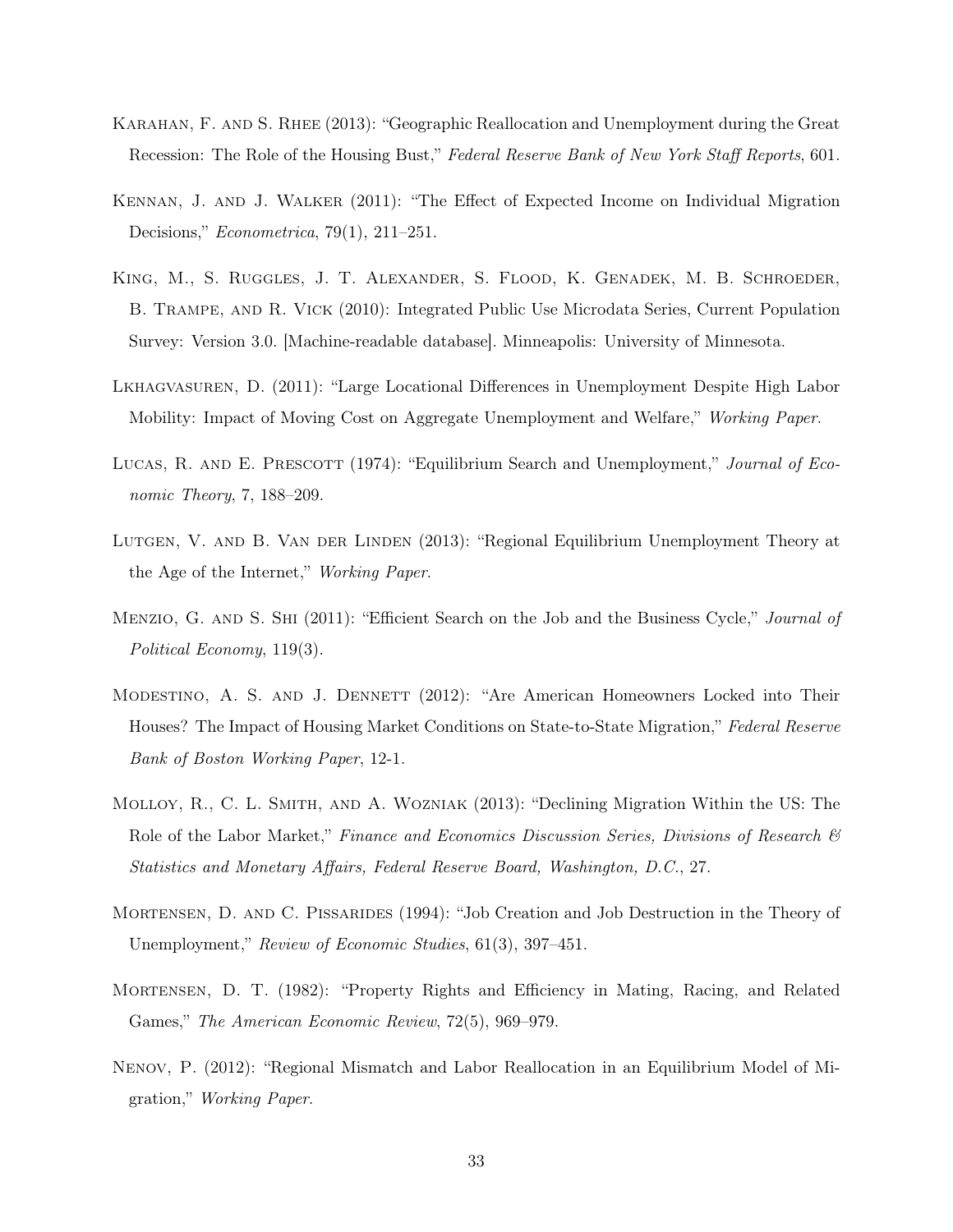Karahan, F. and S. Rhee (2013): "Geographic Reallocation and Unemployment during the Great Recession: The Role of the Housing Bust," *Federal Reserve Bank of New York Staff Reports*, 601.

Kennan, J. and J. Walker (2011): "The Effect of Expected Income on Individual Migration Decisions," *Econometrica*, 79(1), 211–251.

King, M., S. Ruggles, J. T. Alexander, S. Flood, K. Genadek, M. B. Schroeder, B. Trampe, and R. Vick (2010): Integrated Public Use Microdata Series, Current Population Survey: Version 3.0. [Machine-readable database]. Minneapolis: University of Minnesota.

Lkhagvasuren, D. (2011): "Large Locational Differences in Unemployment Despite High Labor Mobility: Impact of Moving Cost on Aggregate Unemployment and Welfare," *Working Paper*.

Lucas, R. and E. Prescott (1974): "Equilibrium Search and Unemployment," *Journal of Economic Theory*, 7, 188–209.

Lutgen, V. and B. Van der Linden (2013): "Regional Equilibrium Unemployment Theory at the Age of the Internet," *Working Paper*.

Menzio, G. and S. Shi (2011): "Efficient Search on the Job and the Business Cycle," *Journal of Political Economy*, 119(3).

Modestino, A. S. and J. Dennett (2012): "Are American Homeowners Locked into Their Houses? The Impact of Housing Market Conditions on State-to-State Migration," *Federal Reserve Bank of Boston Working Paper*, 12-1.

Molloy, R., C. L. Smith, and A. Wozniak (2013): "Declining Migration Within the US: The Role of the Labor Market," *Finance and Economics Discussion Series, Divisions of Research & Statistics and Monetary Affairs, Federal Reserve Board, Washington, D.C.*, 27.

Mortensen, D. and C. Pissarides (1994): "Job Creation and Job Destruction in the Theory of Unemployment," *Review of Economic Studies*, 61(3), 397–451.

Mortensen, D. T. (1982): "Property Rights and Efficiency in Mating, Racing, and Related Games," *The American Economic Review*, 72(5), 969–979.

Nenov, P. (2012): "Regional Mismatch and Labor Reallocation in an Equilibrium Model of Migration," *Working Paper*.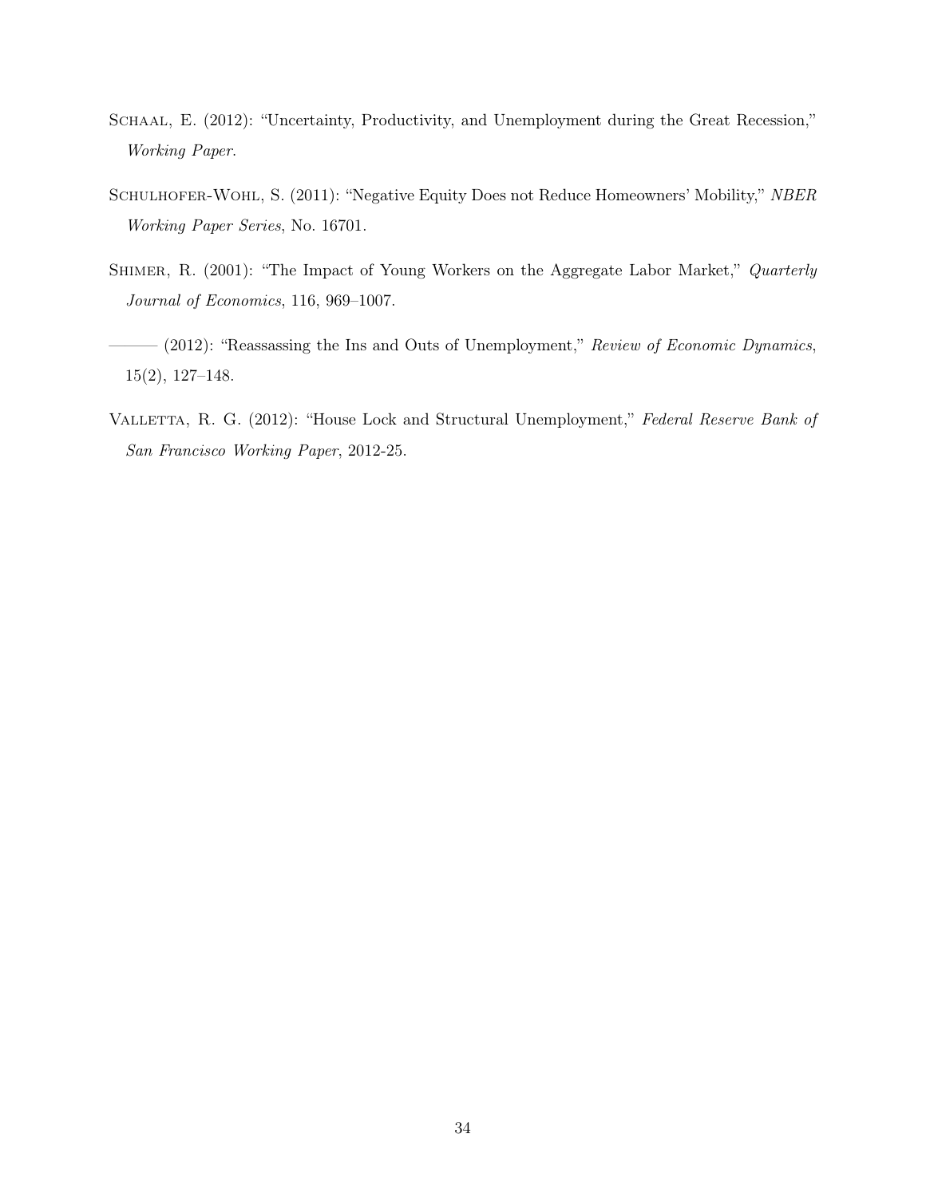Schaal, E. (2012): "Uncertainty, Productivity, and Unemployment during the Great Recession," *Working Paper*.

Schulhofer-Wohl, S. (2011): "Negative Equity Does not Reduce Homeowners' Mobility," *NBER Working Paper Series*, No. 16701.

Shimer, R. (2001): "The Impact of Young Workers on the Aggregate Labor Market," *Quarterly Journal of Economics*, 116, 969–1007.

——— (2012): "Reassassing the Ins and Outs of Unemployment," *Review of Economic Dynamics*, 15(2), 127–148.

Valletta, R. G. (2012): "House Lock and Structural Unemployment," *Federal Reserve Bank of San Francisco Working Paper*, 2012-25.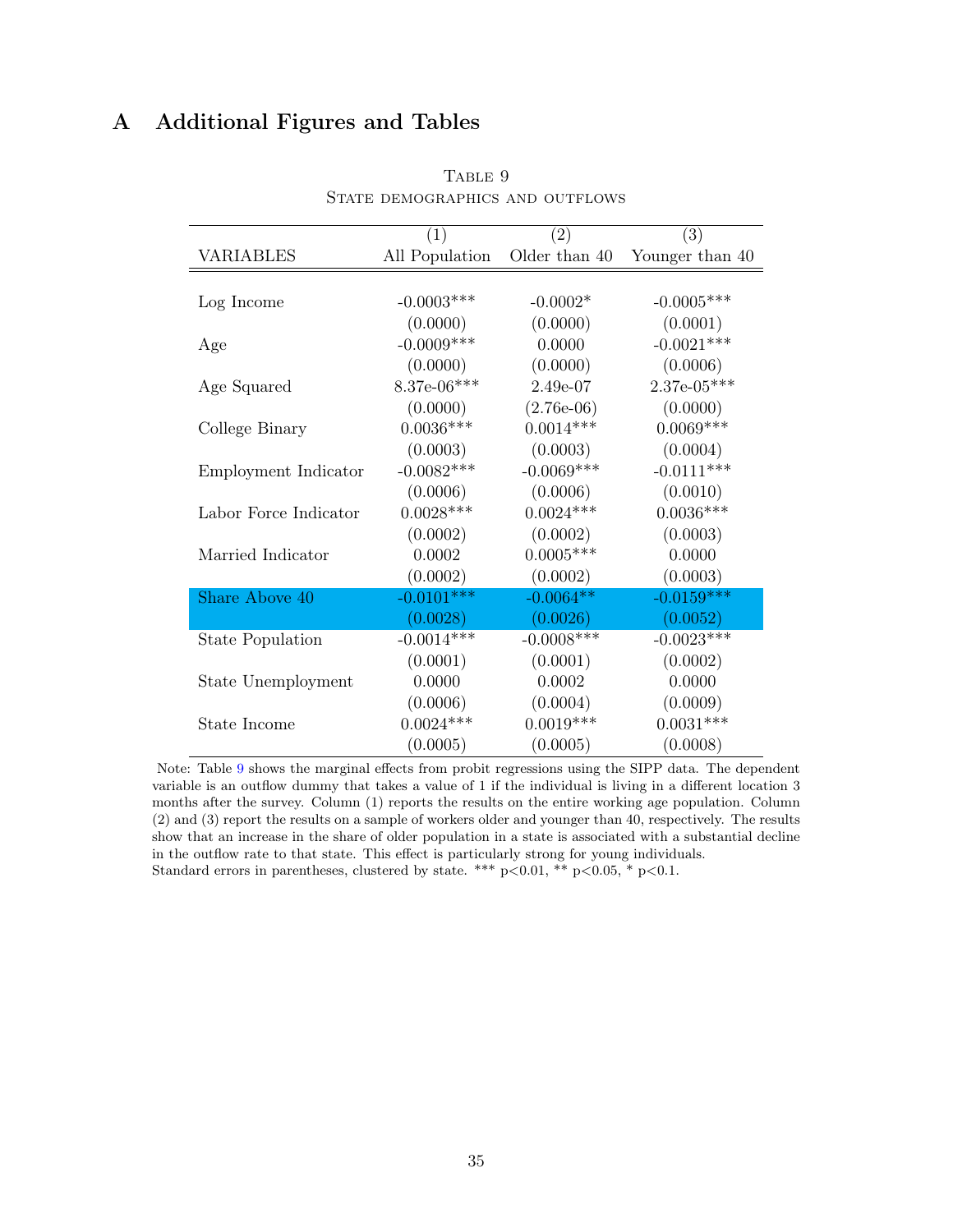# A Additional Figures and Tables

Table 9
State demographics and outflows

| VARIABLES | (1) All Population | (2) Older than 40 | (3) Younger than 40 |
|---|---|---|---|
| Log Income | -0.0003*** | -0.0002* | -0.0005*** |
| | (0.0000) | (0.0000) | (0.0001) |
| Age | -0.0009*** | 0.0000 | -0.0021*** |
| | (0.0000) | (0.0000) | (0.0006) |
| Age Squared | 8.37e-06*** | 2.49e-07 | 2.37e-05*** |
| | (0.0000) | (2.76e-06) | (0.0000) |
| College Binary | 0.0036*** | 0.0014*** | 0.0069*** |
| | (0.0003) | (0.0003) | (0.0004) |
| Employment Indicator | -0.0082*** | -0.0069*** | -0.0111*** |
| | (0.0006) | (0.0006) | (0.0010) |
| Labor Force Indicator | 0.0028*** | 0.0024*** | 0.0036*** |
| | (0.0002) | (0.0002) | (0.0003) |
| Married Indicator | 0.0002 | 0.0005*** | 0.0000 |
| | (0.0002) | (0.0002) | (0.0003) |
| Share Above 40 | -0.0101*** | -0.0064** | -0.0159*** |
| | (0.0028) | (0.0026) | (0.0052) |
| State Population | -0.0014*** | -0.0008*** | -0.0023*** |
| | (0.0001) | (0.0001) | (0.0002) |
| State Unemployment | 0.0000 | 0.0002 | 0.0000 |
| | (0.0006) | (0.0004) | (0.0009) |
| State Income | 0.0024*** | 0.0019*** | 0.0031*** |
| | (0.0005) | (0.0005) | (0.0008) |

Note: Table 9 shows the marginal effects from probit regressions using the SIPP data. The dependent variable is an outflow dummy that takes a value of 1 if the individual is living in a different location 3 months after the survey. Column (1) reports the results on the entire working age population. Column (2) and (3) report the results on a sample of workers older and younger than 40, respectively. The results show that an increase in the share of older population in a state is associated with a substantial decline in the outflow rate to that state. This effect is particularly strong for young individuals.
Standard errors in parentheses, clustered by state. *** p<0.01, ** p<0.05, * p<0.1.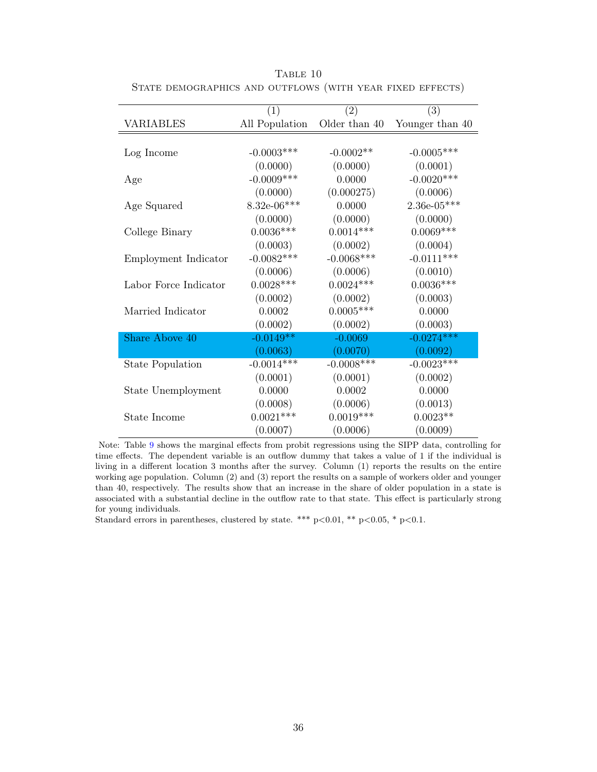Table 10

State demographics and outflows (with year fixed effects)

| VARIABLES | (1) All Population | (2) Older than 40 | (3) Younger than 40 |
|---|---|---|---|
| Log Income | -0.0003*** | -0.0002** | -0.0005*** |
| | (0.0000) | (0.0000) | (0.0001) |
| Age | -0.0009*** | 0.0000 | -0.0020*** |
| | (0.0000) | (0.000275) | (0.0006) |
| Age Squared | 8.32e-06*** | 0.0000 | 2.36e-05*** |
| | (0.0000) | (0.0000) | (0.0000) |
| College Binary | 0.0036*** | 0.0014*** | 0.0069*** |
| | (0.0003) | (0.0002) | (0.0004) |
| Employment Indicator | -0.0082*** | -0.0068*** | -0.0111*** |
| | (0.0006) | (0.0006) | (0.0010) |
| Labor Force Indicator | 0.0028*** | 0.0024*** | 0.0036*** |
| | (0.0002) | (0.0002) | (0.0003) |
| Married Indicator | 0.0002 | 0.0005*** | 0.0000 |
| | (0.0002) | (0.0002) | (0.0003) |
| Share Above 40 | -0.0149** | -0.0069 | -0.0274*** |
| | (0.0063) | (0.0070) | (0.0092) |
| State Population | -0.0014*** | -0.0008*** | -0.0023*** |
| | (0.0001) | (0.0001) | (0.0002) |
| State Unemployment | 0.0000 | 0.0002 | 0.0000 |
| | (0.0008) | (0.0006) | (0.0013) |
| State Income | 0.0021*** | 0.0019*** | 0.0023** |
| | (0.0007) | (0.0006) | (0.0009) |

Note: Table 9 shows the marginal effects from probit regressions using the SIPP data, controlling for time effects. The dependent variable is an outflow dummy that takes a value of 1 if the individual is living in a different location 3 months after the survey. Column (1) reports the results on the entire working age population. Column (2) and (3) report the results on a sample of workers older and younger than 40, respectively. The results show that an increase in the share of older population in a state is associated with a substantial decline in the outflow rate to that state. This effect is particularly strong for young individuals.

Standard errors in parentheses, clustered by state. *** p<0.01, ** p<0.05, * p<0.1.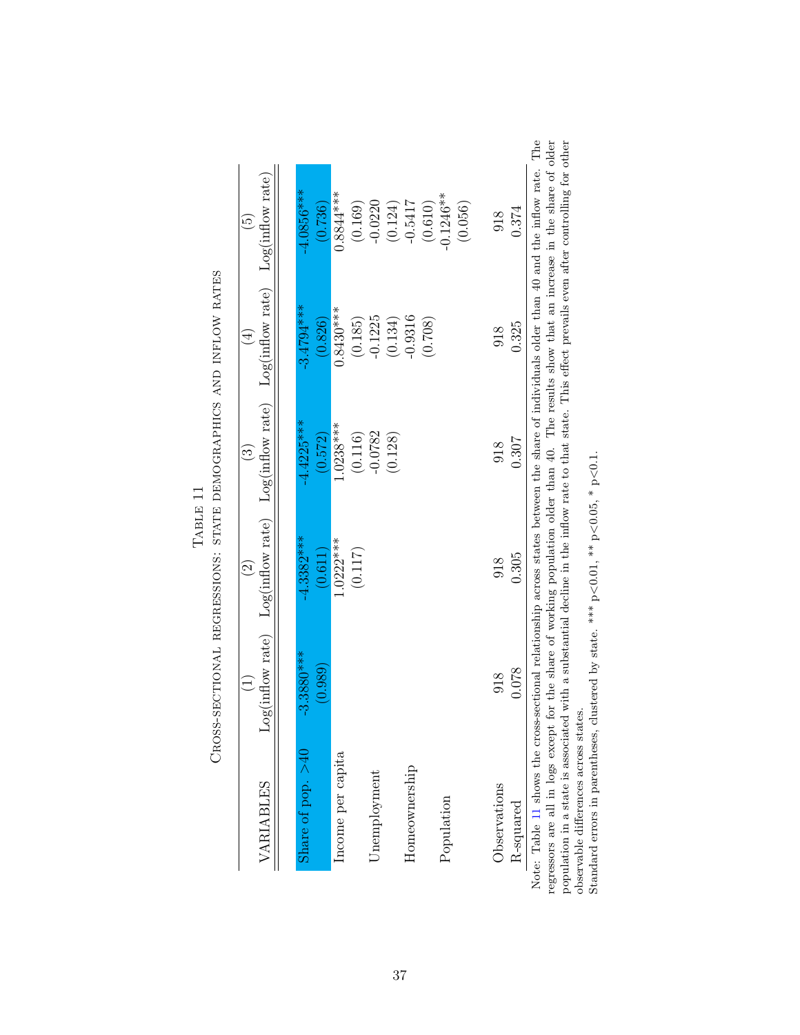Table 11

Cross-sectional regressions: state demographics and inflow rates

| VARIABLES | (1) Log(inflow rate) | (2) Log(inflow rate) | (3) Log(inflow rate) | (4) Log(inflow rate) | (5) Log(inflow rate) |
|---|---|---|---|---|---|
| Share of pop. >40 | -3.3880*** | -4.3382*** | -4.4225*** | -3.4794*** | -4.0856*** |
| | (0.989) | (0.611) | (0.572) | (0.826) | (0.736) |
| Income per capita | | 1.0222*** | 1.0238*** | 0.8430*** | 0.8844*** |
| | | (0.117) | (0.116) | (0.185) | (0.169) |
| Unemployment | | | -0.0782 | -0.1225 | -0.0220 |
| | | | (0.128) | (0.134) | (0.124) |
| Homeownership | | | | -0.9316 | -0.5417 |
| | | | | (0.708) | (0.610) |
| Population | | | | | -0.1246** |
| | | | | | (0.056) |
| Observations | 918 | 918 | 918 | 918 | 918 |
| R-squared | 0.078 | 0.305 | 0.307 | 0.325 | 0.374 |

Note: Table 11 shows the cross-sectional relationship across states between the share of individuals older than 40 and the inflow rate. The regressors are all in logs except for the share of working population older than 40. The results show that an increase in the share of older population in a state is associated with a substantial decline in the inflow rate to that state. This effect prevails even after controlling for other observable differences across states.

Standard errors in parentheses, clustered by state. *** p<0.01, ** p<0.05, * p<0.1.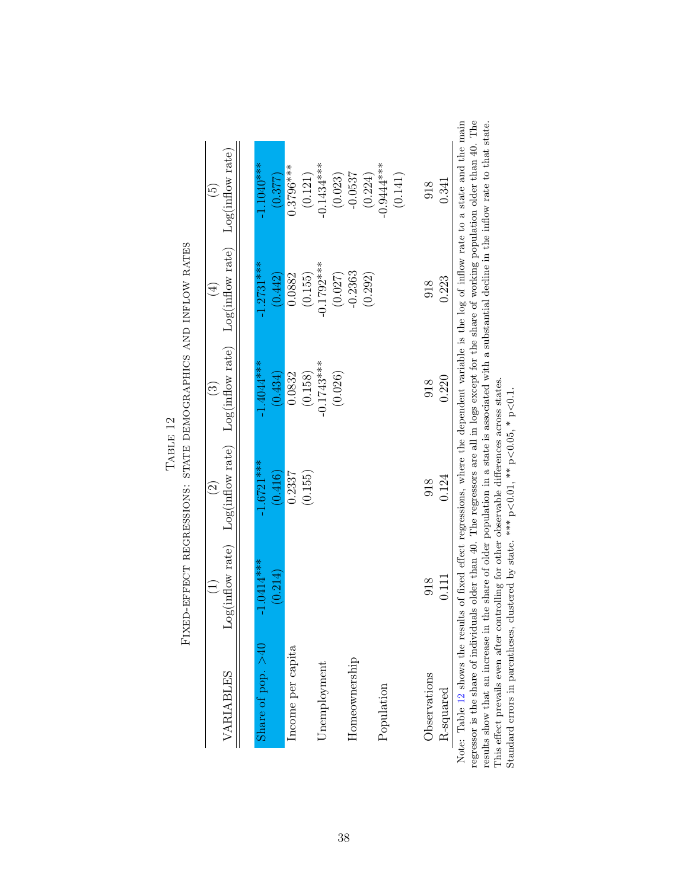Table 12

Fixed-effect regressions: state demographics and inflow rates

| VARIABLES | (1) Log(inflow rate) | (2) Log(inflow rate) | (3) Log(inflow rate) | (4) Log(inflow rate) | (5) Log(inflow rate) |
|---|---|---|---|---|---|
| Share of pop. >40 | -1.0414*** | -1.6721*** | -1.4044*** | -1.2731*** | -1.1040*** |
| | (0.214) | (0.416) | (0.434) | (0.442) | (0.377) |
| Income per capita | | 0.2337 | 0.0832 | 0.0882 | 0.3796*** |
| | | (0.155) | (0.158) | (0.155) | (0.121) |
| Unemployment | | | -0.1743*** | -0.1792*** | -0.1434*** |
| | | | (0.026) | (0.027) | (0.023) |
| Homeownership | | | | -0.2363 | -0.0537 |
| | | | | (0.292) | (0.224) |
| Population | | | | | -0.9444*** |
| | | | | | (0.141) |
| Observations | 918 | 918 | 918 | 918 | 918 |
| R-squared | 0.111 | 0.124 | 0.220 | 0.223 | 0.341 |

Note: Table 12 shows the results of fixed effect regressions, where the dependent variable is the log of inflow rate to a state and the main regressor is the share of individuals older than 40. The regressors are all in logs except for the share of working population older than 40. The results show that an increase in the share of older population in a state is associated with a substantial decline in the inflow rate to that state. This effect prevails even after controlling for other observable differences across states.
Standard errors in parentheses, clustered by state. *** p<0.01, ** p<0.05, * p<0.1.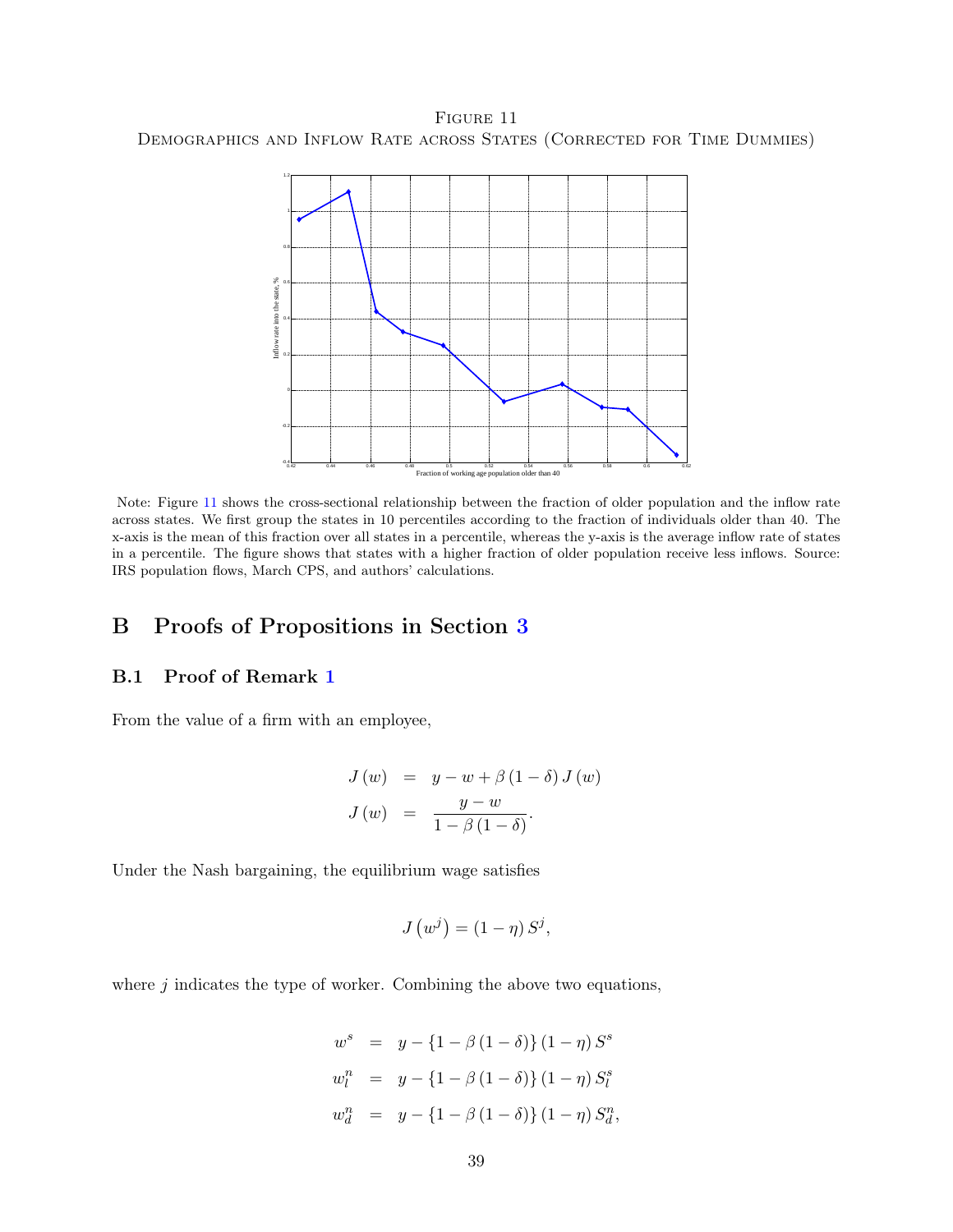Figure 11

Demographics and Inflow Rate across States (Corrected for Time Dummies)

Note: Figure 11 shows the cross-sectional relationship between the fraction of older population and the inflow rate across states. We first group the states in 10 percentiles according to the fraction of individuals older than 40. The x-axis is the mean of this fraction over all states in a percentile, whereas the y-axis is the average inflow rate of states in a percentile. The figure shows that states with a higher fraction of older population receive less inflows. Source: IRS population flows, March CPS, and authors' calculations.

# B Proofs of Propositions in Section 3

## B.1 Proof of Remark 1

From the value of a firm with an employee,

$$
\begin{aligned}
J(w) &= y - w + \beta(1-\delta) J(w) \\
J(w) &= \frac{y - w}{1 - \beta(1-\delta)}.
\end{aligned}
$$

Under the Nash bargaining, the equilibrium wage satisfies

$$
J\left(w^j\right) = (1-\eta) S^j,
$$

where $j$ indicates the type of worker. Combining the above two equations,

$$
\begin{aligned}
w^s &= y - \{1 - \beta(1-\delta)\}(1-\eta) S^s \\
w_l^n &= y - \{1 - \beta(1-\delta)\}(1-\eta) S_l^s \\
w_d^n &= y - \{1 - \beta(1-\delta)\}(1-\eta) S_d^n,
\end{aligned}
$$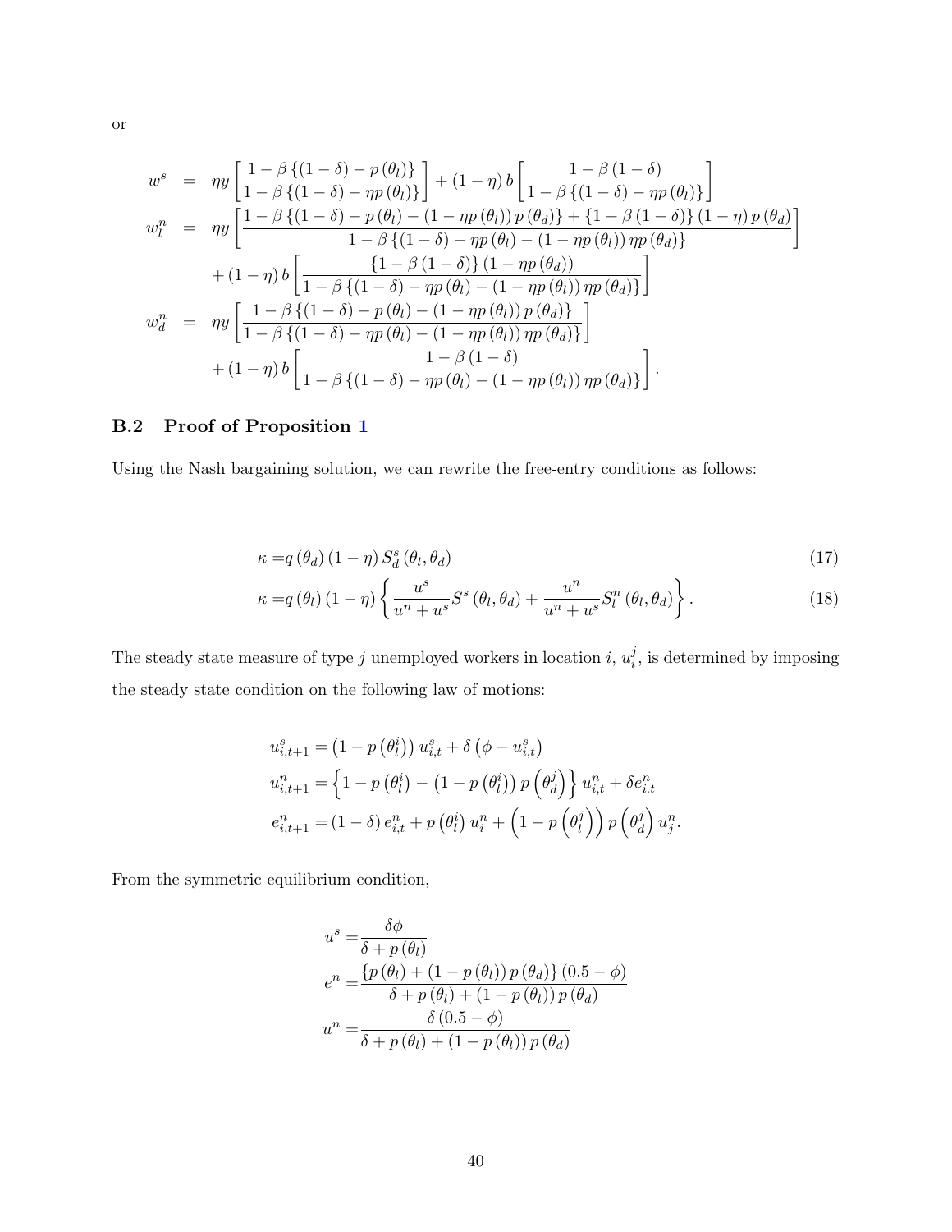or

$$
\begin{aligned}
w^{s} &= \eta y\left[\frac{1-\beta\left\{(1-\delta)-p\left(\theta_{l}\right)\right\}}{1-\beta\left\{(1-\delta)-\eta p\left(\theta_{l}\right)\right\}}\right]+(1-\eta) b\left[\frac{1-\beta(1-\delta)}{1-\beta\left\{(1-\delta)-\eta p\left(\theta_{l}\right)\right\}}\right] \\
w_{l}^{n} &= \eta y\left[\frac{1-\beta\left\{(1-\delta)-p\left(\theta_{l}\right)-\left(1-\eta p\left(\theta_{l}\right)\right) p\left(\theta_{d}\right)\right\}+\{1-\beta(1-\delta)\}(1-\eta) p\left(\theta_{d}\right)}{1-\beta\left\{(1-\delta)-\eta p\left(\theta_{l}\right)-\left(1-\eta p\left(\theta_{l}\right)\right) \eta p\left(\theta_{d}\right)\right\}}\right] \\
&\quad +(1-\eta) b\left[\frac{\{1-\beta(1-\delta)\}\left(1-\eta p\left(\theta_{d}\right)\right)}{1-\beta\left\{(1-\delta)-\eta p\left(\theta_{l}\right)-\left(1-\eta p\left(\theta_{l}\right)\right) \eta p\left(\theta_{d}\right)\right\}}\right] \\
w_{d}^{n} &= \eta y\left[\frac{1-\beta\left\{(1-\delta)-p\left(\theta_{l}\right)-\left(1-\eta p\left(\theta_{l}\right)\right) p\left(\theta_{d}\right)\right\}}{1-\beta\left\{(1-\delta)-\eta p\left(\theta_{l}\right)-\left(1-\eta p\left(\theta_{l}\right)\right) \eta p\left(\theta_{d}\right)\right\}}\right] \\
&\quad +(1-\eta) b\left[\frac{1-\beta(1-\delta)}{1-\beta\left\{(1-\delta)-\eta p\left(\theta_{l}\right)-\left(1-\eta p\left(\theta_{l}\right)\right) \eta p\left(\theta_{d}\right)\right\}}\right].
\end{aligned}
$$

### B.2 Proof of Proposition 1

Using the Nash bargaining solution, we can rewrite the free-entry conditions as follows:

$$
\kappa = q\left(\theta_{d}\right)(1-\eta) S_{d}^{s}\left(\theta_{l}, \theta_{d}\right) \tag{17}
$$

$$
\kappa = q\left(\theta_{l}\right)(1-\eta)\left\{\frac{u^{s}}{u^{n}+u^{s}} S^{s}\left(\theta_{l}, \theta_{d}\right)+\frac{u^{n}}{u^{n}+u^{s}} S_{l}^{n}\left(\theta_{l}, \theta_{d}\right)\right\}. \tag{18}
$$

The steady state measure of type $j$ unemployed workers in location $i$, $u_i^j$, is determined by imposing the steady state condition on the following law of motions:

$$
\begin{aligned}
u_{i,t+1}^{s} &= \left(1-p\left(\theta_{l}^{i}\right)\right) u_{i,t}^{s}+\delta\left(\phi-u_{i,t}^{s}\right) \\
u_{i,t+1}^{n} &= \left\{1-p\left(\theta_{l}^{i}\right)-\left(1-p\left(\theta_{l}^{i}\right)\right) p\left(\theta_{d}^{j}\right)\right\} u_{i,t}^{n}+\delta e_{i.t}^{n} \\
e_{i,t+1}^{n} &= (1-\delta) e_{i,t}^{n}+p\left(\theta_{l}^{i}\right) u_{i}^{n}+\left(1-p\left(\theta_{l}^{j}\right)\right) p\left(\theta_{d}^{j}\right) u_{j}^{n}.
\end{aligned}
$$

From the symmetric equilibrium condition,

$$
\begin{aligned}
u^{s} &= \frac{\delta \phi}{\delta+p\left(\theta_{l}\right)} \\
e^{n} &= \frac{\left\{p\left(\theta_{l}\right)+\left(1-p\left(\theta_{l}\right)\right) p\left(\theta_{d}\right)\right\}(0.5-\phi)}{\delta+p\left(\theta_{l}\right)+\left(1-p\left(\theta_{l}\right)\right) p\left(\theta_{d}\right)} \\
u^{n} &= \frac{\delta(0.5-\phi)}{\delta+p\left(\theta_{l}\right)+\left(1-p\left(\theta_{l}\right)\right) p\left(\theta_{d}\right)}
\end{aligned}
$$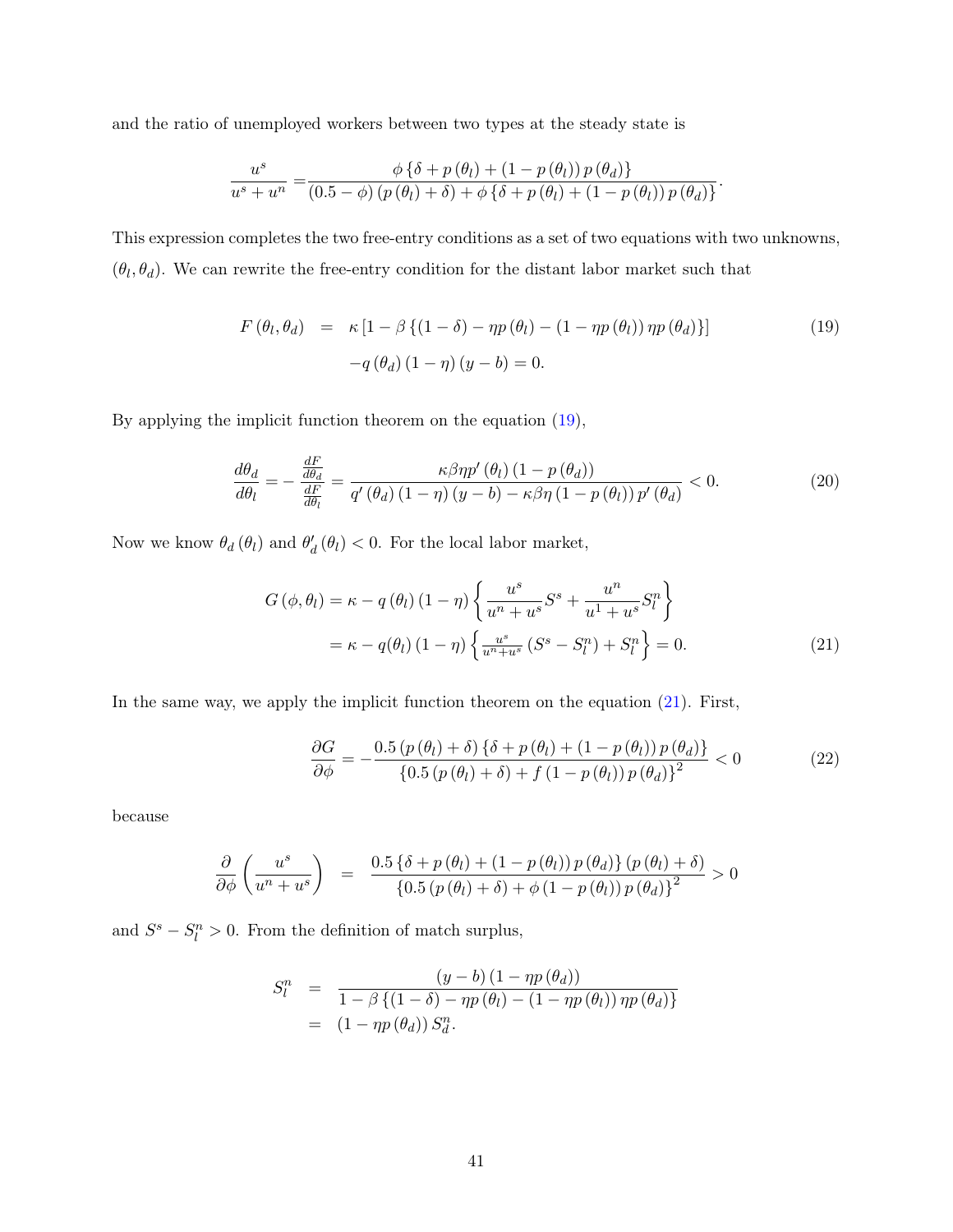and the ratio of unemployed workers between two types at the steady state is

$$
\frac{u^s}{u^s+u^n} = \frac{\phi\left\{\delta+p\left(\theta_l\right)+\left(1-p\left(\theta_l\right)\right)p\left(\theta_d\right)\right\}}{\left(0.5-\phi\right)\left(p\left(\theta_l\right)+\delta\right)+\phi\left\{\delta+p\left(\theta_l\right)+\left(1-p\left(\theta_l\right)\right)p\left(\theta_d\right)\right\}}.
$$

This expression completes the two free-entry conditions as a set of two equations with two unknowns, $(\theta_l, \theta_d)$. We can rewrite the free-entry condition for the distant labor market such that

$$
\begin{aligned}
F\left(\theta_l, \theta_d\right) &= \kappa\left[1-\beta\left\{(1-\delta)-\eta p\left(\theta_l\right)-\left(1-\eta p\left(\theta_l\right)\right)\eta p\left(\theta_d\right)\right\}\right] \\
&\quad -q\left(\theta_d\right)(1-\eta)(y-b)=0.
\end{aligned} \tag{19}
$$

By applying the implicit function theorem on the equation (19),

$$
\frac{d\theta_d}{d\theta_l} = -\frac{\frac{dF}{d\theta_d}}{\frac{dF}{d\theta_l}} = \frac{\kappa\beta\eta p'\left(\theta_l\right)\left(1-p\left(\theta_d\right)\right)}{q'\left(\theta_d\right)(1-\eta)(y-b)-\kappa\beta\eta\left(1-p\left(\theta_l\right)\right)p'\left(\theta_d\right)} < 0. \tag{20}
$$

Now we know $\theta_d\left(\theta_l\right)$ and $\theta_d'\left(\theta_l\right) < 0$. For the local labor market,

$$
\begin{aligned}
G\left(\phi, \theta_l\right) &= \kappa - q\left(\theta_l\right)(1-\eta)\left\{\frac{u^s}{u^n+u^s}S^s + \frac{u^n}{u^1+u^s}S_l^n\right\} \\
&= \kappa - q(\theta_l)(1-\eta)\left\{\tfrac{u^s}{u^n+u^s}\left(S^s - S_l^n\right) + S_l^n\right\} = 0.
\end{aligned} \tag{21}
$$

In the same way, we apply the implicit function theorem on the equation (21). First,

$$
\frac{\partial G}{\partial \phi} = -\frac{0.5\left(p\left(\theta_l\right)+\delta\right)\left\{\delta+p\left(\theta_l\right)+\left(1-p\left(\theta_l\right)\right)p\left(\theta_d\right)\right\}}{\left\{0.5\left(p\left(\theta_l\right)+\delta\right)+f\left(1-p\left(\theta_l\right)\right)p\left(\theta_d\right)\right\}^2} < 0 \tag{22}
$$

because

$$
\frac{\partial}{\partial \phi}\left(\frac{u^s}{u^n+u^s}\right) = \frac{0.5\left\{\delta+p\left(\theta_l\right)+\left(1-p\left(\theta_l\right)\right)p\left(\theta_d\right)\right\}\left(p\left(\theta_l\right)+\delta\right)}{\left\{0.5\left(p\left(\theta_l\right)+\delta\right)+\phi\left(1-p\left(\theta_l\right)\right)p\left(\theta_d\right)\right\}^2} > 0
$$

and $S^s - S_l^n > 0$. From the definition of match surplus,

$$
\begin{aligned}
S_l^n &= \frac{(y-b)\left(1-\eta p\left(\theta_d\right)\right)}{1-\beta\left\{(1-\delta)-\eta p\left(\theta_l\right)-\left(1-\eta p\left(\theta_l\right)\right)\eta p\left(\theta_d\right)\right\}} \\
&= \left(1-\eta p\left(\theta_d\right)\right)S_d^n.
\end{aligned}
$$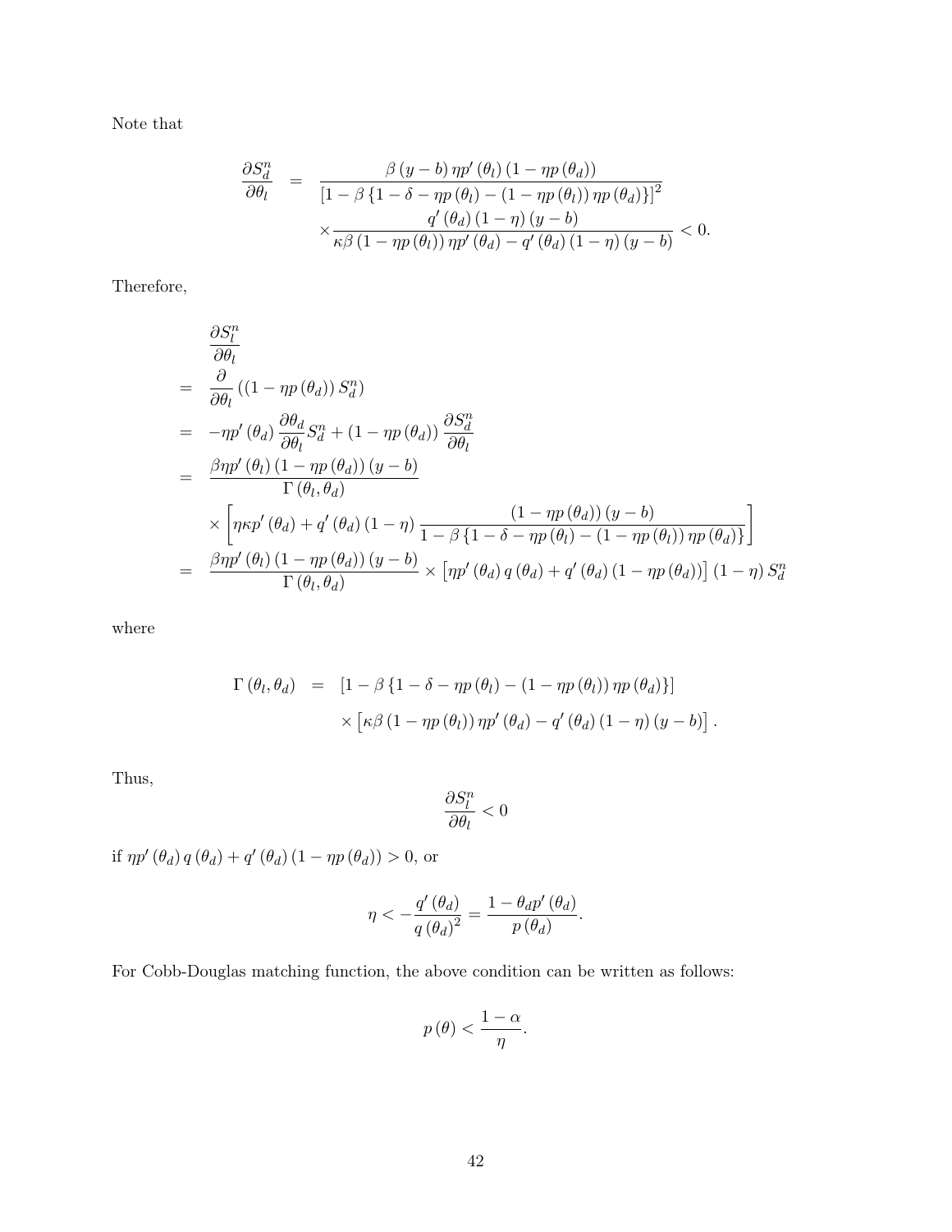Note that

$$
\begin{aligned}
\frac{\partial S_d^n}{\partial \theta_l} &= \frac{\beta (y-b) \eta p'(\theta_l)(1-\eta p(\theta_d))}{\left[1-\beta\{1-\delta-\eta p(\theta_l)-(1-\eta p(\theta_l))\eta p(\theta_d)\}\right]^2} \\
&\quad \times \frac{q'(\theta_d)(1-\eta)(y-b)}{\kappa\beta(1-\eta p(\theta_l))\eta p'(\theta_d)-q'(\theta_d)(1-\eta)(y-b)} < 0.
\end{aligned}
$$

Therefore,

$$
\begin{aligned}
&\frac{\partial S_l^n}{\partial \theta_l} \\
&= \frac{\partial}{\partial \theta_l}\left((1-\eta p(\theta_d)) S_d^n\right) \\
&= -\eta p'(\theta_d)\frac{\partial \theta_d}{\partial \theta_l} S_d^n + (1-\eta p(\theta_d))\frac{\partial S_d^n}{\partial \theta_l} \\
&= \frac{\beta \eta p'(\theta_l)(1-\eta p(\theta_d))(y-b)}{\Gamma(\theta_l,\theta_d)} \\
&\quad \times \left[\eta\kappa p'(\theta_d) + q'(\theta_d)(1-\eta)\frac{(1-\eta p(\theta_d))(y-b)}{1-\beta\{1-\delta-\eta p(\theta_l)-(1-\eta p(\theta_l))\eta p(\theta_d)\}}\right] \\
&= \frac{\beta \eta p'(\theta_l)(1-\eta p(\theta_d))(y-b)}{\Gamma(\theta_l,\theta_d)} \times \left[\eta p'(\theta_d) q(\theta_d) + q'(\theta_d)(1-\eta p(\theta_d))\right](1-\eta) S_d^n
\end{aligned}
$$

where

$$
\begin{aligned}
\Gamma(\theta_l,\theta_d) &= \left[1-\beta\{1-\delta-\eta p(\theta_l)-(1-\eta p(\theta_l))\eta p(\theta_d)\}\right] \\
&\quad \times \left[\kappa\beta(1-\eta p(\theta_l))\eta p'(\theta_d)-q'(\theta_d)(1-\eta)(y-b)\right].
\end{aligned}
$$

Thus,

$$
\frac{\partial S_l^n}{\partial \theta_l} < 0
$$

if $\eta p'(\theta_d) q(\theta_d) + q'(\theta_d)(1-\eta p(\theta_d)) > 0$, or

$$
\eta < -\frac{q'(\theta_d)}{q(\theta_d)^2} = \frac{1-\theta_d p'(\theta_d)}{p(\theta_d)}.
$$

For Cobb-Douglas matching function, the above condition can be written as follows:

$$
p(\theta) < \frac{1-\alpha}{\eta}.
$$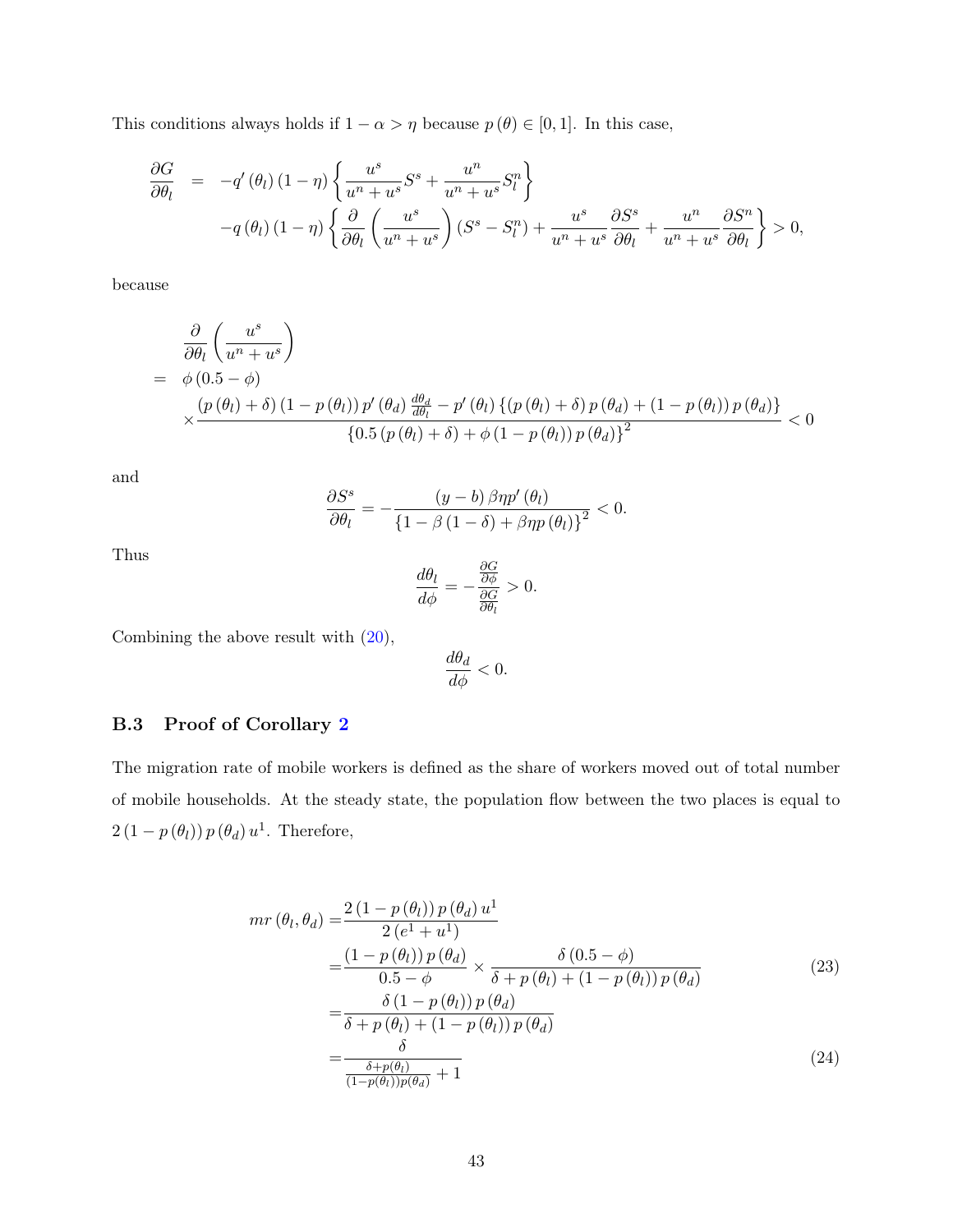This conditions always holds if $1-\alpha > \eta$ because $p(\theta) \in [0,1]$. In this case,

$$
\begin{aligned}
\frac{\partial G}{\partial \theta_l} &= -q'(\theta_l)(1-\eta)\left\{\frac{u^s}{u^n+u^s}S^s + \frac{u^n}{u^n+u^s}S_l^n\right\} \\
&\quad -q(\theta_l)(1-\eta)\left\{\frac{\partial}{\partial \theta_l}\left(\frac{u^s}{u^n+u^s}\right)(S^s - S_l^n) + \frac{u^s}{u^n+u^s}\frac{\partial S^s}{\partial \theta_l} + \frac{u^n}{u^n+u^s}\frac{\partial S^n}{\partial \theta_l}\right\} > 0,
\end{aligned}
$$

because

$$
\begin{aligned}
&\frac{\partial}{\partial \theta_l}\left(\frac{u^s}{u^n+u^s}\right) \\
=\ & \phi(0.5-\phi) \\
&\times \frac{(p(\theta_l)+\delta)(1-p(\theta_l))p'(\theta_d)\frac{d\theta_d}{d\theta_l} - p'(\theta_l)\left\{(p(\theta_l)+\delta)p(\theta_d) + (1-p(\theta_l))p(\theta_d)\right\}}{\left\{0.5(p(\theta_l)+\delta) + \phi(1-p(\theta_l))p(\theta_d)\right\}^2} < 0
\end{aligned}
$$

and

$$
\frac{\partial S^s}{\partial \theta_l} = -\frac{(y-b)\beta\eta p'(\theta_l)}{\left\{1-\beta(1-\delta)+\beta\eta p(\theta_l)\right\}^2} < 0.
$$

Thus

$$
\frac{d\theta_l}{d\phi} = -\frac{\frac{\partial G}{\partial \phi}}{\frac{\partial G}{\partial \theta_l}} > 0.
$$

Combining the above result with (20),

$$
\frac{d\theta_d}{d\phi} < 0.
$$

### B.3 Proof of Corollary 2

The migration rate of mobile workers is defined as the share of workers moved out of total number of mobile households. At the steady state, the population flow between the two places is equal to $2(1-p(\theta_l))p(\theta_d)u^1$. Therefore,

$$
\begin{aligned}
mr(\theta_l, \theta_d) &= \frac{2(1-p(\theta_l))p(\theta_d)u^1}{2(e^1+u^1)} \\
&= \frac{(1-p(\theta_l))p(\theta_d)}{0.5-\phi} \times \frac{\delta(0.5-\phi)}{\delta + p(\theta_l) + (1-p(\theta_l))p(\theta_d)} \qquad (23) \\
&= \frac{\delta(1-p(\theta_l))p(\theta_d)}{\delta + p(\theta_l) + (1-p(\theta_l))p(\theta_d)} \\
&= \frac{\delta}{\frac{\delta + p(\theta_l)}{(1-p(\theta_l))p(\theta_d)} + 1} \qquad (24)
\end{aligned}
$$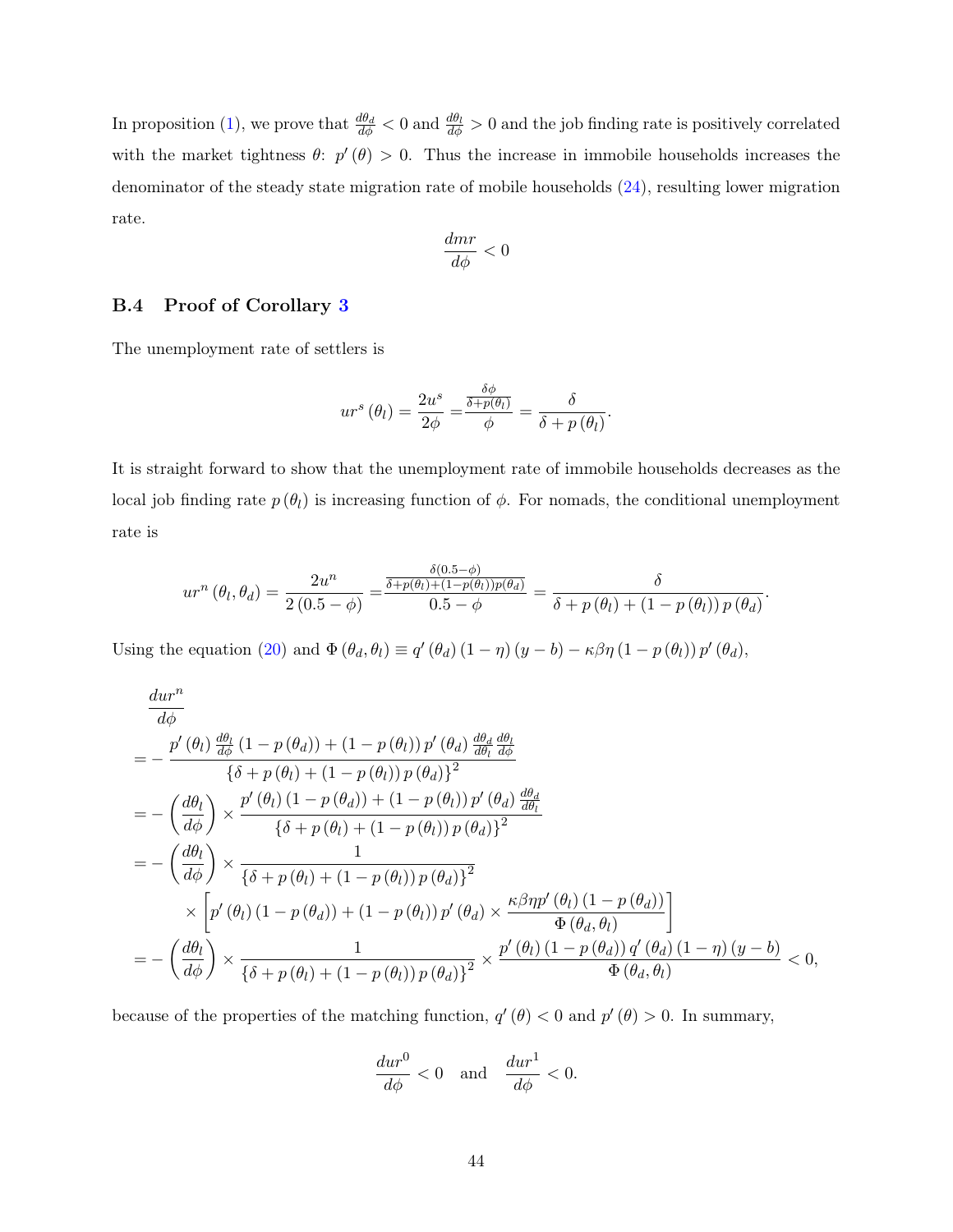In proposition (1), we prove that $\frac{d\theta_d}{d\phi} < 0$ and $\frac{d\theta_l}{d\phi} > 0$ and the job finding rate is positively correlated with the market tightness $\theta$: $p'(\theta) > 0$. Thus the increase in immobile households increases the denominator of the steady state migration rate of mobile households (24), resulting lower migration rate.

$$\frac{dmr}{d\phi} < 0$$

### B.4 Proof of Corollary 3

The unemployment rate of settlers is

$$ur^s(\theta_l) = \frac{2u^s}{2\phi} = \frac{\frac{\delta\phi}{\delta + p(\theta_l)}}{\phi} = \frac{\delta}{\delta + p(\theta_l)}.$$

It is straight forward to show that the unemployment rate of immobile households decreases as the local job finding rate $p(\theta_l)$ is increasing function of $\phi$. For nomads, the conditional unemployment rate is

$$ur^n(\theta_l, \theta_d) = \frac{2u^n}{2(0.5 - \phi)} = \frac{\frac{\delta(0.5-\phi)}{\delta + p(\theta_l) + (1-p(\theta_l))p(\theta_d)}}{0.5 - \phi} = \frac{\delta}{\delta + p(\theta_l) + (1 - p(\theta_l))p(\theta_d)}.$$

Using the equation (20) and $\Phi(\theta_d, \theta_l) \equiv q'(\theta_d)(1-\eta)(y-b) - \kappa\beta\eta(1-p(\theta_l))p'(\theta_d)$,

$$\begin{aligned}
&\frac{dur^n}{d\phi} \\
&= -\frac{p'(\theta_l)\frac{d\theta_l}{d\phi}(1 - p(\theta_d)) + (1 - p(\theta_l))p'(\theta_d)\frac{d\theta_d}{d\theta_l}\frac{d\theta_l}{d\phi}}{\{\delta + p(\theta_l) + (1 - p(\theta_l))p(\theta_d)\}^2} \\
&= -\left(\frac{d\theta_l}{d\phi}\right) \times \frac{p'(\theta_l)(1 - p(\theta_d)) + (1 - p(\theta_l))p'(\theta_d)\frac{d\theta_d}{d\theta_l}}{\{\delta + p(\theta_l) + (1 - p(\theta_l))p(\theta_d)\}^2} \\
&= -\left(\frac{d\theta_l}{d\phi}\right) \times \frac{1}{\{\delta + p(\theta_l) + (1 - p(\theta_l))p(\theta_d)\}^2} \\
&\quad \times \left[p'(\theta_l)(1 - p(\theta_d)) + (1 - p(\theta_l))p'(\theta_d) \times \frac{\kappa\beta\eta p'(\theta_l)(1 - p(\theta_d))}{\Phi(\theta_d, \theta_l)}\right] \\
&= -\left(\frac{d\theta_l}{d\phi}\right) \times \frac{1}{\{\delta + p(\theta_l) + (1 - p(\theta_l))p(\theta_d)\}^2} \times \frac{p'(\theta_l)(1 - p(\theta_d))q'(\theta_d)(1-\eta)(y-b)}{\Phi(\theta_d, \theta_l)} < 0,
\end{aligned}$$

because of the properties of the matching function, $q'(\theta) < 0$ and $p'(\theta) > 0$. In summary,

$$\frac{dur^0}{d\phi} < 0 \quad \text{and} \quad \frac{dur^1}{d\phi} < 0.$$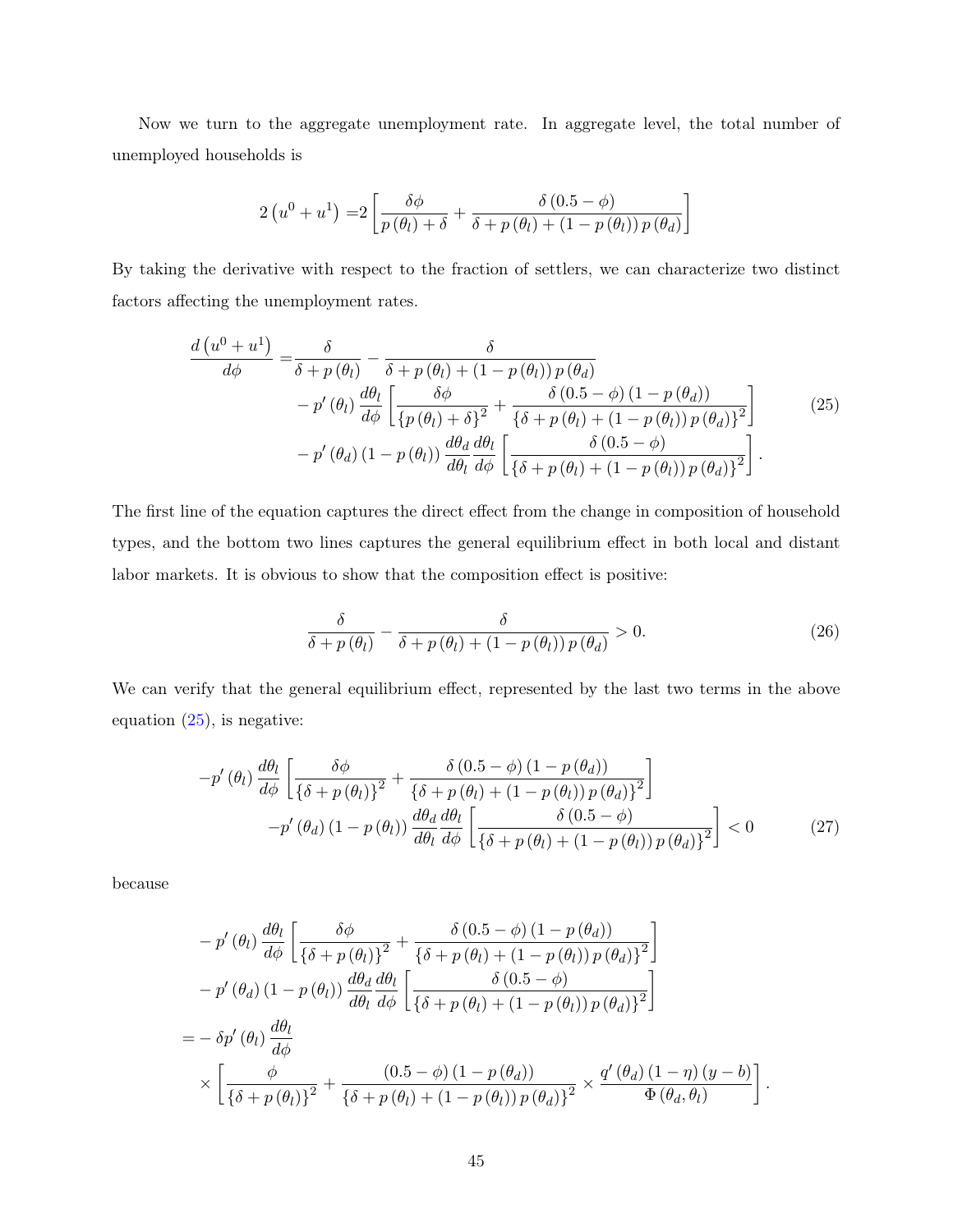Now we turn to the aggregate unemployment rate. In aggregate level, the total number of unemployed households is

$$2\left(u^0+u^1\right) = 2\left[\frac{\delta\phi}{p\left(\theta_l\right)+\delta}+\frac{\delta\left(0.5-\phi\right)}{\delta+p\left(\theta_l\right)+\left(1-p\left(\theta_l\right)\right)p\left(\theta_d\right)}\right]$$

By taking the derivative with respect to the fraction of settlers, we can characterize two distinct factors affecting the unemployment rates.

$$\begin{aligned}
\frac{d\left(u^0+u^1\right)}{d\phi} =& \frac{\delta}{\delta+p\left(\theta_l\right)}-\frac{\delta}{\delta+p\left(\theta_l\right)+\left(1-p\left(\theta_l\right)\right)p\left(\theta_d\right)} \\
&-p'\left(\theta_l\right)\frac{d\theta_l}{d\phi}\left[\frac{\delta\phi}{\left\{p\left(\theta_l\right)+\delta\right\}^2}+\frac{\delta\left(0.5-\phi\right)\left(1-p\left(\theta_d\right)\right)}{\left\{\delta+p\left(\theta_l\right)+\left(1-p\left(\theta_l\right)\right)p\left(\theta_d\right)\right\}^2}\right] \\
&-p'\left(\theta_d\right)\left(1-p\left(\theta_l\right)\right)\frac{d\theta_d}{d\theta_l}\frac{d\theta_l}{d\phi}\left[\frac{\delta\left(0.5-\phi\right)}{\left\{\delta+p\left(\theta_l\right)+\left(1-p\left(\theta_l\right)\right)p\left(\theta_d\right)\right\}^2}\right].
\end{aligned} \tag{25}$$

The first line of the equation captures the direct effect from the change in composition of household types, and the bottom two lines captures the general equilibrium effect in both local and distant labor markets. It is obvious to show that the composition effect is positive:

$$\frac{\delta}{\delta+p\left(\theta_l\right)}-\frac{\delta}{\delta+p\left(\theta_l\right)+\left(1-p\left(\theta_l\right)\right)p\left(\theta_d\right)} > 0. \tag{26}$$

We can verify that the general equilibrium effect, represented by the last two terms in the above equation (25), is negative:

$$\begin{aligned}
-p'\left(\theta_l\right)\frac{d\theta_l}{d\phi}&\left[\frac{\delta\phi}{\left\{\delta+p\left(\theta_l\right)\right\}^2}+\frac{\delta\left(0.5-\phi\right)\left(1-p\left(\theta_d\right)\right)}{\left\{\delta+p\left(\theta_l\right)+\left(1-p\left(\theta_l\right)\right)p\left(\theta_d\right)\right\}^2}\right] \\
-p'\left(\theta_d\right)&\left(1-p\left(\theta_l\right)\right)\frac{d\theta_d}{d\theta_l}\frac{d\theta_l}{d\phi}\left[\frac{\delta\left(0.5-\phi\right)}{\left\{\delta+p\left(\theta_l\right)+\left(1-p\left(\theta_l\right)\right)p\left(\theta_d\right)\right\}^2}\right] < 0
\end{aligned} \tag{27}$$

because

$$\begin{aligned}
&-p'\left(\theta_l\right)\frac{d\theta_l}{d\phi}\left[\frac{\delta\phi}{\left\{\delta+p\left(\theta_l\right)\right\}^2}+\frac{\delta\left(0.5-\phi\right)\left(1-p\left(\theta_d\right)\right)}{\left\{\delta+p\left(\theta_l\right)+\left(1-p\left(\theta_l\right)\right)p\left(\theta_d\right)\right\}^2}\right] \\
&-p'\left(\theta_d\right)\left(1-p\left(\theta_l\right)\right)\frac{d\theta_d}{d\theta_l}\frac{d\theta_l}{d\phi}\left[\frac{\delta\left(0.5-\phi\right)}{\left\{\delta+p\left(\theta_l\right)+\left(1-p\left(\theta_l\right)\right)p\left(\theta_d\right)\right\}^2}\right] \\
=&-\delta p'\left(\theta_l\right)\frac{d\theta_l}{d\phi} \\
&\times\left[\frac{\phi}{\left\{\delta+p\left(\theta_l\right)\right\}^2}+\frac{\left(0.5-\phi\right)\left(1-p\left(\theta_d\right)\right)}{\left\{\delta+p\left(\theta_l\right)+\left(1-p\left(\theta_l\right)\right)p\left(\theta_d\right)\right\}^2}\times\frac{q'\left(\theta_d\right)\left(1-\eta\right)\left(y-b\right)}{\Phi\left(\theta_d,\theta_l\right)}\right].
\end{aligned}$$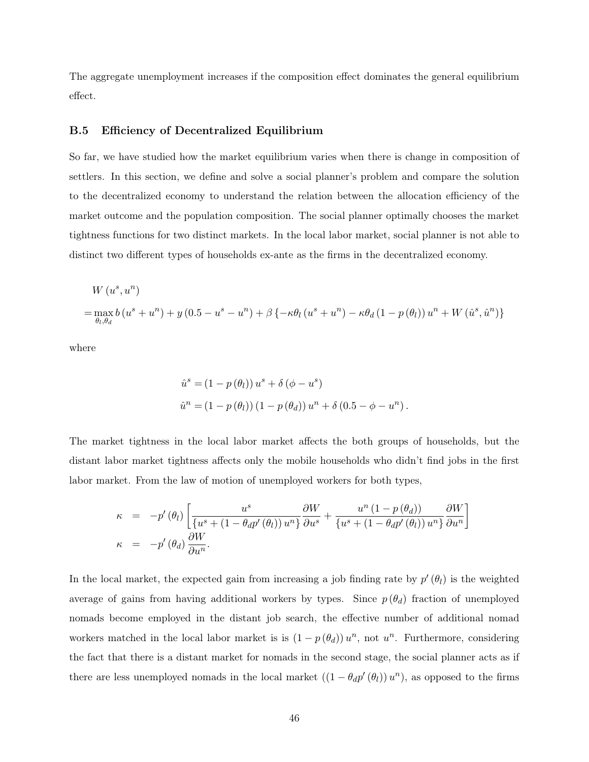The aggregate unemployment increases if the composition effect dominates the general equilibrium effect.

### B.5 Efficiency of Decentralized Equilibrium

So far, we have studied how the market equilibrium varies when there is change in composition of settlers. In this section, we define and solve a social planner's problem and compare the solution to the decentralized economy to understand the relation between the allocation efficiency of the market outcome and the population composition. The social planner optimally chooses the market tightness functions for two distinct markets. In the local labor market, social planner is not able to distinct two different types of households ex-ante as the firms in the decentralized economy.

$$
\begin{aligned}
& W\left(u^s, u^n\right) \\
= & \max_{\theta_l, \theta_d} b\left(u^s + u^n\right) + y\left(0.5 - u^s - u^n\right) + \beta\left\{-\kappa\theta_l\left(u^s + u^n\right) - \kappa\theta_d\left(1 - p\left(\theta_l\right)\right)u^n + W\left(\hat{u}^s, \hat{u}^n\right)\right\}
\end{aligned}
$$

where

$$
\begin{aligned}
\hat{u}^s &= \left(1 - p\left(\theta_l\right)\right)u^s + \delta\left(\phi - u^s\right) \\
\hat{u}^n &= \left(1 - p\left(\theta_l\right)\right)\left(1 - p\left(\theta_d\right)\right)u^n + \delta\left(0.5 - \phi - u^n\right).
\end{aligned}
$$

The market tightness in the local labor market affects the both groups of households, but the distant labor market tightness affects only the mobile households who didn't find jobs in the first labor market. From the law of motion of unemployed workers for both types,

$$
\begin{aligned}
\kappa &= -p'\left(\theta_l\right)\left[\frac{u^s}{\left\{u^s + \left(1 - \theta_d p'\left(\theta_l\right)\right)u^n\right\}}\frac{\partial W}{\partial u^s} + \frac{u^n\left(1 - p\left(\theta_d\right)\right)}{\left\{u^s + \left(1 - \theta_d p'\left(\theta_l\right)\right)u^n\right\}}\frac{\partial W}{\partial u^n}\right] \\
\kappa &= -p'\left(\theta_d\right)\frac{\partial W}{\partial u^n}.
\end{aligned}
$$

In the local market, the expected gain from increasing a job finding rate by $p'\left(\theta_l\right)$ is the weighted average of gains from having additional workers by types. Since $p\left(\theta_d\right)$ fraction of unemployed nomads become employed in the distant job search, the effective number of additional nomad workers matched in the local labor market is is $\left(1 - p\left(\theta_d\right)\right)u^n$, not $u^n$. Furthermore, considering the fact that there is a distant market for nomads in the second stage, the social planner acts as if there are less unemployed nomads in the local market ($\left(1 - \theta_d p'\left(\theta_l\right)\right)u^n$), as opposed to the firms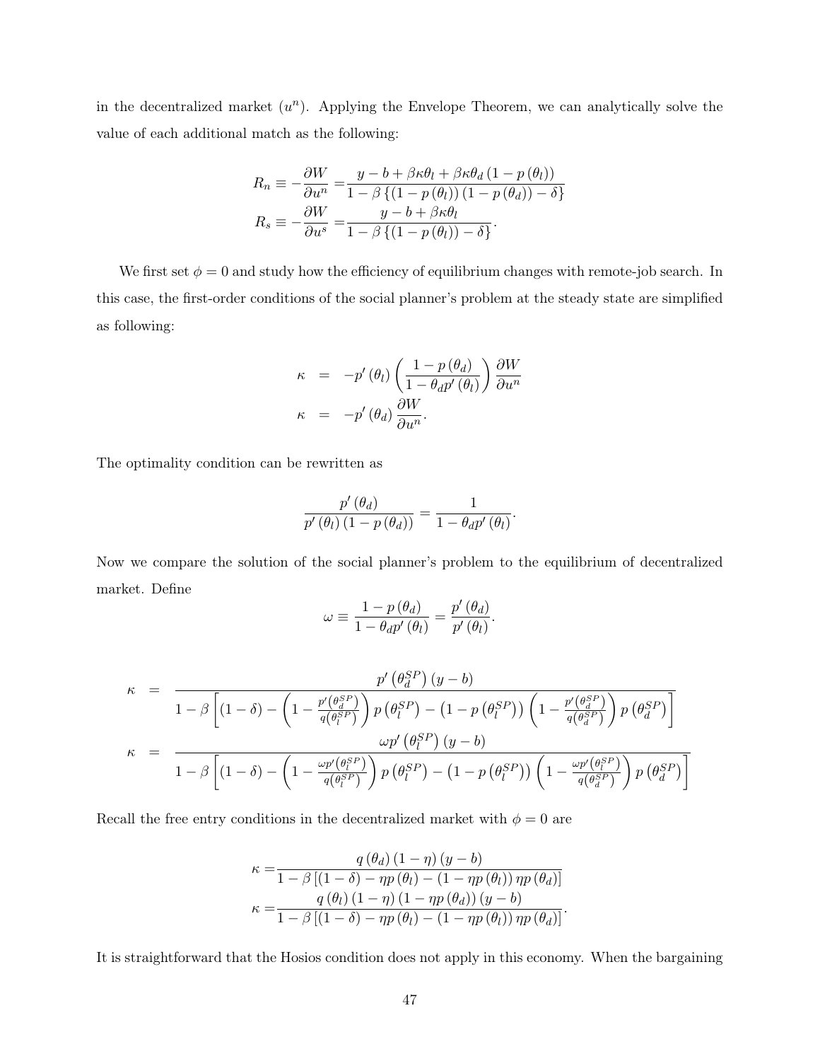in the decentralized market ($u^n$). Applying the Envelope Theorem, we can analytically solve the value of each additional match as the following:

$$
\begin{aligned}
R_n \equiv -\frac{\partial W}{\partial u^n} =& \frac{y - b + \beta\kappa\theta_l + \beta\kappa\theta_d\left(1 - p\left(\theta_l\right)\right)}{1 - \beta\left\{\left(1 - p\left(\theta_l\right)\right)\left(1 - p\left(\theta_d\right)\right) - \delta\right\}} \\
R_s \equiv -\frac{\partial W}{\partial u^s} =& \frac{y - b + \beta\kappa\theta_l}{1 - \beta\left\{\left(1 - p\left(\theta_l\right)\right) - \delta\right\}}.
\end{aligned}
$$

We first set $\phi = 0$ and study how the efficiency of equilibrium changes with remote-job search. In this case, the first-order conditions of the social planner's problem at the steady state are simplified as following:

$$
\begin{aligned}
\kappa &= -p'\left(\theta_l\right)\left(\frac{1 - p\left(\theta_d\right)}{1 - \theta_d p'\left(\theta_l\right)}\right)\frac{\partial W}{\partial u^n} \\
\kappa &= -p'\left(\theta_d\right)\frac{\partial W}{\partial u^n}.
\end{aligned}
$$

The optimality condition can be rewritten as

$$
\frac{p'\left(\theta_d\right)}{p'\left(\theta_l\right)\left(1 - p\left(\theta_d\right)\right)} = \frac{1}{1 - \theta_d p'\left(\theta_l\right)}.
$$

Now we compare the solution of the social planner's problem to the equilibrium of decentralized market. Define

$$
\omega \equiv \frac{1 - p\left(\theta_d\right)}{1 - \theta_d p'\left(\theta_l\right)} = \frac{p'\left(\theta_d\right)}{p'\left(\theta_l\right)}.
$$

$$
\begin{aligned}
\kappa &= \frac{p'\left(\theta_d^{SP}\right)(y - b)}{1 - \beta\left[(1 - \delta) - \left(1 - \frac{p'\left(\theta_d^{SP}\right)}{q\left(\theta_l^{SP}\right)}\right)p\left(\theta_l^{SP}\right) - \left(1 - p\left(\theta_l^{SP}\right)\right)\left(1 - \frac{p'\left(\theta_d^{SP}\right)}{q\left(\theta_d^{SP}\right)}\right)p\left(\theta_d^{SP}\right)\right]} \\
\kappa &= \frac{\omega p'\left(\theta_l^{SP}\right)(y - b)}{1 - \beta\left[(1 - \delta) - \left(1 - \frac{\omega p'\left(\theta_l^{SP}\right)}{q\left(\theta_l^{SP}\right)}\right)p\left(\theta_l^{SP}\right) - \left(1 - p\left(\theta_l^{SP}\right)\right)\left(1 - \frac{\omega p'\left(\theta_l^{SP}\right)}{q\left(\theta_d^{SP}\right)}\right)p\left(\theta_d^{SP}\right)\right]}
\end{aligned}
$$

Recall the free entry conditions in the decentralized market with $\phi = 0$ are

$$
\begin{aligned}
\kappa =& \frac{q\left(\theta_d\right)(1 - \eta)(y - b)}{1 - \beta\left[(1 - \delta) - \eta p\left(\theta_l\right) - \left(1 - \eta p\left(\theta_l\right)\right)\eta p\left(\theta_d\right)\right]} \\
\kappa =& \frac{q\left(\theta_l\right)(1 - \eta)\left(1 - \eta p\left(\theta_d\right)\right)(y - b)}{1 - \beta\left[(1 - \delta) - \eta p\left(\theta_l\right) - \left(1 - \eta p\left(\theta_l\right)\right)\eta p\left(\theta_d\right)\right]}.
\end{aligned}
$$

It is straightforward that the Hosios condition does not apply in this economy. When the bargaining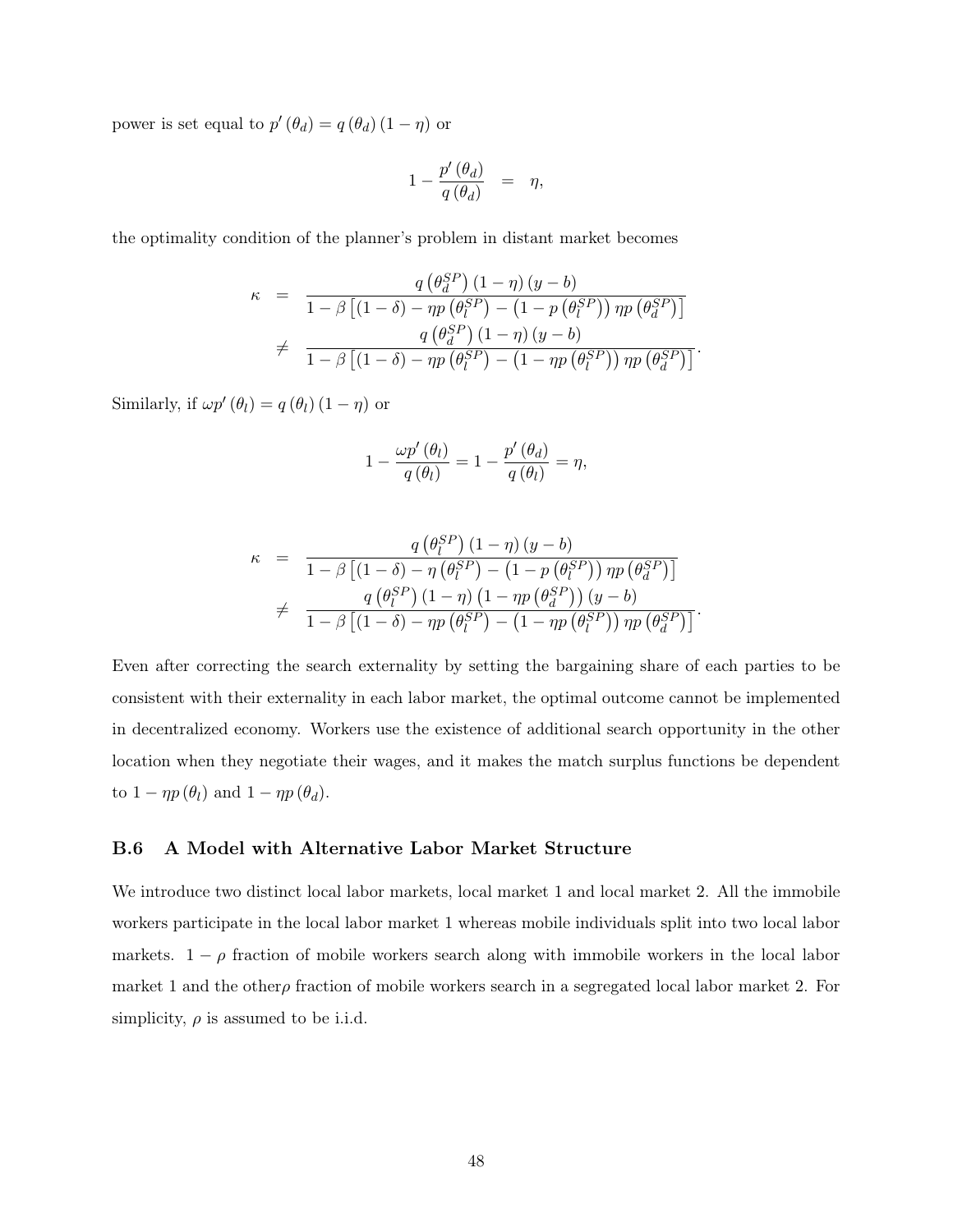power is set equal to $p'(\theta_d) = q(\theta_d)(1-\eta)$ or

$$1 - \frac{p'(\theta_d)}{q(\theta_d)} = \eta,$$

the optimality condition of the planner's problem in distant market becomes

$$\begin{aligned}
\kappa &= \frac{q\left(\theta_d^{SP}\right)(1-\eta)(y-b)}{1-\beta\left[(1-\delta)-\eta p\left(\theta_l^{SP}\right)-\left(1-p\left(\theta_l^{SP}\right)\right)\eta p\left(\theta_d^{SP}\right)\right]} \\
&\neq \frac{q\left(\theta_d^{SP}\right)(1-\eta)(y-b)}{1-\beta\left[(1-\delta)-\eta p\left(\theta_l^{SP}\right)-\left(1-\eta p\left(\theta_l^{SP}\right)\right)\eta p\left(\theta_d^{SP}\right)\right]}.
\end{aligned}$$

Similarly, if $\omega p'(\theta_l) = q(\theta_l)(1-\eta)$ or

$$1 - \frac{\omega p'(\theta_l)}{q(\theta_l)} = 1 - \frac{p'(\theta_d)}{q(\theta_l)} = \eta,$$

$$\begin{aligned}
\kappa &= \frac{q\left(\theta_l^{SP}\right)(1-\eta)(y-b)}{1-\beta\left[(1-\delta)-\eta\left(\theta_l^{SP}\right)-\left(1-p\left(\theta_l^{SP}\right)\right)\eta p\left(\theta_d^{SP}\right)\right]} \\
&\neq \frac{q\left(\theta_l^{SP}\right)(1-\eta)\left(1-\eta p\left(\theta_d^{SP}\right)\right)(y-b)}{1-\beta\left[(1-\delta)-\eta p\left(\theta_l^{SP}\right)-\left(1-\eta p\left(\theta_l^{SP}\right)\right)\eta p\left(\theta_d^{SP}\right)\right]}.
\end{aligned}$$

Even after correcting the search externality by setting the bargaining share of each parties to be consistent with their externality in each labor market, the optimal outcome cannot be implemented in decentralized economy. Workers use the existence of additional search opportunity in the other location when they negotiate their wages, and it makes the match surplus functions be dependent to $1-\eta p(\theta_l)$ and $1-\eta p(\theta_d)$.

### B.6 A Model with Alternative Labor Market Structure

We introduce two distinct local labor markets, local market 1 and local market 2. All the immobile workers participate in the local labor market 1 whereas mobile individuals split into two local labor markets. $1-\rho$ fraction of mobile workers search along with immobile workers in the local labor market 1 and the other$\rho$ fraction of mobile workers search in a segregated local labor market 2. For simplicity, $\rho$ is assumed to be i.i.d.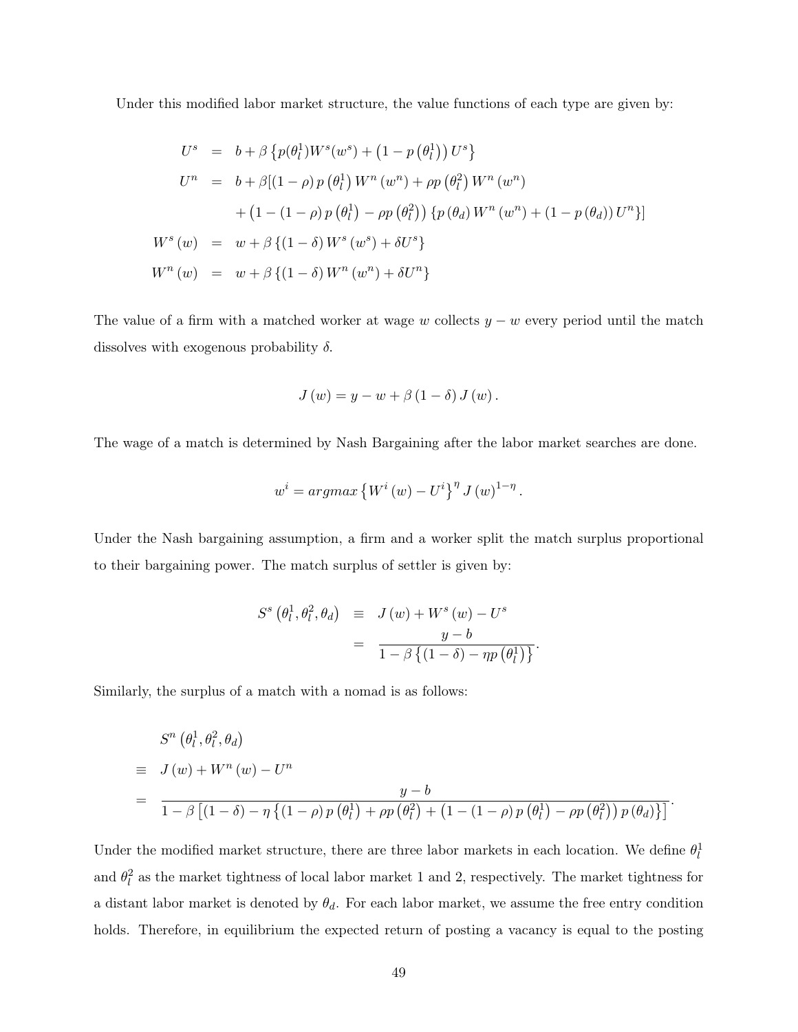Under this modified labor market structure, the value functions of each type are given by:

$$
\begin{aligned}
U^s &= b + \beta \left\{ p(\theta_l^1) W^s(w^s) + \left(1 - p\left(\theta_l^1\right)\right) U^s \right\} \\
U^n &= b + \beta [ (1-\rho) p\left(\theta_l^1\right) W^n\left(w^n\right) + \rho p\left(\theta_l^2\right) W^n\left(w^n\right) \\
&\quad + \left(1 - (1-\rho) p\left(\theta_l^1\right) - \rho p\left(\theta_l^2\right)\right) \left\{ p\left(\theta_d\right) W^n\left(w^n\right) + \left(1 - p\left(\theta_d\right)\right) U^n \right\} ] \\
W^s(w) &= w + \beta \left\{ (1-\delta) W^s\left(w^s\right) + \delta U^s \right\} \\
W^n(w) &= w + \beta \left\{ (1-\delta) W^n\left(w^n\right) + \delta U^n \right\}
\end{aligned}
$$

The value of a firm with a matched worker at wage $w$ collects $y - w$ every period until the match dissolves with exogenous probability $\delta$.

$$
J(w) = y - w + \beta (1-\delta) J(w).
$$

The wage of a match is determined by Nash Bargaining after the labor market searches are done.

$$
w^i = argmax \left\{ W^i(w) - U^i \right\}^{\eta} J(w)^{1-\eta}.
$$

Under the Nash bargaining assumption, a firm and a worker split the match surplus proportional to their bargaining power. The match surplus of settler is given by:

$$
\begin{aligned}
S^s\left(\theta_l^1, \theta_l^2, \theta_d\right) &\equiv J(w) + W^s(w) - U^s \\
&= \frac{y - b}{1 - \beta \left\{ (1-\delta) - \eta p\left(\theta_l^1\right) \right\}}.
\end{aligned}
$$

Similarly, the surplus of a match with a nomad is as follows:

$$
\begin{aligned}
& S^n\left(\theta_l^1, \theta_l^2, \theta_d\right) \\
\equiv\ & J(w) + W^n(w) - U^n \\
=\ & \frac{y - b}{1 - \beta \left[ (1-\delta) - \eta \left\{ (1-\rho) p\left(\theta_l^1\right) + \rho p\left(\theta_l^2\right) + \left(1 - (1-\rho) p\left(\theta_l^1\right) - \rho p\left(\theta_l^2\right)\right) p\left(\theta_d\right) \right\} \right]}.
\end{aligned}
$$

Under the modified market structure, there are three labor markets in each location. We define $\theta_l^1$ and $\theta_l^2$ as the market tightness of local labor market 1 and 2, respectively. The market tightness for a distant labor market is denoted by $\theta_d$. For each labor market, we assume the free entry condition holds. Therefore, in equilibrium the expected return of posting a vacancy is equal to the posting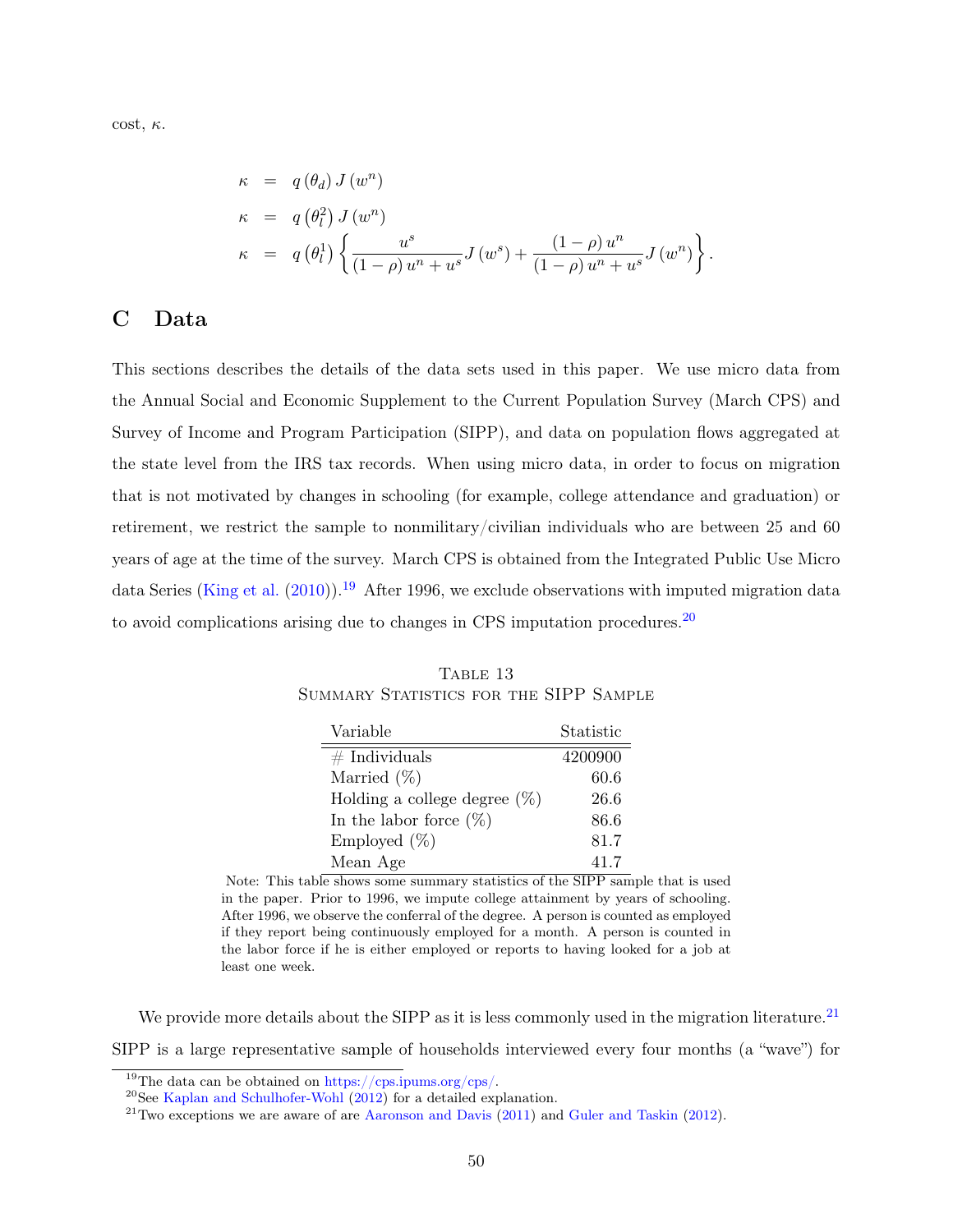cost, $\kappa$.

$$
\begin{aligned}
\kappa &= q\left(\theta_d\right) J\left(w^n\right) \\
\kappa &= q\left(\theta_l^2\right) J\left(w^n\right) \\
\kappa &= q\left(\theta_l^1\right) \left\{ \frac{u^s}{(1-\rho)\, u^n + u^s} J\left(w^s\right) + \frac{(1-\rho)\, u^n}{(1-\rho)\, u^n + u^s} J\left(w^n\right) \right\}.
\end{aligned}
$$

# C Data

This sections describes the details of the data sets used in this paper. We use micro data from the Annual Social and Economic Supplement to the Current Population Survey (March CPS) and Survey of Income and Program Participation (SIPP), and data on population flows aggregated at the state level from the IRS tax records. When using micro data, in order to focus on migration that is not motivated by changes in schooling (for example, college attendance and graduation) or retirement, we restrict the sample to nonmilitary/civilian individuals who are between 25 and 60 years of age at the time of the survey. March CPS is obtained from the Integrated Public Use Micro data Series (King et al. (2010)).[19] After 1996, we exclude observations with imputed migration data to avoid complications arising due to changes in CPS imputation procedures.[20]

Table 13
Summary Statistics for the SIPP Sample

| Variable | Statistic |
|---|---|
| # Individuals | 4200900 |
| Married (%) | 60.6 |
| Holding a college degree (%) | 26.6 |
| In the labor force (%) | 86.6 |
| Employed (%) | 81.7 |
| Mean Age | 41.7 |

Note: This table shows some summary statistics of the SIPP sample that is used in the paper. Prior to 1996, we impute college attainment by years of schooling. After 1996, we observe the conferral of the degree. A person is counted as employed if they report being continuously employed for a month. A person is counted in the labor force if he is either employed or reports to having looked for a job at least one week.

We provide more details about the SIPP as it is less commonly used in the migration literature.[21] SIPP is a large representative sample of households interviewed every four months (a "wave") for

[19] The data can be obtained on https://cps.ipums.org/cps/.

[20] See Kaplan and Schulhofer-Wohl (2012) for a detailed explanation.

[21] Two exceptions we are aware of are Aaronson and Davis (2011) and Guler and Taskin (2012).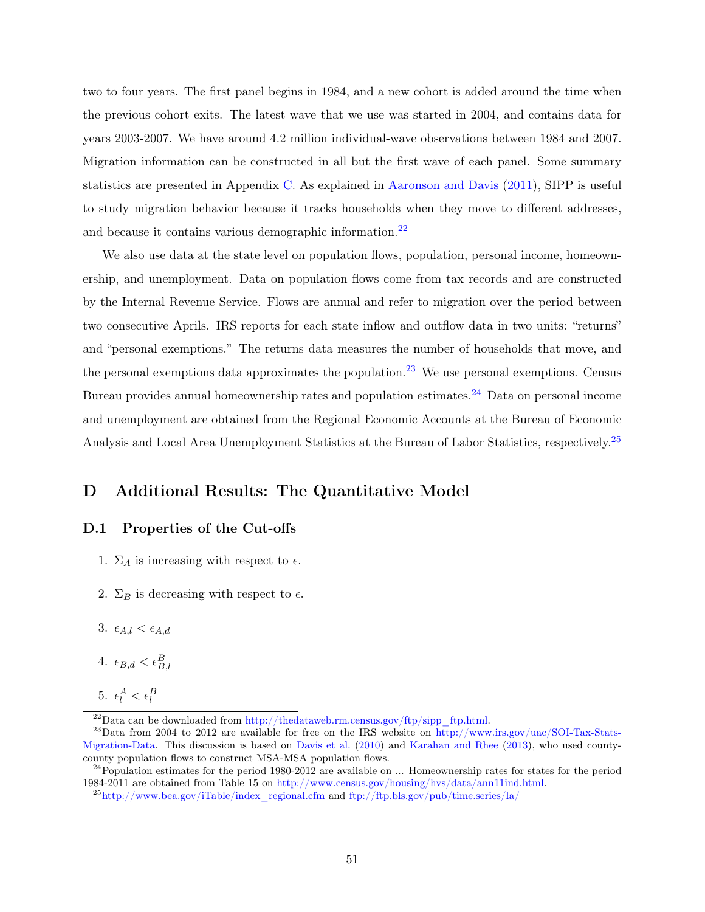two to four years. The first panel begins in 1984, and a new cohort is added around the time when the previous cohort exits. The latest wave that we use was started in 2004, and contains data for years 2003-2007. We have around 4.2 million individual-wave observations between 1984 and 2007. Migration information can be constructed in all but the first wave of each panel. Some summary statistics are presented in Appendix C. As explained in Aaronson and Davis (2011), SIPP is useful to study migration behavior because it tracks households when they move to different addresses, and because it contains various demographic information.[22]

We also use data at the state level on population flows, population, personal income, homeownership, and unemployment. Data on population flows come from tax records and are constructed by the Internal Revenue Service. Flows are annual and refer to migration over the period between two consecutive Aprils. IRS reports for each state inflow and outflow data in two units: "returns" and "personal exemptions." The returns data measures the number of households that move, and the personal exemptions data approximates the population.[23] We use personal exemptions. Census Bureau provides annual homeownership rates and population estimates.[24] Data on personal income and unemployment are obtained from the Regional Economic Accounts at the Bureau of Economic Analysis and Local Area Unemployment Statistics at the Bureau of Labor Statistics, respectively.[25]

# D Additional Results: The Quantitative Model

## D.1 Properties of the Cut-offs

1. $\Sigma_A$ is increasing with respect to $\epsilon$.

2. $\Sigma_B$ is decreasing with respect to $\epsilon$.

3. $\epsilon_{A,l} < \epsilon_{A,d}$

4. $\epsilon_{B,d} < \epsilon_{B,l}^{B}$

5. $\epsilon_l^A < \epsilon_l^B$

---

[22] Data can be downloaded from http://thedataweb.rm.census.gov/ftp/sipp_ftp.html.

[23] Data from 2004 to 2012 are available for free on the IRS website on http://www.irs.gov/uac/SOI-Tax-Stats-Migration-Data. This discussion is based on Davis et al. (2010) and Karahan and Rhee (2013), who used county-county population flows to construct MSA-MSA population flows.

[24] Population estimates for the period 1980-2012 are available on ... Homeownership rates for states for the period 1984-2011 are obtained from Table 15 on http://www.census.gov/housing/hvs/data/ann11ind.html.

[25] http://www.bea.gov/iTable/index_regional.cfm and ftp://ftp.bls.gov/pub/time.series/la/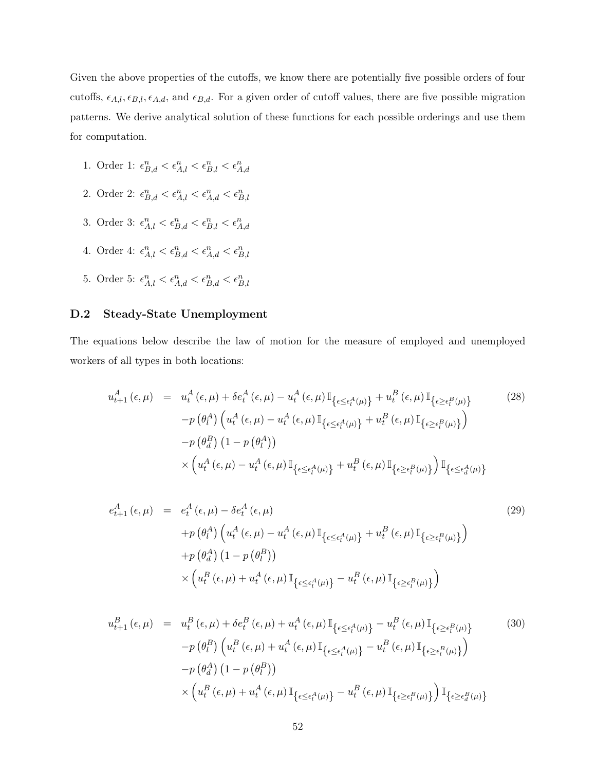Given the above properties of the cutoffs, we know there are potentially five possible orders of four cutoffs, $\epsilon_{A,l}, \epsilon_{B,l}, \epsilon_{A,d}$, and $\epsilon_{B,d}$. For a given order of cutoff values, there are five possible migration patterns. We derive analytical solution of these functions for each possible orderings and use them for computation.

1. Order 1: $\epsilon^n_{B,d} < \epsilon^n_{A,l} < \epsilon^n_{B,l} < \epsilon^n_{A,d}$
2. Order 2: $\epsilon^n_{B,d} < \epsilon^n_{A,l} < \epsilon^n_{A,d} < \epsilon^n_{B,l}$
3. Order 3: $\epsilon^n_{A,l} < \epsilon^n_{B,d} < \epsilon^n_{B,l} < \epsilon^n_{A,d}$
4. Order 4: $\epsilon^n_{A,l} < \epsilon^n_{B,d} < \epsilon^n_{A,d} < \epsilon^n_{B,l}$
5. Order 5: $\epsilon^n_{A,l} < \epsilon^n_{A,d} < \epsilon^n_{B,d} < \epsilon^n_{B,l}$

### D.2 Steady-State Unemployment

The equations below describe the law of motion for the measure of employed and unemployed workers of all types in both locations:

$$
\begin{aligned}
u^A_{t+1}(\epsilon,\mu) \;=\;& u^A_t(\epsilon,\mu) + \delta e^A_t(\epsilon,\mu) - u^A_t(\epsilon,\mu)\,\mathbb{I}_{\{\epsilon \le \epsilon^A_l(\mu)\}} + u^B_t(\epsilon,\mu)\,\mathbb{I}_{\{\epsilon \ge \epsilon^B_l(\mu)\}} \\
& - p\left(\theta^A_l\right)\left(u^A_t(\epsilon,\mu) - u^A_t(\epsilon,\mu)\,\mathbb{I}_{\{\epsilon \le \epsilon^A_l(\mu)\}} + u^B_t(\epsilon,\mu)\,\mathbb{I}_{\{\epsilon \ge \epsilon^B_l(\mu)\}}\right) \\
& - p\left(\theta^B_d\right)\left(1 - p\left(\theta^A_l\right)\right) \\
& \times \left(u^A_t(\epsilon,\mu) - u^A_t(\epsilon,\mu)\,\mathbb{I}_{\{\epsilon \le \epsilon^A_l(\mu)\}} + u^B_t(\epsilon,\mu)\,\mathbb{I}_{\{\epsilon \ge \epsilon^B_l(\mu)\}}\right)\mathbb{I}_{\{\epsilon \le \epsilon^A_d(\mu)\}}
\end{aligned}
\tag{28}
$$

$$
\begin{aligned}
e^A_{t+1}(\epsilon,\mu) \;=\;& e^A_t(\epsilon,\mu) - \delta e^A_t(\epsilon,\mu) \\
& + p\left(\theta^A_l\right)\left(u^A_t(\epsilon,\mu) - u^A_t(\epsilon,\mu)\,\mathbb{I}_{\{\epsilon \le \epsilon^A_l(\mu)\}} + u^B_t(\epsilon,\mu)\,\mathbb{I}_{\{\epsilon \ge \epsilon^B_l(\mu)\}}\right) \\
& + p\left(\theta^A_d\right)\left(1 - p\left(\theta^B_l\right)\right) \\
& \times \left(u^B_t(\epsilon,\mu) + u^A_t(\epsilon,\mu)\,\mathbb{I}_{\{\epsilon \le \epsilon^A_l(\mu)\}} - u^B_t(\epsilon,\mu)\,\mathbb{I}_{\{\epsilon \ge \epsilon^B_l(\mu)\}}\right)
\end{aligned}
\tag{29}
$$

$$
\begin{aligned}
u^B_{t+1}(\epsilon,\mu) \;=\;& u^B_t(\epsilon,\mu) + \delta e^B_t(\epsilon,\mu) + u^A_t(\epsilon,\mu)\,\mathbb{I}_{\{\epsilon \le \epsilon^A_l(\mu)\}} - u^B_t(\epsilon,\mu)\,\mathbb{I}_{\{\epsilon \ge \epsilon^B_l(\mu)\}} \\
& - p\left(\theta^B_l\right)\left(u^B_t(\epsilon,\mu) + u^A_t(\epsilon,\mu)\,\mathbb{I}_{\{\epsilon \le \epsilon^A_l(\mu)\}} - u^B_t(\epsilon,\mu)\,\mathbb{I}_{\{\epsilon \ge \epsilon^B_l(\mu)\}}\right) \\
& - p\left(\theta^A_d\right)\left(1 - p\left(\theta^B_l\right)\right) \\
& \times \left(u^B_t(\epsilon,\mu) + u^A_t(\epsilon,\mu)\,\mathbb{I}_{\{\epsilon \le \epsilon^A_l(\mu)\}} - u^B_t(\epsilon,\mu)\,\mathbb{I}_{\{\epsilon \ge \epsilon^B_l(\mu)\}}\right)\mathbb{I}_{\{\epsilon \ge \epsilon^B_d(\mu)\}}
\end{aligned}
\tag{30}
$$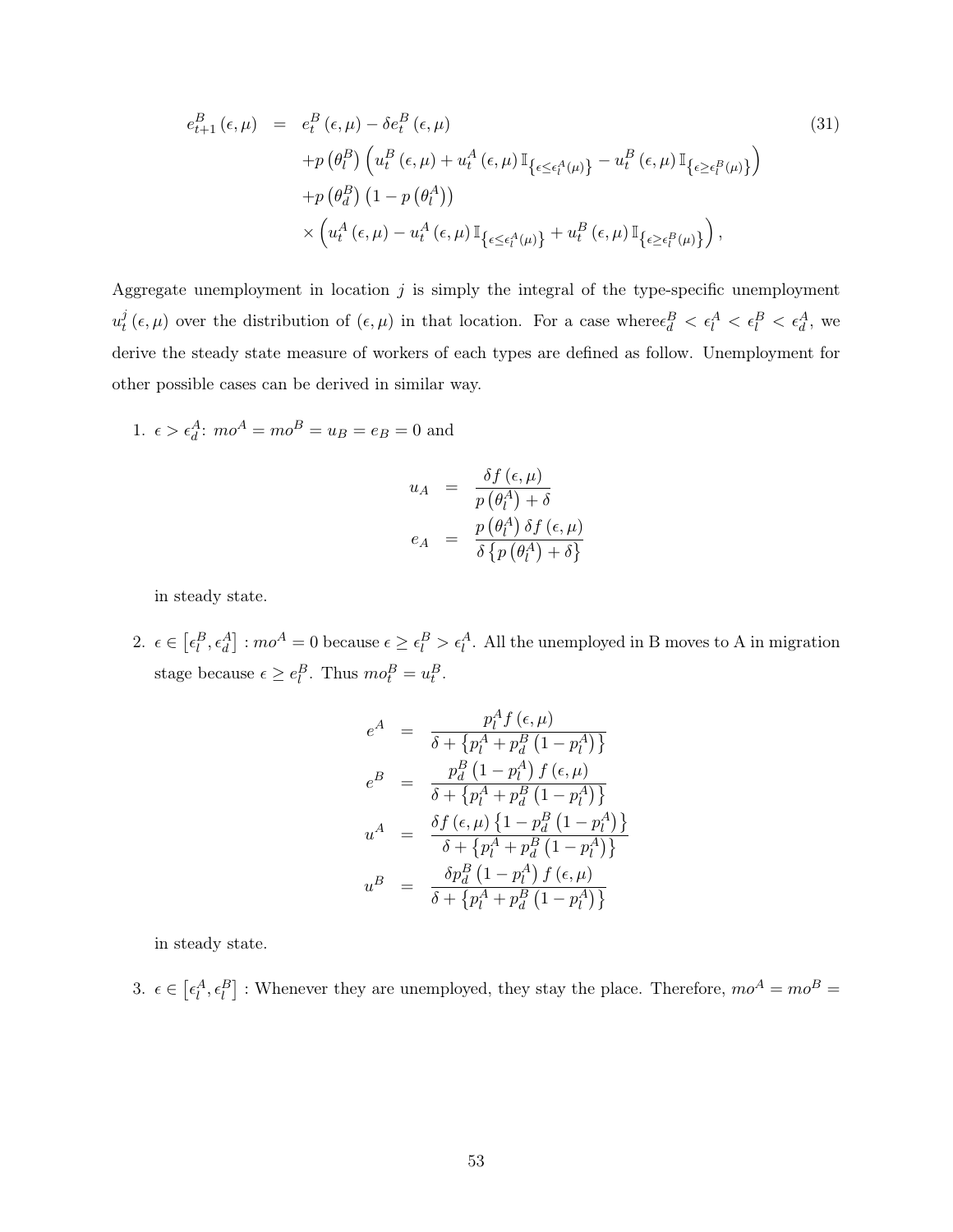$$
\begin{aligned}
e_{t+1}^{B}(\epsilon,\mu) &= e_{t}^{B}(\epsilon,\mu)-\delta e_{t}^{B}(\epsilon,\mu) \\
&\quad +p\left(\theta_{l}^{B}\right)\left(u_{t}^{B}(\epsilon,\mu)+u_{t}^{A}(\epsilon,\mu)\mathbb{I}_{\left\{\epsilon\leq\epsilon_{l}^{A}(\mu)\right\}}-u_{t}^{B}(\epsilon,\mu)\mathbb{I}_{\left\{\epsilon\geq\epsilon_{l}^{B}(\mu)\right\}}\right) \\
&\quad +p\left(\theta_{d}^{B}\right)\left(1-p\left(\theta_{l}^{A}\right)\right) \\
&\quad \times\left(u_{t}^{A}(\epsilon,\mu)-u_{t}^{A}(\epsilon,\mu)\mathbb{I}_{\left\{\epsilon\leq\epsilon_{l}^{A}(\mu)\right\}}+u_{t}^{B}(\epsilon,\mu)\mathbb{I}_{\left\{\epsilon\geq\epsilon_{l}^{B}(\mu)\right\}}\right),
\end{aligned}
\tag{31}
$$

Aggregate unemployment in location $j$ is simply the integral of the type-specific unemployment $u_t^j(\epsilon,\mu)$ over the distribution of $(\epsilon,\mu)$ in that location. For a case where$\epsilon_d^B<\epsilon_l^A<\epsilon_l^B<\epsilon_d^A$, we derive the steady state measure of workers of each types are defined as follow. Unemployment for other possible cases can be derived in similar way.

1. $\epsilon>\epsilon_d^A$: $mo^A=mo^B=u_B=e_B=0$ and

$$
\begin{aligned}
u_A &= \frac{\delta f(\epsilon,\mu)}{p\left(\theta_l^A\right)+\delta} \\
e_A &= \frac{p\left(\theta_l^A\right)\delta f(\epsilon,\mu)}{\delta\left\{p\left(\theta_l^A\right)+\delta\right\}}
\end{aligned}
$$

in steady state.

2. $\epsilon\in\left[\epsilon_l^B,\epsilon_d^A\right]$ : $mo^A=0$ because $\epsilon\geq\epsilon_l^B>\epsilon_l^A$. All the unemployed in B moves to A in migration stage because $\epsilon\geq e_l^B$. Thus $mo_t^B=u_t^B$.

$$
\begin{aligned}
e^A &= \frac{p_l^A f(\epsilon,\mu)}{\delta+\left\{p_l^A+p_d^B\left(1-p_l^A\right)\right\}} \\
e^B &= \frac{p_d^B\left(1-p_l^A\right)f(\epsilon,\mu)}{\delta+\left\{p_l^A+p_d^B\left(1-p_l^A\right)\right\}} \\
u^A &= \frac{\delta f(\epsilon,\mu)\left\{1-p_d^B\left(1-p_l^A\right)\right\}}{\delta+\left\{p_l^A+p_d^B\left(1-p_l^A\right)\right\}} \\
u^B &= \frac{\delta p_d^B\left(1-p_l^A\right)f(\epsilon,\mu)}{\delta+\left\{p_l^A+p_d^B\left(1-p_l^A\right)\right\}}
\end{aligned}
$$

in steady state.

3. $\epsilon\in\left[\epsilon_l^A,\epsilon_l^B\right]$ : Whenever they are unemployed, they stay the place. Therefore, $mo^A=mo^B=$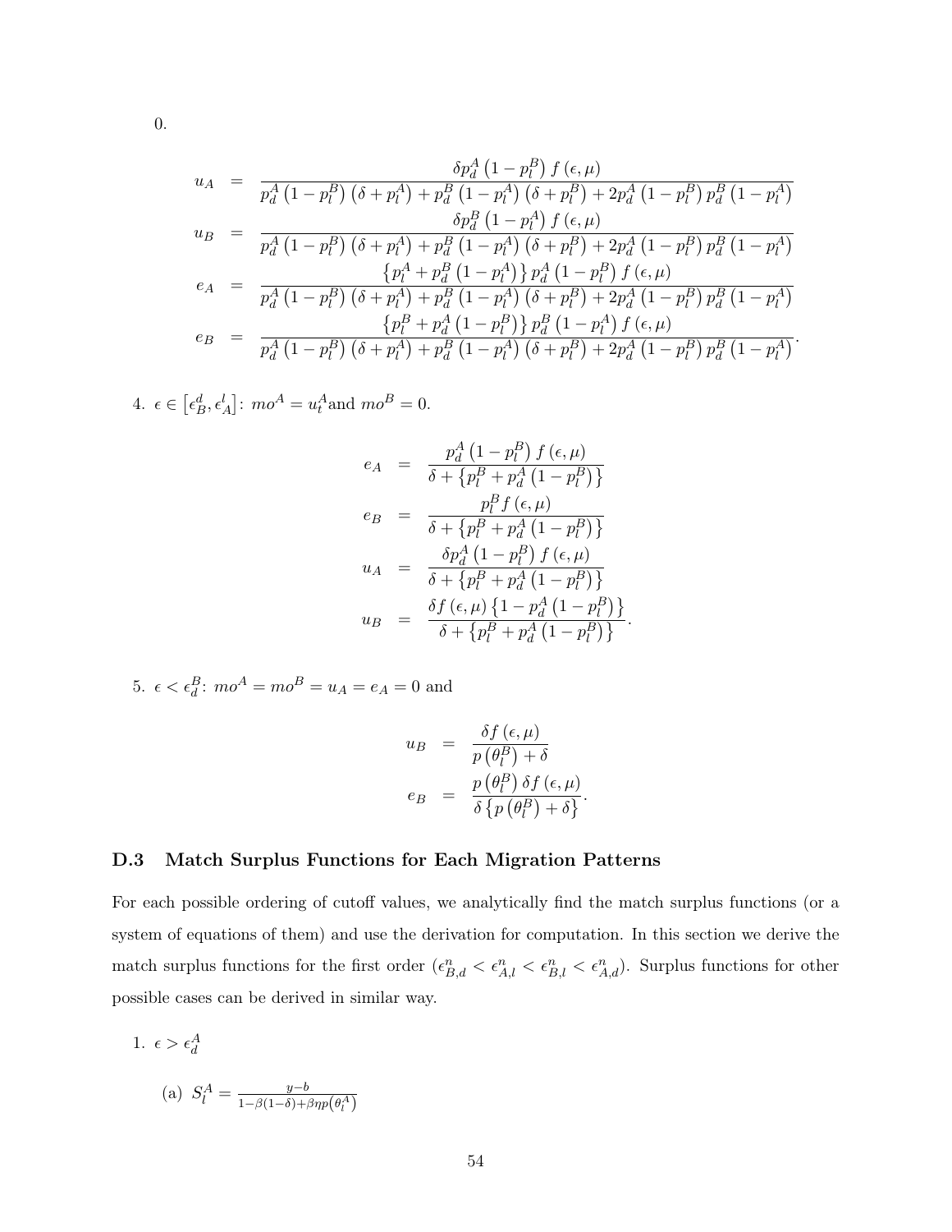0.

$$
\begin{aligned}
u_A &= \frac{\delta p_d^A\left(1-p_l^B\right) f(\epsilon,\mu)}{p_d^A\left(1-p_l^B\right)\left(\delta+p_l^A\right)+p_d^B\left(1-p_l^A\right)\left(\delta+p_l^B\right)+2p_d^A\left(1-p_l^B\right)p_d^B\left(1-p_l^A\right)} \\
u_B &= \frac{\delta p_d^B\left(1-p_l^A\right) f(\epsilon,\mu)}{p_d^A\left(1-p_l^B\right)\left(\delta+p_l^A\right)+p_d^B\left(1-p_l^A\right)\left(\delta+p_l^B\right)+2p_d^A\left(1-p_l^B\right)p_d^B\left(1-p_l^A\right)} \\
e_A &= \frac{\left\{p_l^A+p_d^B\left(1-p_l^A\right)\right\} p_d^A\left(1-p_l^B\right) f(\epsilon,\mu)}{p_d^A\left(1-p_l^B\right)\left(\delta+p_l^A\right)+p_d^B\left(1-p_l^A\right)\left(\delta+p_l^B\right)+2p_d^A\left(1-p_l^B\right)p_d^B\left(1-p_l^A\right)} \\
e_B &= \frac{\left\{p_l^B+p_d^A\left(1-p_l^B\right)\right\} p_d^B\left(1-p_l^A\right) f(\epsilon,\mu)}{p_d^A\left(1-p_l^B\right)\left(\delta+p_l^A\right)+p_d^B\left(1-p_l^A\right)\left(\delta+p_l^B\right)+2p_d^A\left(1-p_l^B\right)p_d^B\left(1-p_l^A\right)}.
\end{aligned}
$$

4. $\epsilon \in \left[\epsilon_B^d, \epsilon_A^l\right]$: $mo^A = u_t^A$and $mo^B = 0$.

$$
\begin{aligned}
e_A &= \frac{p_d^A\left(1-p_l^B\right) f(\epsilon,\mu)}{\delta+\left\{p_l^B+p_d^A\left(1-p_l^B\right)\right\}} \\
e_B &= \frac{p_l^B f(\epsilon,\mu)}{\delta+\left\{p_l^B+p_d^A\left(1-p_l^B\right)\right\}} \\
u_A &= \frac{\delta p_d^A\left(1-p_l^B\right) f(\epsilon,\mu)}{\delta+\left\{p_l^B+p_d^A\left(1-p_l^B\right)\right\}} \\
u_B &= \frac{\delta f(\epsilon,\mu)\left\{1-p_d^A\left(1-p_l^B\right)\right\}}{\delta+\left\{p_l^B+p_d^A\left(1-p_l^B\right)\right\}}.
\end{aligned}
$$

5. $\epsilon < \epsilon_d^B$: $mo^A = mo^B = u_A = e_A = 0$ and

$$
\begin{aligned}
u_B &= \frac{\delta f(\epsilon,\mu)}{p\left(\theta_l^B\right)+\delta} \\
e_B &= \frac{p\left(\theta_l^B\right)\delta f(\epsilon,\mu)}{\delta\left\{p\left(\theta_l^B\right)+\delta\right\}}.
\end{aligned}
$$

### D.3 Match Surplus Functions for Each Migration Patterns

For each possible ordering of cutoff values, we analytically find the match surplus functions (or a system of equations of them) and use the derivation for computation. In this section we derive the match surplus functions for the first order ($\epsilon_{B,d}^n < \epsilon_{A,l}^n < \epsilon_{B,l}^n < \epsilon_{A,d}^n$). Surplus functions for other possible cases can be derived in similar way.

1. $\epsilon > \epsilon_d^A$

   (a) $S_l^A = \frac{y-b}{1-\beta(1-\delta)+\beta\eta p\left(\theta_l^A\right)}$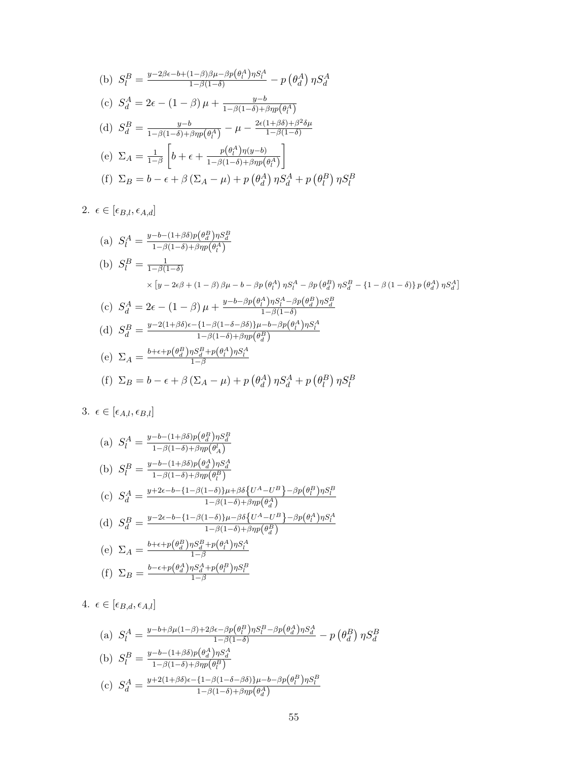(b) $S_l^B = \frac{y-2\beta\epsilon-b+(1-\beta)\beta\mu-\beta p\left(\theta_l^A\right)\eta S_l^A}{1-\beta(1-\delta)} - p\left(\theta_d^A\right)\eta S_d^A$

(c) $S_d^A = 2\epsilon - (1-\beta)\mu + \frac{y-b}{1-\beta(1-\delta)+\beta\eta p\left(\theta_l^A\right)}$

(d) $S_d^B = \frac{y-b}{1-\beta(1-\delta)+\beta\eta p\left(\theta_l^A\right)} - \mu - \frac{2\epsilon(1+\beta\delta)+\beta^2\delta\mu}{1-\beta(1-\delta)}$

(e) $\Sigma_A = \frac{1}{1-\beta}\left[b+\epsilon+\frac{p\left(\theta_l^A\right)\eta(y-b)}{1-\beta(1-\delta)+\beta\eta p\left(\theta_l^A\right)}\right]$

(f) $\Sigma_B = b-\epsilon+\beta\left(\Sigma_A-\mu\right)+p\left(\theta_d^A\right)\eta S_d^A + p\left(\theta_l^B\right)\eta S_l^B$

2. $\epsilon \in [\epsilon_{B,l}, \epsilon_{A,d}]$

(a) $S_l^A = \frac{y-b-(1+\beta\delta)p\left(\theta_d^B\right)\eta S_d^B}{1-\beta(1-\delta)+\beta\eta p\left(\theta_l^A\right)}$

(b) $S_l^B = \frac{1}{1-\beta(1-\delta)}$
$\times\left[y-2\epsilon\beta+(1-\beta)\beta\mu-b-\beta p\left(\theta_l^A\right)\eta S_l^A-\beta p\left(\theta_d^B\right)\eta S_d^B-\{1-\beta(1-\delta)\}p\left(\theta_d^A\right)\eta S_d^A\right]$

(c) $S_d^A = 2\epsilon-(1-\beta)\mu+\frac{y-b-\beta p\left(\theta_l^A\right)\eta S_l^A-\beta p\left(\theta_d^B\right)\eta S_d^B}{1-\beta(1-\delta)}$

(d) $S_d^B = \frac{y-2(1+\beta\delta)\epsilon-\{1-\beta(1-\delta-\beta\delta)\}\mu-b-\beta p\left(\theta_l^A\right)\eta S_l^A}{1-\beta(1-\delta)+\beta\eta p\left(\theta_d^B\right)}$

(e) $\Sigma_A = \frac{b+\epsilon+p\left(\theta_d^B\right)\eta S_d^B+p\left(\theta_l^A\right)\eta S_l^A}{1-\beta}$

(f) $\Sigma_B = b-\epsilon+\beta\left(\Sigma_A-\mu\right)+p\left(\theta_d^A\right)\eta S_d^A+p\left(\theta_l^B\right)\eta S_l^B$

3. $\epsilon \in [\epsilon_{A,l}, \epsilon_{B,l}]$

(a) $S_l^A = \frac{y-b-(1+\beta\delta)p\left(\theta_d^B\right)\eta S_d^B}{1-\beta(1-\delta)+\beta\eta p\left(\theta_A^l\right)}$

(b) $S_l^B = \frac{y-b-(1+\beta\delta)p\left(\theta_d^A\right)\eta S_d^A}{1-\beta(1-\delta)+\beta\eta p\left(\theta_l^B\right)}$

(c) $S_d^A = \frac{y+2\epsilon-b-\{1-\beta(1-\delta)\}\mu+\beta\delta\left\{U^A-U^B\right\}-\beta p\left(\theta_l^B\right)\eta S_l^B}{1-\beta(1-\delta)+\beta\eta p\left(\theta_d^A\right)}$

(d) $S_d^B = \frac{y-2\epsilon-b-\{1-\beta(1-\delta)\}\mu-\beta\delta\left\{U^A-U^B\right\}-\beta p\left(\theta_l^A\right)\eta S_l^A}{1-\beta(1-\delta)+\beta\eta p\left(\theta_d^B\right)}$

(e) $\Sigma_A = \frac{b+\epsilon+p\left(\theta_d^B\right)\eta S_d^B+p\left(\theta_l^A\right)\eta S_l^A}{1-\beta}$

(f) $\Sigma_B = \frac{b-\epsilon+p\left(\theta_d^A\right)\eta S_d^A+p\left(\theta_l^B\right)\eta S_l^B}{1-\beta}$

4. $\epsilon \in [\epsilon_{B,d}, \epsilon_{A,l}]$

(a) $S_l^A = \frac{y-b+\beta\mu(1-\beta)+2\beta\epsilon-\beta p\left(\theta_l^B\right)\eta S_l^B-\beta p\left(\theta_d^A\right)\eta S_d^A}{1-\beta(1-\delta)} - p\left(\theta_d^B\right)\eta S_d^B$

(b) $S_l^B = \frac{y-b-(1+\beta\delta)p\left(\theta_d^A\right)\eta S_d^A}{1-\beta(1-\delta)+\beta\eta p\left(\theta_l^B\right)}$

(c) $S_d^A = \frac{y+2(1+\beta\delta)\epsilon-\{1-\beta(1-\delta-\beta\delta)\}\mu-b-\beta p\left(\theta_l^B\right)\eta S_l^B}{1-\beta(1-\delta)+\beta\eta p\left(\theta_d^A\right)}$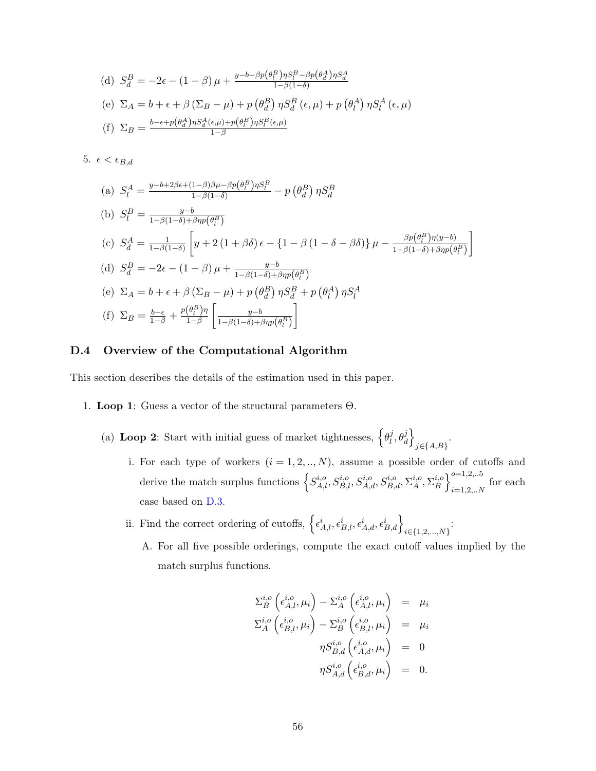(d) $S_d^B = -2\epsilon - (1-\beta)\mu + \frac{y-b-\beta p(\theta_l^B)\eta S_l^B - \beta p(\theta_d^A)\eta S_d^A}{1-\beta(1-\delta)}$

(e) $\Sigma_A = b + \epsilon + \beta(\Sigma_B - \mu) + p(\theta_d^B)\eta S_d^B(\epsilon,\mu) + p(\theta_l^A)\eta S_l^A(\epsilon,\mu)$

(f) $\Sigma_B = \frac{b-\epsilon+p(\theta_d^A)\eta S_d^A(\epsilon,\mu)+p(\theta_l^B)\eta S_l^B(\epsilon,\mu)}{1-\beta}$

5. $\epsilon < \epsilon_{B,d}$

(a) $S_l^A = \frac{y-b+2\beta\epsilon+(1-\beta)\beta\mu-\beta p(\theta_l^B)\eta S_l^B}{1-\beta(1-\delta)} - p(\theta_d^B)\eta S_d^B$

(b) $S_l^B = \frac{y-b}{1-\beta(1-\delta)+\beta\eta p(\theta_l^B)}$

(c) $S_d^A = \frac{1}{1-\beta(1-\delta)}\left[y + 2(1+\beta\delta)\epsilon - \{1-\beta(1-\delta-\beta\delta)\}\mu - \frac{\beta p(\theta_l^B)\eta(y-b)}{1-\beta(1-\delta)+\beta\eta p(\theta_l^B)}\right]$

(d) $S_d^B = -2\epsilon - (1-\beta)\mu + \frac{y-b}{1-\beta(1-\delta)+\beta\eta p(\theta_l^B)}$

(e) $\Sigma_A = b + \epsilon + \beta(\Sigma_B - \mu) + p(\theta_d^B)\eta S_d^B + p(\theta_l^A)\eta S_l^A$

(f) $\Sigma_B = \frac{b-\epsilon}{1-\beta} + \frac{p(\theta_l^B)\eta}{1-\beta}\left[\frac{y-b}{1-\beta(1-\delta)+\beta\eta p(\theta_l^B)}\right]$

### D.4 Overview of the Computational Algorithm

This section describes the details of the estimation used in this paper.

1. **Loop 1**: Guess a vector of the structural parameters $\Theta$.

   (a) **Loop 2**: Start with initial guess of market tightnesses, $\left\{\theta_l^j, \theta_d^j\right\}_{j\in\{A,B\}}$.

   i. For each type of workers $(i = 1, 2, .., N)$, assume a possible order of cutoffs and derive the match surplus functions $\left\{S_{A,l}^{i,o}, S_{B,l}^{i,o}, S_{A,d}^{i,o}, S_{B,d}^{i,o}, \Sigma_A^{i,o}, \Sigma_B^{i,o}\right\}_{i=1,2,..N}^{o=1,2,..5}$ for each case based on D.3.

   ii. Find the correct ordering of cutoffs, $\left\{\epsilon_{A,l}^i, \epsilon_{B,l}^i, \epsilon_{A,d}^i, \epsilon_{B,d}^i\right\}_{i\in\{1,2,...,N\}}$:

   A. For all five possible orderings, compute the exact cutoff values implied by the match surplus functions.

$$
\begin{aligned}
\Sigma_B^{i,o}\left(\epsilon_{A,l}^{i,o}, \mu_i\right) - \Sigma_A^{i,o}\left(\epsilon_{A,l}^{i,o}, \mu_i\right) &= \mu_i \\
\Sigma_A^{i,o}\left(\epsilon_{B,l}^{i,o}, \mu_i\right) - \Sigma_B^{i,o}\left(\epsilon_{B,l}^{i,o}, \mu_i\right) &= \mu_i \\
\eta S_{B,d}^{i,o}\left(\epsilon_{A,d}^{i,o}, \mu_i\right) &= 0 \\
\eta S_{A,d}^{i,o}\left(\epsilon_{B,d}^{i,o}, \mu_i\right) &= 0.
\end{aligned}
$$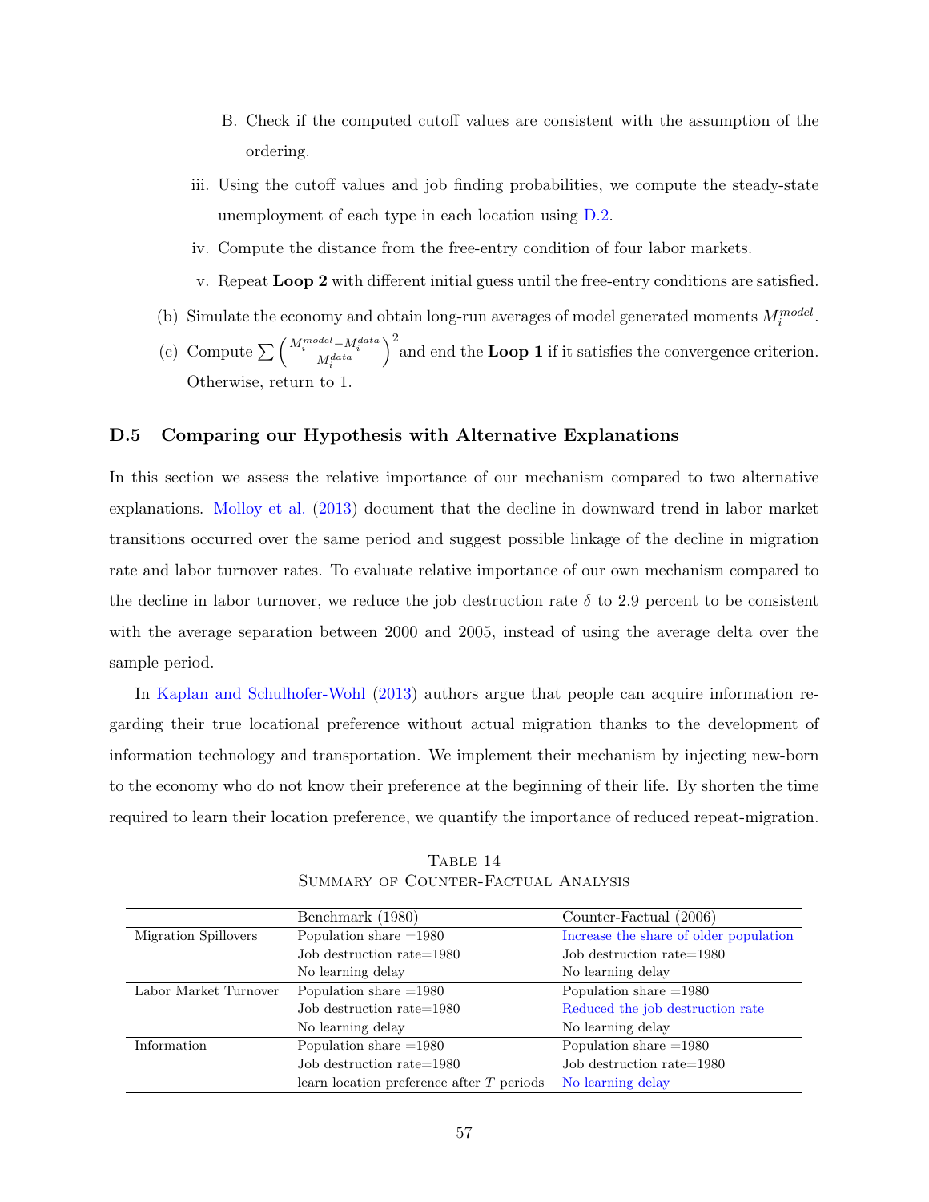B. Check if the computed cutoff values are consistent with the assumption of the ordering.

iii. Using the cutoff values and job finding probabilities, we compute the steady-state unemployment of each type in each location using D.2.

iv. Compute the distance from the free-entry condition of four labor markets.

v. Repeat **Loop 2** with different initial guess until the free-entry conditions are satisfied.

(b) Simulate the economy and obtain long-run averages of model generated moments $M_i^{model}$.

(c) Compute $\sum \left( \frac{M_i^{model} - M_i^{data}}{M_i^{data}} \right)^2$ and end the **Loop 1** if it satisfies the convergence criterion. Otherwise, return to 1.

### D.5 Comparing our Hypothesis with Alternative Explanations

In this section we assess the relative importance of our mechanism compared to two alternative explanations. Molloy et al. (2013) document that the decline in downward trend in labor market transitions occurred over the same period and suggest possible linkage of the decline in migration rate and labor turnover rates. To evaluate relative importance of our own mechanism compared to the decline in labor turnover, we reduce the job destruction rate $\delta$ to 2.9 percent to be consistent with the average separation between 2000 and 2005, instead of using the average delta over the sample period.

In Kaplan and Schulhofer-Wohl (2013) authors argue that people can acquire information regarding their true locational preference without actual migration thanks to the development of information technology and transportation. We implement their mechanism by injecting new-born to the economy who do not know their preference at the beginning of their life. By shorten the time required to learn their location preference, we quantify the importance of reduced repeat-migration.

Table 14
Summary of Counter-Factual Analysis

| | Benchmark (1980) | Counter-Factual (2006) |
|---|---|---|
| Migration Spillovers | Population share =1980 | Increase the share of older population |
| | Job destruction rate=1980 | Job destruction rate=1980 |
| | No learning delay | No learning delay |
| Labor Market Turnover | Population share =1980 | Population share =1980 |
| | Job destruction rate=1980 | Reduced the job destruction rate |
| | No learning delay | No learning delay |
| Information | Population share =1980 | Population share =1980 |
| | Job destruction rate=1980 | Job destruction rate=1980 |
| | learn location preference after $T$ periods | No learning delay |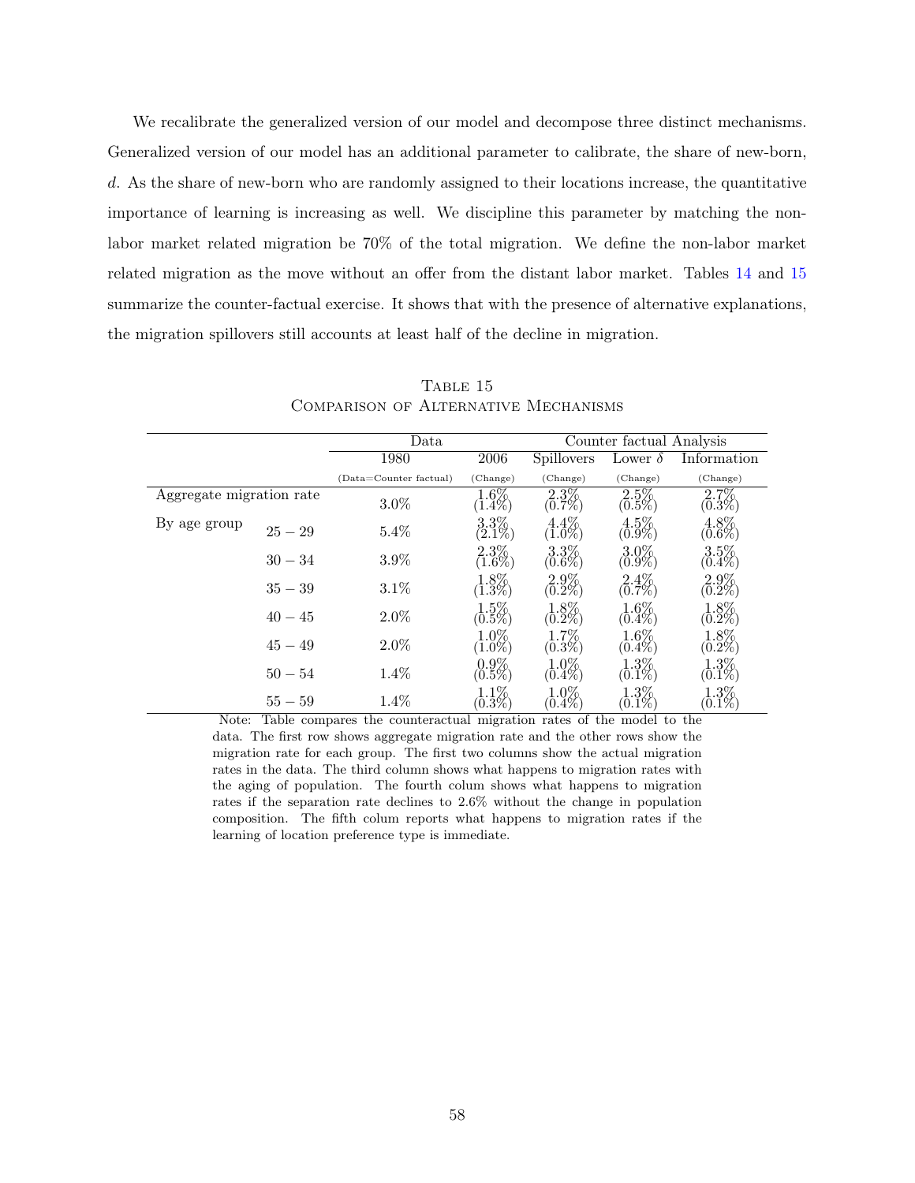We recalibrate the generalized version of our model and decompose three distinct mechanisms. Generalized version of our model has an additional parameter to calibrate, the share of new-born, $d$. As the share of new-born who are randomly assigned to their locations increase, the quantitative importance of learning is increasing as well. We discipline this parameter by matching the non-labor market related migration be 70% of the total migration. We define the non-labor market related migration as the move without an offer from the distant labor market. Tables 14 and 15 summarize the counter-factual exercise. It shows that with the presence of alternative explanations, the migration spillovers still accounts at least half of the decline in migration.

Table 15
Comparison of Alternative Mechanisms

| | | Data | | Counter factual Analysis | | |
|---|---|---|---|---|---|---|
| | | 1980 | 2006 | Spillovers | Lower $\delta$ | Information |
| | | (Data=Counter factual) | (Change) | (Change) | (Change) | (Change) |
| Aggregate migration rate | | 3.0% | 1.6% (1.4%) | 2.3% (0.7%) | 2.5% (0.5%) | 2.7% (0.3%) |
| By age group | $25-29$ | 5.4% | 3.3% (2.1%) | 4.4% (1.0%) | 4.5% (0.9%) | 4.8% (0.6%) |
| | $30-34$ | 3.9% | 2.3% (1.6%) | 3.3% (0.6%) | 3.0% (0.9%) | 3.5% (0.4%) |
| | $35-39$ | 3.1% | 1.8% (1.3%) | 2.9% (0.2%) | 2.4% (0.7%) | 2.9% (0.2%) |
| | $40-45$ | 2.0% | 1.5% (0.5%) | 1.8% (0.2%) | 1.6% (0.4%) | 1.8% (0.2%) |
| | $45-49$ | 2.0% | 1.0% (1.0%) | 1.7% (0.3%) | 1.6% (0.4%) | 1.8% (0.2%) |
| | $50-54$ | 1.4% | 0.9% (0.5%) | 1.0% (0.4%) | 1.3% (0.1%) | 1.3% (0.1%) |
| | $55-59$ | 1.4% | 1.1% (0.3%) | 1.0% (0.4%) | 1.3% (0.1%) | 1.3% (0.1%) |

Note: Table compares the counteractual migration rates of the model to the data. The first row shows aggregate migration rate and the other rows show the migration rate for each group. The first two columns show the actual migration rates in the data. The third column shows what happens to migration rates with the aging of population. The fourth colum shows what happens to migration rates if the separation rate declines to 2.6% without the change in population composition. The fifth colum reports what happens to migration rates if the learning of location preference type is immediate.